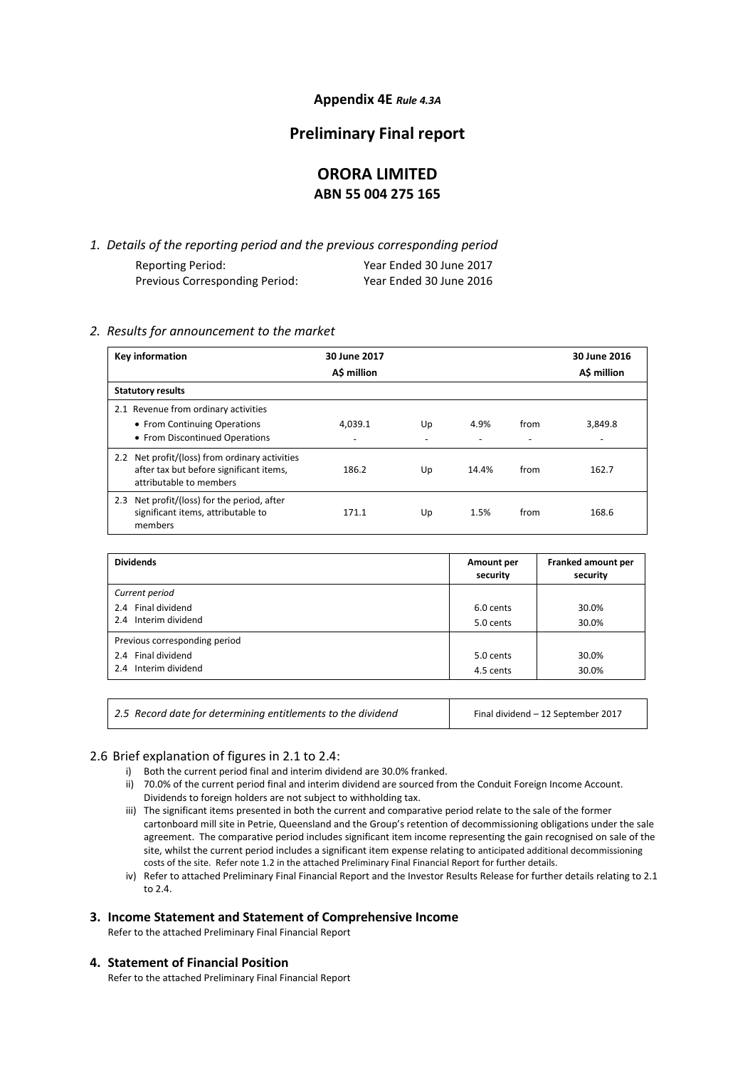**Appendix 4E** *Rule 4.3A*

# Preliminary Final report

# ORORA LIMITED
## ABN 55 004 275 165

*1. Details of the reporting period and the previous corresponding period*

| | |
|---|---|
| Reporting Period: | Year Ended 30 June 2017 |
| Previous Corresponding Period: | Year Ended 30 June 2016 |

*2. Results for announcement to the market*

| Key information | 30 June 2017 A$ million | | | | 30 June 2016 A$ million |
|---|---|---|---|---|---|
| **Statutory results** | | | | | |
| 2.1 Revenue from ordinary activities | | | | | |
| • From Continuing Operations | 4,039.1 | Up | 4.9% | from | 3,849.8 |
| • From Discontinued Operations | - | - | - | - | - |
| 2.2 Net profit/(loss) from ordinary activities after tax but before significant items, attributable to members | 186.2 | Up | 14.4% | from | 162.7 |
| 2.3 Net profit/(loss) for the period, after significant items, attributable to members | 171.1 | Up | 1.5% | from | 168.6 |

| Dividends | Amount per security | Franked amount per security |
|---|---|---|
| *Current period* | | |
| 2.4 Final dividend | 6.0 cents | 30.0% |
| 2.4 Interim dividend | 5.0 cents | 30.0% |
| Previous corresponding period | | |
| 2.4 Final dividend | 5.0 cents | 30.0% |
| 2.4 Interim dividend | 4.5 cents | 30.0% |

| | |
|---|---|
| *2.5 Record date for determining entitlements to the dividend* | Final dividend – 12 September 2017 |

## 2.6 Brief explanation of figures in 2.1 to 2.4:

i) Both the current period final and interim dividend are 30.0% franked.

ii) 70.0% of the current period final and interim dividend are sourced from the Conduit Foreign Income Account. Dividends to foreign holders are not subject to withholding tax.

iii) The significant items presented in both the current and comparative period relate to the sale of the former cartonboard mill site in Petrie, Queensland and the Group's retention of decommissioning obligations under the sale agreement. The comparative period includes significant item income representing the gain recognised on sale of the site, whilst the current period includes a significant item expense relating to anticipated additional decommissioning costs of the site. Refer note 1.2 in the attached Preliminary Final Financial Report for further details.

iv) Refer to attached Preliminary Final Financial Report and the Investor Results Release for further details relating to 2.1 to 2.4.

## 3. Income Statement and Statement of Comprehensive Income

Refer to the attached Preliminary Final Financial Report

## 4. Statement of Financial Position

Refer to the attached Preliminary Final Financial Report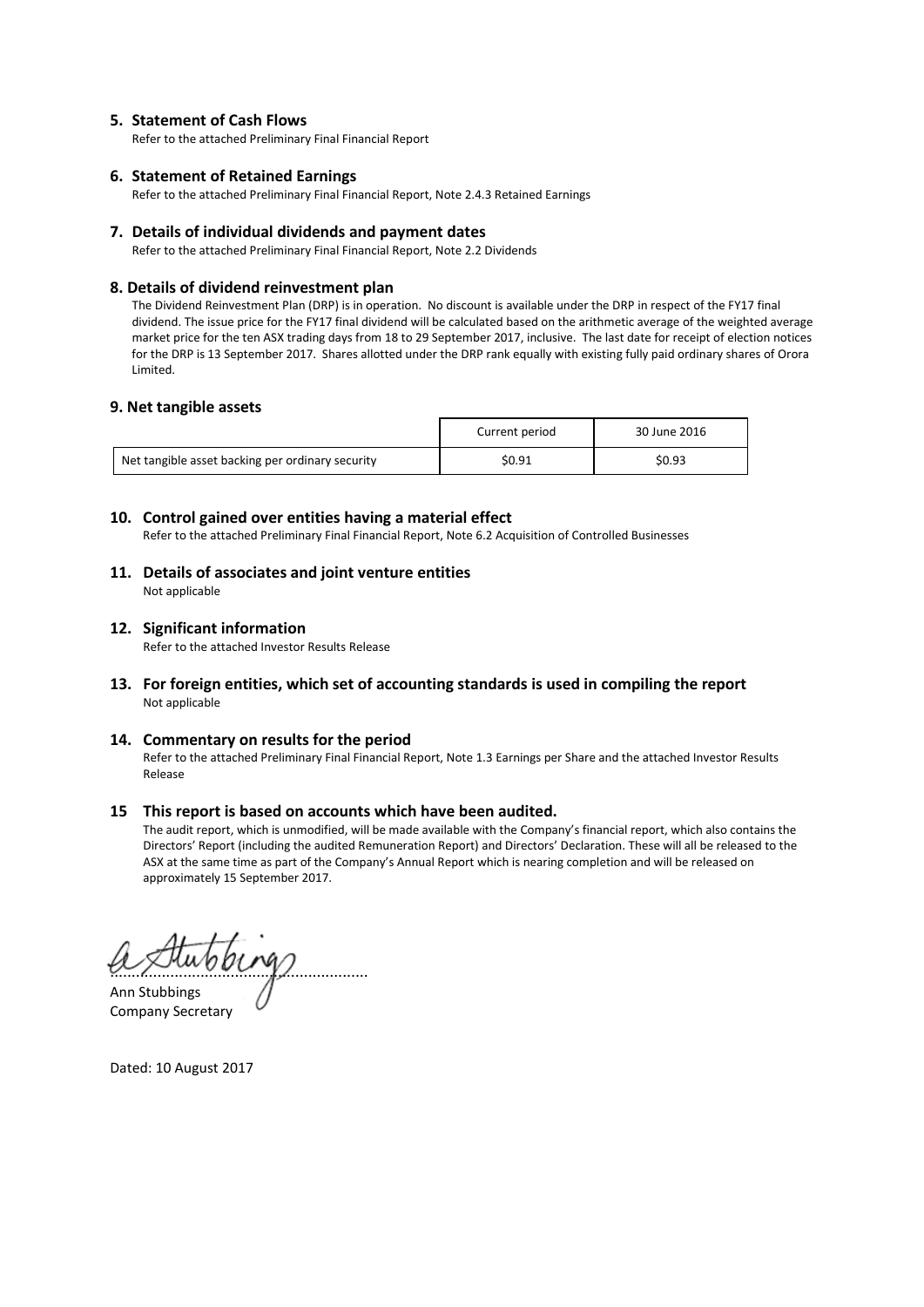## 5. Statement of Cash Flows

Refer to the attached Preliminary Final Financial Report

## 6. Statement of Retained Earnings

Refer to the attached Preliminary Final Financial Report, Note 2.4.3 Retained Earnings

## 7. Details of individual dividends and payment dates

Refer to the attached Preliminary Final Financial Report, Note 2.2 Dividends

## 8. Details of dividend reinvestment plan

The Dividend Reinvestment Plan (DRP) is in operation. No discount is available under the DRP in respect of the FY17 final dividend. The issue price for the FY17 final dividend will be calculated based on the arithmetic average of the weighted average market price for the ten ASX trading days from 18 to 29 September 2017, inclusive. The last date for receipt of election notices for the DRP is 13 September 2017. Shares allotted under the DRP rank equally with existing fully paid ordinary shares of Orora Limited.

## 9. Net tangible assets

| | Current period | 30 June 2016 |
|---|---|---|
| Net tangible asset backing per ordinary security | $0.91 | $0.93 |

## 10. Control gained over entities having a material effect

Refer to the attached Preliminary Final Financial Report, Note 6.2 Acquisition of Controlled Businesses

## 11. Details of associates and joint venture entities

Not applicable

## 12. Significant information

Refer to the attached Investor Results Release

## 13. For foreign entities, which set of accounting standards is used in compiling the report

Not applicable

## 14. Commentary on results for the period

Refer to the attached Preliminary Final Financial Report, Note 1.3 Earnings per Share and the attached Investor Results Release

## 15 This report is based on accounts which have been audited.

The audit report, which is unmodified, will be made available with the Company's financial report, which also contains the Directors' Report (including the audited Remuneration Report) and Directors' Declaration. These will all be released to the ASX at the same time as part of the Company's Annual Report which is nearing completion and will be released on approximately 15 September 2017.

Ann Stubbings
Company Secretary

Dated: 10 August 2017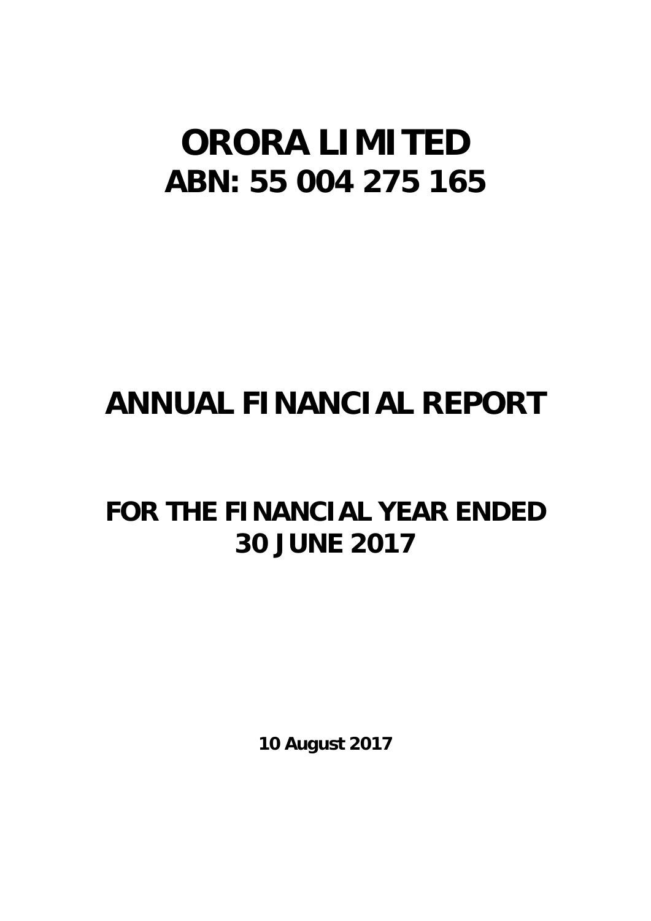# ORORA LIMITED
## ABN: 55 004 275 165

# ANNUAL FINANCIAL REPORT

## FOR THE FINANCIAL YEAR ENDED 30 JUNE 2017

**10 August 2017**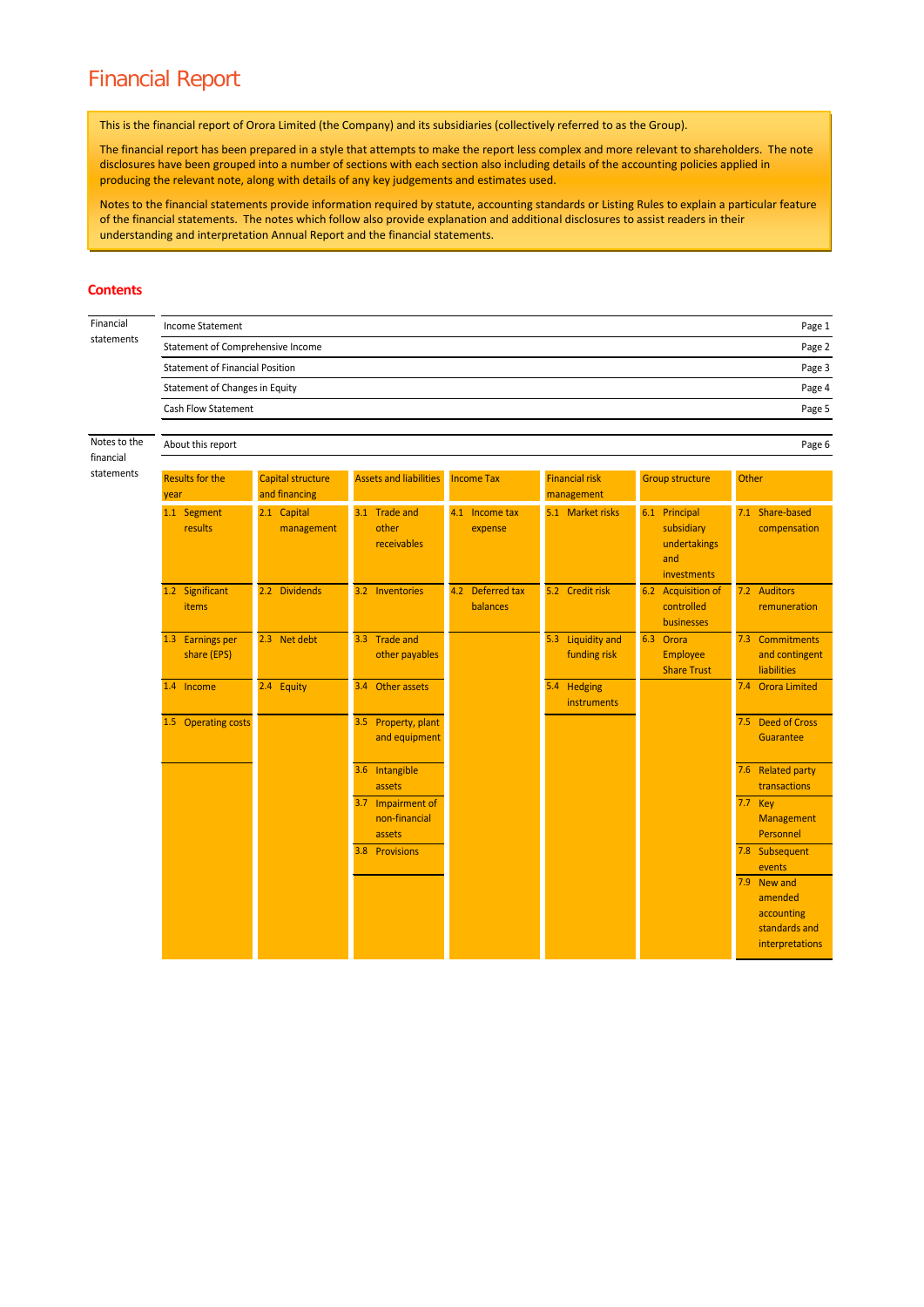# Financial Report

This is the financial report of Orora Limited (the Company) and its subsidiaries (collectively referred to as the Group).

The financial report has been prepared in a style that attempts to make the report less complex and more relevant to shareholders. The note disclosures have been grouped into a number of sections with each section also including details of the accounting policies applied in producing the relevant note, along with details of any key judgements and estimates used.

Notes to the financial statements provide information required by statute, accounting standards or Listing Rules to explain a particular feature of the financial statements. The notes which follow also provide explanation and additional disclosures to assist readers in their understanding and interpretation Annual Report and the financial statements.

## Contents

| Financial statements | | |
|---|---|---|
| | Income Statement | Page 1 |
| | Statement of Comprehensive Income | Page 2 |
| | Statement of Financial Position | Page 3 |
| | Statement of Changes in Equity | Page 4 |
| | Cash Flow Statement | Page 5 |

| Notes to the financial statements | | |
|---|---|---|
| | About this report | Page 6 |

| Results for the year | Capital structure and financing | Assets and liabilities | Income Tax | Financial risk management | Group structure | Other |
|---|---|---|---|---|---|---|
| 1.1 Segment results | 2.1 Capital management | 3.1 Trade and other receivables | 4.1 Income tax expense | 5.1 Market risks | 6.1 Principal subsidiary undertakings and investments | 7.1 Share-based compensation |
| 1.2 Significant items | 2.2 Dividends | 3.2 Inventories | 4.2 Deferred tax balances | 5.2 Credit risk | 6.2 Acquisition of controlled businesses | 7.2 Auditors remuneration |
| 1.3 Earnings per share (EPS) | 2.3 Net debt | 3.3 Trade and other payables | | 5.3 Liquidity and funding risk | 6.3 Orora Employee Share Trust | 7.3 Commitments and contingent liabilities |
| 1.4 Income | 2.4 Equity | 3.4 Other assets | | 5.4 Hedging instruments | | 7.4 Orora Limited |
| 1.5 Operating costs | | 3.5 Property, plant and equipment | | | | 7.5 Deed of Cross Guarantee |
| | | 3.6 Intangible assets | | | | 7.6 Related party transactions |
| | | 3.7 Impairment of non-financial assets | | | | 7.7 Key Management Personnel |
| | | 3.8 Provisions | | | | 7.8 Subsequent events |
| | | | | | | 7.9 New and amended accounting standards and interpretations |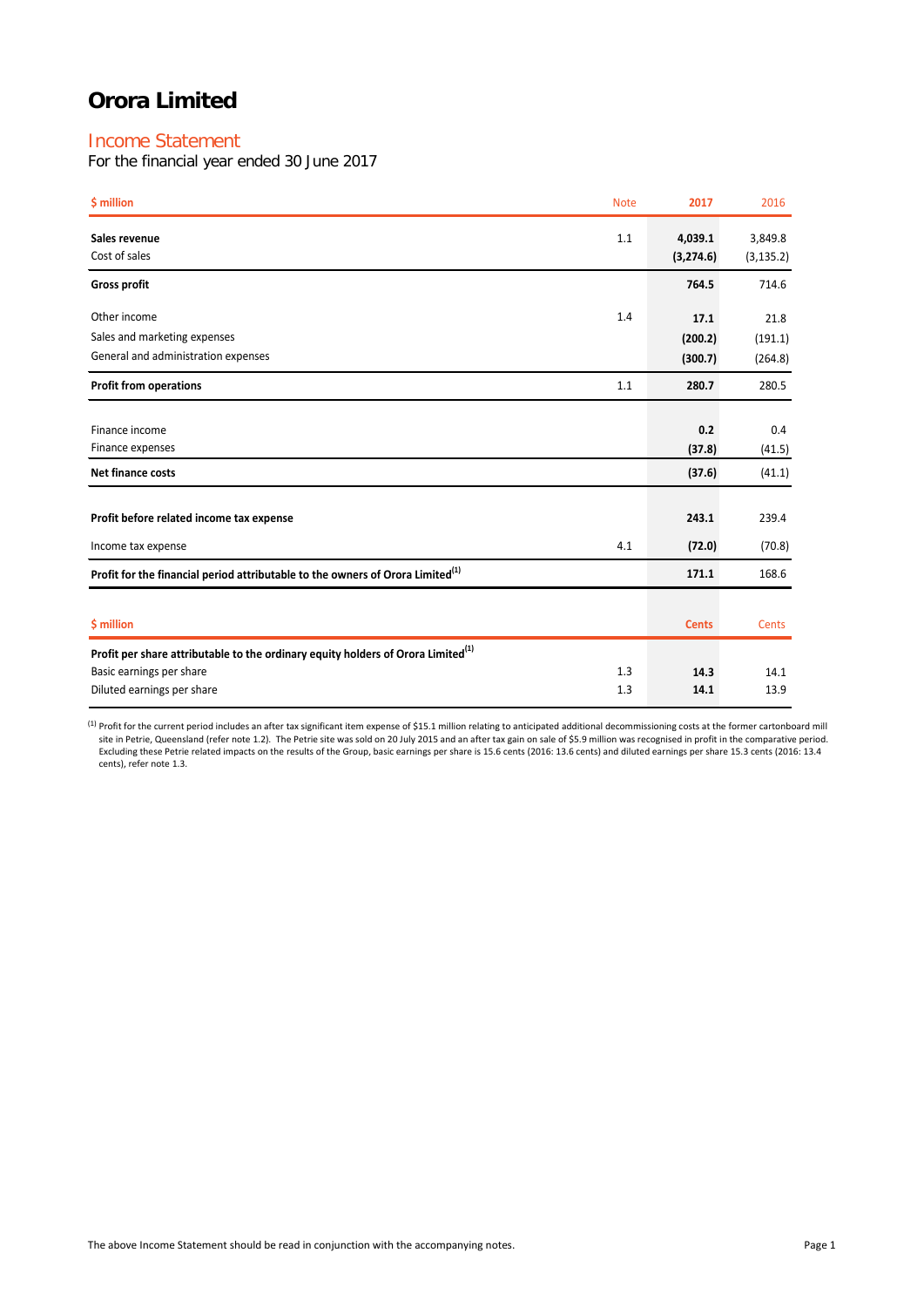# Orora Limited

## Income Statement

For the financial year ended 30 June 2017

| $ million | Note | 2017 | 2016 |
|---|---|---|---|
| **Sales revenue** | 1.1 | **4,039.1** | 3,849.8 |
| Cost of sales | | **(3,274.6)** | (3,135.2) |
| **Gross profit** | | **764.5** | 714.6 |
| Other income | 1.4 | **17.1** | 21.8 |
| Sales and marketing expenses | | **(200.2)** | (191.1) |
| General and administration expenses | | **(300.7)** | (264.8) |
| **Profit from operations** | 1.1 | **280.7** | 280.5 |
| Finance income | | **0.2** | 0.4 |
| Finance expenses | | **(37.8)** | (41.5) |
| **Net finance costs** | | **(37.6)** | (41.1) |
| **Profit before related income tax expense** | | **243.1** | 239.4 |
| Income tax expense | 4.1 | **(72.0)** | (70.8) |
| **Profit for the financial period attributable to the owners of Orora Limited[1]** | | **171.1** | 168.6 |

| $ million | | Cents | Cents |
|---|---|---|---|
| **Profit per share attributable to the ordinary equity holders of Orora Limited[1]** | | | |
| Basic earnings per share | 1.3 | **14.3** | 14.1 |
| Diluted earnings per share | 1.3 | **14.1** | 13.9 |

[1] Profit for the current period includes an after tax significant item expense of $15.1 million relating to anticipated additional decommissioning costs at the former cartonboard mill site in Petrie, Queensland (refer note 1.2). The Petrie site was sold on 20 July 2015 and an after tax gain on sale of $5.9 million was recognised in profit in the comparative period. Excluding these Petrie related impacts on the results of the Group, basic earnings per share is 15.6 cents (2016: 13.6 cents) and diluted earnings per share 15.3 cents (2016: 13.4 cents), refer note 1.3.

The above Income Statement should be read in conjunction with the accompanying notes.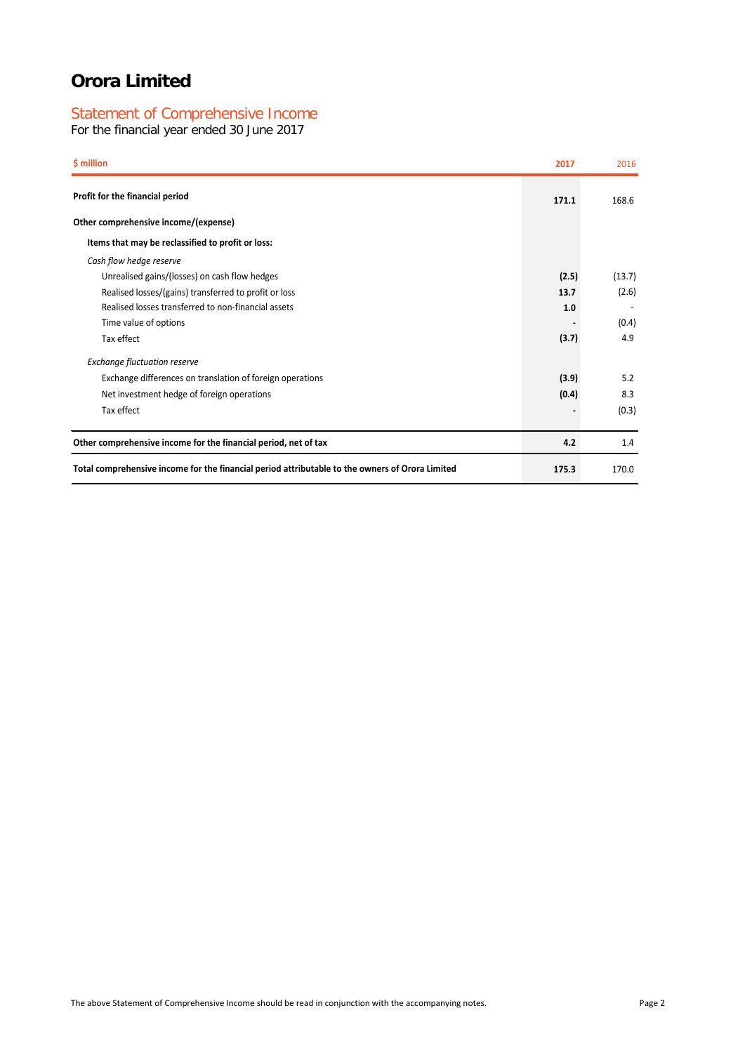# Orora Limited

## Statement of Comprehensive Income

For the financial year ended 30 June 2017

| $ million | 2017 | 2016 |
|---|---|---|
| **Profit for the financial period** | **171.1** | 168.6 |
| **Other comprehensive income/(expense)** | | |
| **Items that may be reclassified to profit or loss:** | | |
| *Cash flow hedge reserve* | | |
| Unrealised gains/(losses) on cash flow hedges | **(2.5)** | (13.7) |
| Realised losses/(gains) transferred to profit or loss | **13.7** | (2.6) |
| Realised losses transferred to non-financial assets | **1.0** | - |
| Time value of options | **-** | (0.4) |
| Tax effect | **(3.7)** | 4.9 |
| *Exchange fluctuation reserve* | | |
| Exchange differences on translation of foreign operations | **(3.9)** | 5.2 |
| Net investment hedge of foreign operations | **(0.4)** | 8.3 |
| Tax effect | **-** | (0.3) |
| **Other comprehensive income for the financial period, net of tax** | **4.2** | 1.4 |
| **Total comprehensive income for the financial period attributable to the owners of Orora Limited** | **175.3** | 170.0 |

The above Statement of Comprehensive Income should be read in conjunction with the accompanying notes.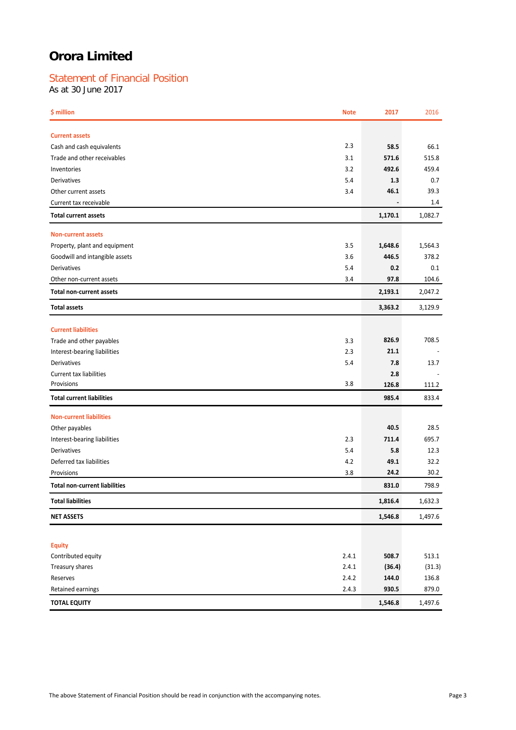# Orora Limited

## Statement of Financial Position

As at 30 June 2017

| $ million | Note | 2017 | 2016 |
|---|---|---|---|
| **Current assets** | | | |
| Cash and cash equivalents | 2.3 | **58.5** | 66.1 |
| Trade and other receivables | 3.1 | **571.6** | 515.8 |
| Inventories | 3.2 | **492.6** | 459.4 |
| Derivatives | 5.4 | **1.3** | 0.7 |
| Other current assets | 3.4 | **46.1** | 39.3 |
| Current tax receivable | | **-** | 1.4 |
| **Total current assets** | | **1,170.1** | 1,082.7 |
| **Non-current assets** | | | |
| Property, plant and equipment | 3.5 | **1,648.6** | 1,564.3 |
| Goodwill and intangible assets | 3.6 | **446.5** | 378.2 |
| Derivatives | 5.4 | **0.2** | 0.1 |
| Other non-current assets | 3.4 | **97.8** | 104.6 |
| **Total non-current assets** | | **2,193.1** | 2,047.2 |
| **Total assets** | | **3,363.2** | 3,129.9 |
| **Current liabilities** | | | |
| Trade and other payables | 3.3 | **826.9** | 708.5 |
| Interest-bearing liabilities | 2.3 | **21.1** | - |
| Derivatives | 5.4 | **7.8** | 13.7 |
| Current tax liabilities | | **2.8** | - |
| Provisions | 3.8 | **126.8** | 111.2 |
| **Total current liabilities** | | **985.4** | 833.4 |
| **Non-current liabilities** | | | |
| Other payables | | **40.5** | 28.5 |
| Interest-bearing liabilities | 2.3 | **711.4** | 695.7 |
| Derivatives | 5.4 | **5.8** | 12.3 |
| Deferred tax liabilities | 4.2 | **49.1** | 32.2 |
| Provisions | 3.8 | **24.2** | 30.2 |
| **Total non-current liabilities** | | **831.0** | 798.9 |
| **Total liabilities** | | **1,816.4** | 1,632.3 |
| **NET ASSETS** | | **1,546.8** | 1,497.6 |
| **Equity** | | | |
| Contributed equity | 2.4.1 | **508.7** | 513.1 |
| Treasury shares | 2.4.1 | **(36.4)** | (31.3) |
| Reserves | 2.4.2 | **144.0** | 136.8 |
| Retained earnings | 2.4.3 | **930.5** | 879.0 |
| **TOTAL EQUITY** | | **1,546.8** | 1,497.6 |

The above Statement of Financial Position should be read in conjunction with the accompanying notes.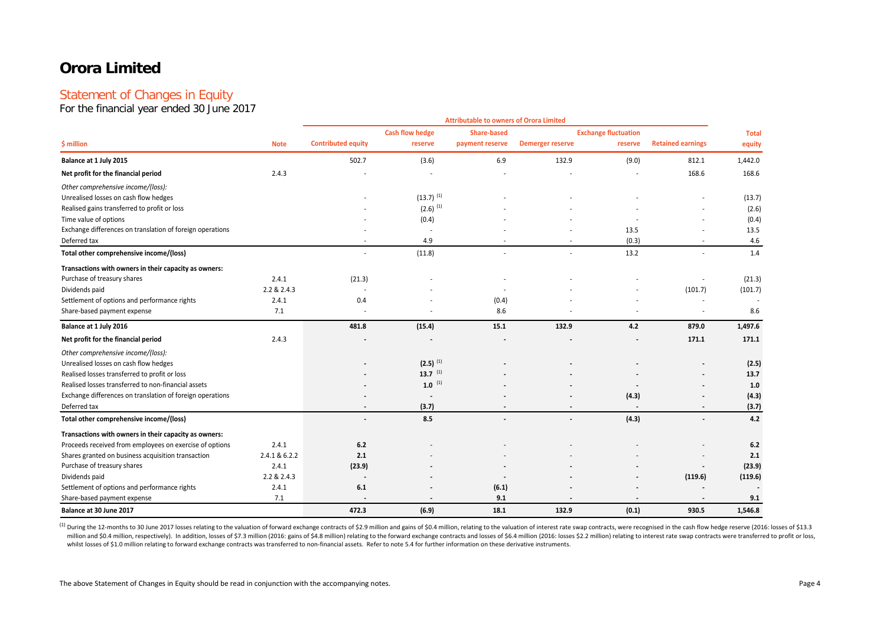# Orora Limited

## Statement of Changes in Equity

For the financial year ended 30 June 2017

| | | Attributable to owners of Orora Limited | | | | | | |
|---|---|---|---|---|---|---|---|---|
| $ million | Note | Contributed equity | Cash flow hedge reserve | Share-based payment reserve | Demerger reserve | Exchange fluctuation reserve | Retained earnings | Total equity |
| **Balance at 1 July 2015** | | 502.7 | (3.6) | 6.9 | 132.9 | (9.0) | 812.1 | 1,442.0 |
| **Net profit for the financial period** | 2.4.3 | - | - | - | - | - | 168.6 | 168.6 |
| *Other comprehensive income/(loss):* | | | | | | | | |
| Unrealised losses on cash flow hedges | | - | (13.7) [(1)] | - | - | - | - | (13.7) |
| Realised gains transferred to profit or loss | | - | (2.6) [(1)] | - | - | - | - | (2.6) |
| Time value of options | | - | (0.4) | - | - | - | - | (0.4) |
| Exchange differences on translation of foreign operations | | - | - | - | - | 13.5 | - | 13.5 |
| Deferred tax | | - | 4.9 | - | - | (0.3) | - | 4.6 |
| **Total other comprehensive income/(loss)** | | - | (11.8) | - | - | 13.2 | - | 1.4 |
| **Transactions with owners in their capacity as owners:** | | | | | | | | |
| Purchase of treasury shares | 2.4.1 | (21.3) | - | - | - | - | - | (21.3) |
| Dividends paid | 2.2 & 2.4.3 | - | - | - | - | - | (101.7) | (101.7) |
| Settlement of options and performance rights | 2.4.1 | 0.4 | - | (0.4) | - | - | - | - |
| Share-based payment expense | 7.1 | - | - | 8.6 | - | - | - | 8.6 |
| **Balance at 1 July 2016** | | **481.8** | **(15.4)** | **15.1** | **132.9** | **4.2** | **879.0** | **1,497.6** |
| **Net profit for the financial period** | 2.4.3 | **-** | **-** | **-** | **-** | **-** | **171.1** | **171.1** |
| *Other comprehensive income/(loss):* | | | | | | | | |
| Unrealised losses on cash flow hedges | | **-** | **(2.5)** [(1)] | **-** | **-** | **-** | **-** | **(2.5)** |
| Realised losses transferred to profit or loss | | **-** | **13.7** [(1)] | **-** | **-** | **-** | **-** | **13.7** |
| Realised losses transferred to non-financial assets | | **-** | **1.0** [(1)] | **-** | **-** | **-** | **-** | **1.0** |
| Exchange differences on translation of foreign operations | | **-** | **-** | **-** | **-** | **(4.3)** | **-** | **(4.3)** |
| Deferred tax | | **-** | **(3.7)** | **-** | **-** | **-** | **-** | **(3.7)** |
| **Total other comprehensive income/(loss)** | | **-** | **8.5** | **-** | **-** | **(4.3)** | **-** | **4.2** |
| **Transactions with owners in their capacity as owners:** | | | | | | | | |
| Proceeds received from employees on exercise of options | 2.4.1 | **6.2** | - | - | - | - | - | **6.2** |
| Shares granted on business acquisition transaction | 2.4.1 & 6.2.2 | **2.1** | - | - | - | - | - | **2.1** |
| Purchase of treasury shares | 2.4.1 | **(23.9)** | **-** | **-** | **-** | **-** | **-** | **(23.9)** |
| Dividends paid | 2.2 & 2.4.3 | **-** | **-** | **-** | **-** | **-** | **(119.6)** | **(119.6)** |
| Settlement of options and performance rights | 2.4.1 | **6.1** | **-** | **(6.1)** | **-** | **-** | **-** | **-** |
| Share-based payment expense | 7.1 | **-** | **-** | **9.1** | **-** | **-** | **-** | **9.1** |
| **Balance at 30 June 2017** | | **472.3** | **(6.9)** | **18.1** | **132.9** | **(0.1)** | **930.5** | **1,546.8** |

[(1)] During the 12-months to 30 June 2017 losses relating to the valuation of forward exchange contracts of $2.9 million and gains of $0.4 million, relating to the valuation of interest rate swap contracts, were recognised in the cash flow hedge reserve (2016: losses of $13.3 million and $0.4 million, respectively). In addition, losses of $7.3 million (2016: gains of $4.8 million) relating to the forward exchange contracts and losses of $6.4 million (2016: losses $2.2 million) relating to interest rate swap contracts were transferred to profit or loss, whilst losses of $1.0 million relating to forward exchange contracts was transferred to non-financial assets. Refer to note 5.4 for further information on these derivative instruments.

The above Statement of Changes in Equity should be read in conjunction with the accompanying notes.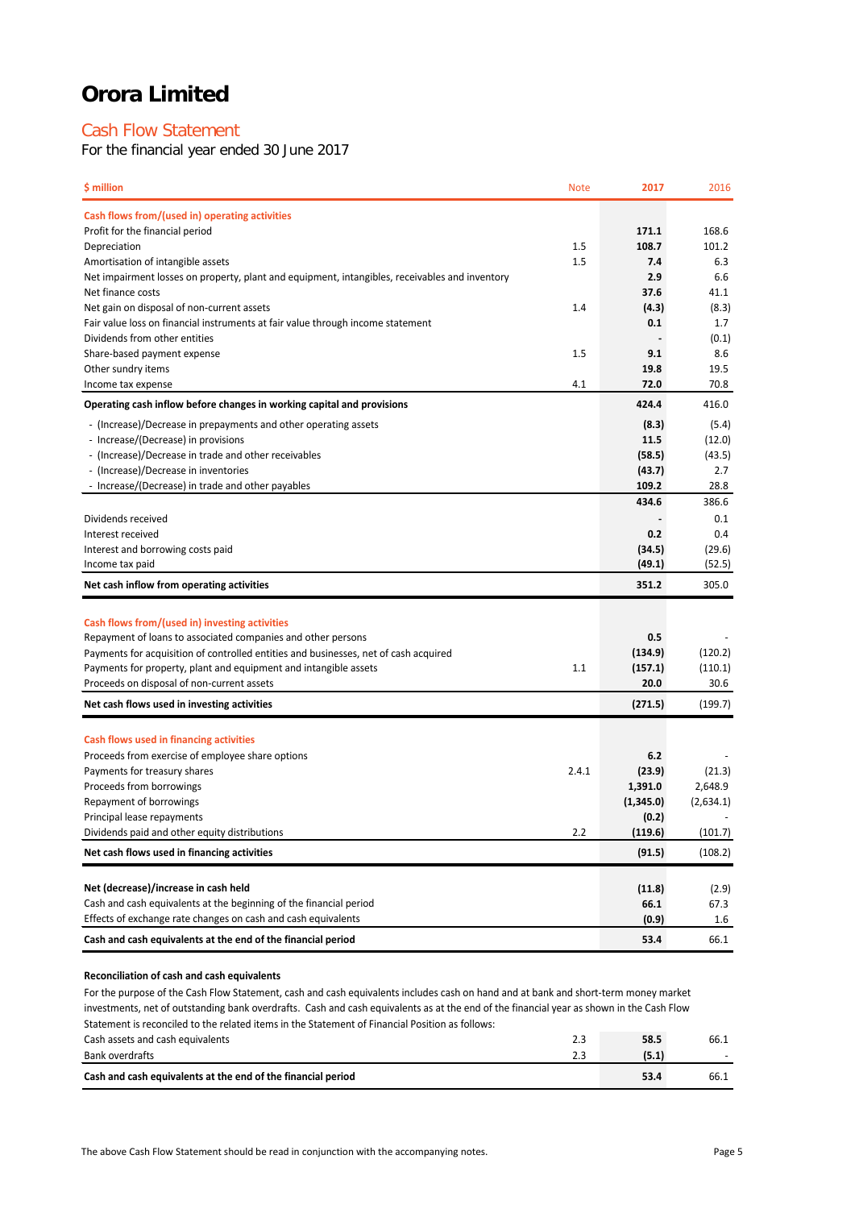# Orora Limited

## Cash Flow Statement

For the financial year ended 30 June 2017

| $ million | Note | 2017 | 2016 |
|---|---|---|---|
| **Cash flows from/(used in) operating activities** | | | |
| Profit for the financial period | | **171.1** | 168.6 |
| Depreciation | 1.5 | **108.7** | 101.2 |
| Amortisation of intangible assets | 1.5 | **7.4** | 6.3 |
| Net impairment losses on property, plant and equipment, intangibles, receivables and inventory | | **2.9** | 6.6 |
| Net finance costs | | **37.6** | 41.1 |
| Net gain on disposal of non-current assets | 1.4 | **(4.3)** | (8.3) |
| Fair value loss on financial instruments at fair value through income statement | | **0.1** | 1.7 |
| Dividends from other entities | | **-** | (0.1) |
| Share-based payment expense | 1.5 | **9.1** | 8.6 |
| Other sundry items | | **19.8** | 19.5 |
| Income tax expense | 4.1 | **72.0** | 70.8 |
| **Operating cash inflow before changes in working capital and provisions** | | **424.4** | 416.0 |
| - (Increase)/Decrease in prepayments and other operating assets | | **(8.3)** | (5.4) |
| - Increase/(Decrease) in provisions | | **11.5** | (12.0) |
| - (Increase)/Decrease in trade and other receivables | | **(58.5)** | (43.5) |
| - (Increase)/Decrease in inventories | | **(43.7)** | 2.7 |
| - Increase/(Decrease) in trade and other payables | | **109.2** | 28.8 |
| | | **434.6** | 386.6 |
| Dividends received | | **-** | 0.1 |
| Interest received | | **0.2** | 0.4 |
| Interest and borrowing costs paid | | **(34.5)** | (29.6) |
| Income tax paid | | **(49.1)** | (52.5) |
| **Net cash inflow from operating activities** | | **351.2** | 305.0 |
| **Cash flows from/(used in) investing activities** | | | |
| Repayment of loans to associated companies and other persons | | **0.5** | - |
| Payments for acquisition of controlled entities and businesses, net of cash acquired | | **(134.9)** | (120.2) |
| Payments for property, plant and equipment and intangible assets | 1.1 | **(157.1)** | (110.1) |
| Proceeds on disposal of non-current assets | | **20.0** | 30.6 |
| **Net cash flows used in investing activities** | | **(271.5)** | (199.7) |
| **Cash flows used in financing activities** | | | |
| Proceeds from exercise of employee share options | | **6.2** | - |
| Payments for treasury shares | 2.4.1 | **(23.9)** | (21.3) |
| Proceeds from borrowings | | **1,391.0** | 2,648.9 |
| Repayment of borrowings | | **(1,345.0)** | (2,634.1) |
| Principal lease repayments | | **(0.2)** | - |
| Dividends paid and other equity distributions | 2.2 | **(119.6)** | (101.7) |
| **Net cash flows used in financing activities** | | **(91.5)** | (108.2) |
| **Net (decrease)/increase in cash held** | | **(11.8)** | (2.9) |
| Cash and cash equivalents at the beginning of the financial period | | **66.1** | 67.3 |
| Effects of exchange rate changes on cash and cash equivalents | | **(0.9)** | 1.6 |
| **Cash and cash equivalents at the end of the financial period** | | **53.4** | 66.1 |

**Reconciliation of cash and cash equivalents**

For the purpose of the Cash Flow Statement, cash and cash equivalents includes cash on hand and at bank and short-term money market investments, net of outstanding bank overdrafts. Cash and cash equivalents as at the end of the financial year as shown in the Cash Flow Statement is reconciled to the related items in the Statement of Financial Position as follows:

| | Note | 2017 | 2016 |
|---|---|---|---|
| Cash assets and cash equivalents | 2.3 | **58.5** | 66.1 |
| Bank overdrafts | 2.3 | **(5.1)** | - |
| **Cash and cash equivalents at the end of the financial period** | | **53.4** | 66.1 |

The above Cash Flow Statement should be read in conjunction with the accompanying notes.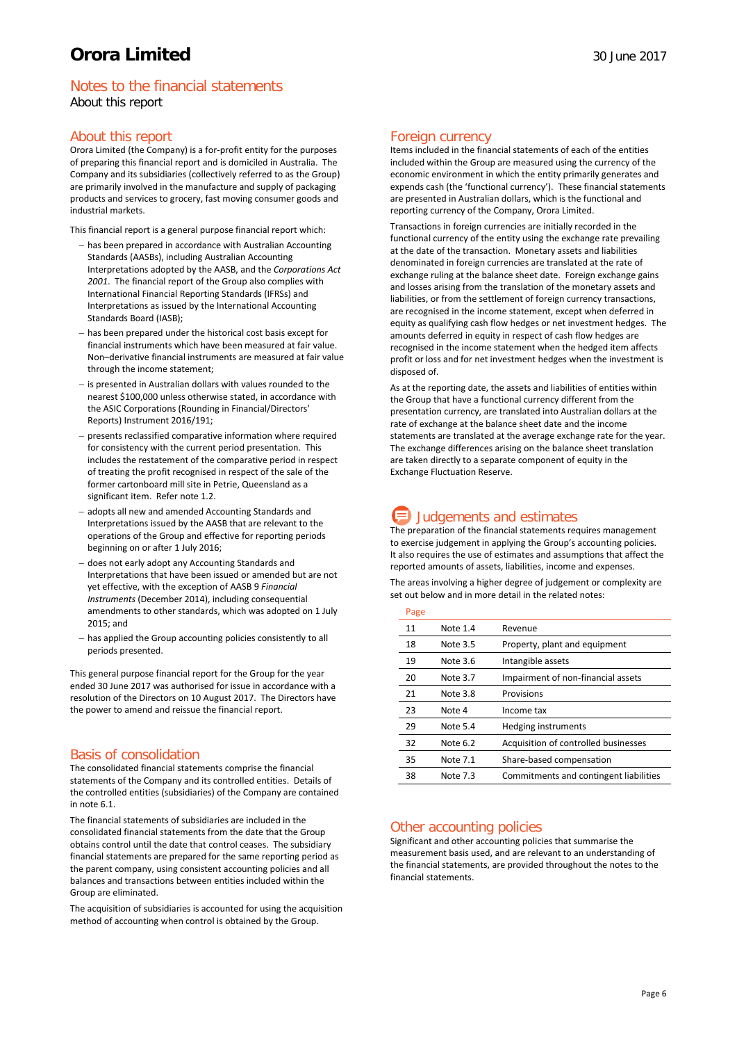# Orora Limited

30 June 2017

## Notes to the financial statements

About this report

## About this report

Orora Limited (the Company) is a for-profit entity for the purposes of preparing this financial report and is domiciled in Australia. The Company and its subsidiaries (collectively referred to as the Group) are primarily involved in the manufacture and supply of packaging products and services to grocery, fast moving consumer goods and industrial markets.

This financial report is a general purpose financial report which:

- has been prepared in accordance with Australian Accounting Standards (AASBs), including Australian Accounting Interpretations adopted by the AASB, and the *Corporations Act 2001*. The financial report of the Group also complies with International Financial Reporting Standards (IFRSs) and Interpretations as issued by the International Accounting Standards Board (IASB);
- has been prepared under the historical cost basis except for financial instruments which have been measured at fair value. Non–derivative financial instruments are measured at fair value through the income statement;
- is presented in Australian dollars with values rounded to the nearest $100,000 unless otherwise stated, in accordance with the ASIC Corporations (Rounding in Financial/Directors' Reports) Instrument 2016/191;
- presents reclassified comparative information where required for consistency with the current period presentation. This includes the restatement of the comparative period in respect of treating the profit recognised in respect of the sale of the former cartonboard mill site in Petrie, Queensland as a significant item. Refer note 1.2.
- adopts all new and amended Accounting Standards and Interpretations issued by the AASB that are relevant to the operations of the Group and effective for reporting periods beginning on or after 1 July 2016;
- does not early adopt any Accounting Standards and Interpretations that have been issued or amended but are not yet effective, with the exception of AASB 9 *Financial Instruments* (December 2014), including consequential amendments to other standards, which was adopted on 1 July 2015; and
- has applied the Group accounting policies consistently to all periods presented.

This general purpose financial report for the Group for the year ended 30 June 2017 was authorised for issue in accordance with a resolution of the Directors on 10 August 2017. The Directors have the power to amend and reissue the financial report.

## Basis of consolidation

The consolidated financial statements comprise the financial statements of the Company and its controlled entities. Details of the controlled entities (subsidiaries) of the Company are contained in note 6.1.

The financial statements of subsidiaries are included in the consolidated financial statements from the date that the Group obtains control until the date that control ceases. The subsidiary financial statements are prepared for the same reporting period as the parent company, using consistent accounting policies and all balances and transactions between entities included within the Group are eliminated.

The acquisition of subsidiaries is accounted for using the acquisition method of accounting when control is obtained by the Group.

## Foreign currency

Items included in the financial statements of each of the entities included within the Group are measured using the currency of the economic environment in which the entity primarily generates and expends cash (the 'functional currency'). These financial statements are presented in Australian dollars, which is the functional and reporting currency of the Company, Orora Limited.

Transactions in foreign currencies are initially recorded in the functional currency of the entity using the exchange rate prevailing at the date of the transaction. Monetary assets and liabilities denominated in foreign currencies are translated at the rate of exchange ruling at the balance sheet date. Foreign exchange gains and losses arising from the translation of the monetary assets and liabilities, or from the settlement of foreign currency transactions, are recognised in the income statement, except when deferred in equity as qualifying cash flow hedges or net investment hedges. The amounts deferred in equity in respect of cash flow hedges are recognised in the income statement when the hedged item affects profit or loss and for net investment hedges when the investment is disposed of.

As at the reporting date, the assets and liabilities of entities within the Group that have a functional currency different from the presentation currency, are translated into Australian dollars at the rate of exchange at the balance sheet date and the income statements are translated at the average exchange rate for the year. The exchange differences arising on the balance sheet translation are taken directly to a separate component of equity in the Exchange Fluctuation Reserve.

## Judgements and estimates

The preparation of the financial statements requires management to exercise judgement in applying the Group's accounting policies. It also requires the use of estimates and assumptions that affect the reported amounts of assets, liabilities, income and expenses.

The areas involving a higher degree of judgement or complexity are set out below and in more detail in the related notes:

| Page | | |
|---|---|---|
| 11 | Note 1.4 | Revenue |
| 18 | Note 3.5 | Property, plant and equipment |
| 19 | Note 3.6 | Intangible assets |
| 20 | Note 3.7 | Impairment of non-financial assets |
| 21 | Note 3.8 | Provisions |
| 23 | Note 4 | Income tax |
| 29 | Note 5.4 | Hedging instruments |
| 32 | Note 6.2 | Acquisition of controlled businesses |
| 35 | Note 7.1 | Share-based compensation |
| 38 | Note 7.3 | Commitments and contingent liabilities |

## Other accounting policies

Significant and other accounting policies that summarise the measurement basis used, and are relevant to an understanding of the financial statements, are provided throughout the notes to the financial statements.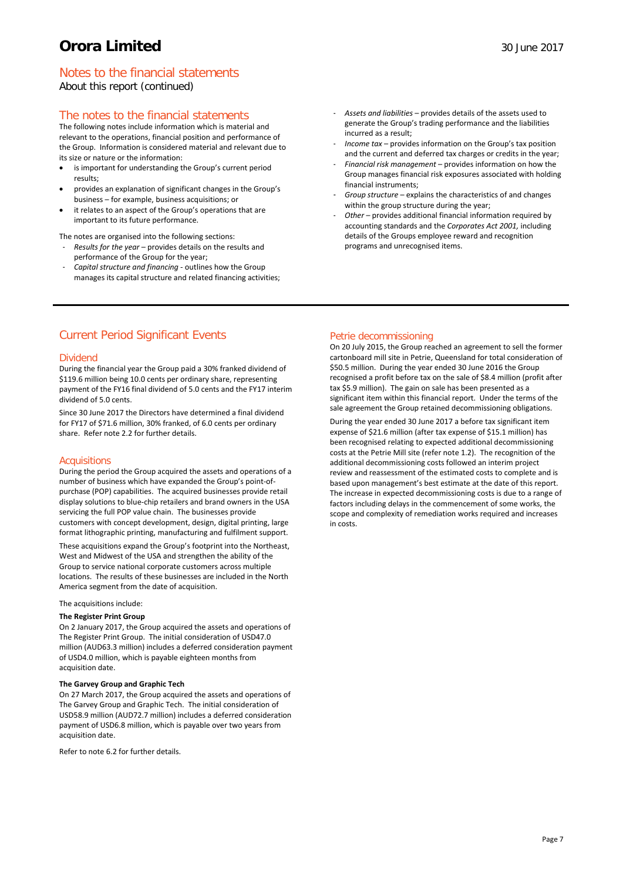# Notes to the financial statements

About this report (continued)

## The notes to the financial statements

The following notes include information which is material and relevant to the operations, financial position and performance of the Group. Information is considered material and relevant due to its size or nature or the information:

- is important for understanding the Group's current period results;
- provides an explanation of significant changes in the Group's business – for example, business acquisitions; or
- it relates to an aspect of the Group's operations that are important to its future performance.

The notes are organised into the following sections:

- *Results for the year* – provides details on the results and performance of the Group for the year;
- *Capital structure and financing* - outlines how the Group manages its capital structure and related financing activities;
- *Assets and liabilities* – provides details of the assets used to generate the Group's trading performance and the liabilities incurred as a result;
- *Income tax* – provides information on the Group's tax position and the current and deferred tax charges or credits in the year;
- *Financial risk management* – provides information on how the Group manages financial risk exposures associated with holding financial instruments;
- *Group structure* – explains the characteristics of and changes within the group structure during the year;
- *Other* – provides additional financial information required by accounting standards and the *Corporates Act 2001,* including details of the Groups employee reward and recognition programs and unrecognised items.

## Current Period Significant Events

### Dividend

During the financial year the Group paid a 30% franked dividend of $119.6 million being 10.0 cents per ordinary share, representing payment of the FY16 final dividend of 5.0 cents and the FY17 interim dividend of 5.0 cents.

Since 30 June 2017 the Directors have determined a final dividend for FY17 of $71.6 million, 30% franked, of 6.0 cents per ordinary share. Refer note 2.2 for further details.

### Acquisitions

During the period the Group acquired the assets and operations of a number of business which have expanded the Group's point-of-purchase (POP) capabilities. The acquired businesses provide retail display solutions to blue-chip retailers and brand owners in the USA servicing the full POP value chain. The businesses provide customers with concept development, design, digital printing, large format lithographic printing, manufacturing and fulfilment support.

These acquisitions expand the Group's footprint into the Northeast, West and Midwest of the USA and strengthen the ability of the Group to service national corporate customers across multiple locations. The results of these businesses are included in the North America segment from the date of acquisition.

The acquisitions include:

**The Register Print Group**

On 2 January 2017, the Group acquired the assets and operations of The Register Print Group. The initial consideration of USD47.0 million (AUD63.3 million) includes a deferred consideration payment of USD4.0 million, which is payable eighteen months from acquisition date.

**The Garvey Group and Graphic Tech**

On 27 March 2017, the Group acquired the assets and operations of The Garvey Group and Graphic Tech. The initial consideration of USD58.9 million (AUD72.7 million) includes a deferred consideration payment of USD6.8 million, which is payable over two years from acquisition date.

Refer to note 6.2 for further details.

### Petrie decommissioning

On 20 July 2015, the Group reached an agreement to sell the former cartonboard mill site in Petrie, Queensland for total consideration of $50.5 million. During the year ended 30 June 2016 the Group recognised a profit before tax on the sale of $8.4 million (profit after tax $5.9 million). The gain on sale has been presented as a significant item within this financial report. Under the terms of the sale agreement the Group retained decommissioning obligations.

During the year ended 30 June 2017 a before tax significant item expense of $21.6 million (after tax expense of $15.1 million) has been recognised relating to expected additional decommissioning costs at the Petrie Mill site (refer note 1.2). The recognition of the additional decommissioning costs followed an interim project review and reassessment of the estimated costs to complete and is based upon management's best estimate at the date of this report. The increase in expected decommissioning costs is due to a range of factors including delays in the commencement of some works, the scope and complexity of remediation works required and increases in costs.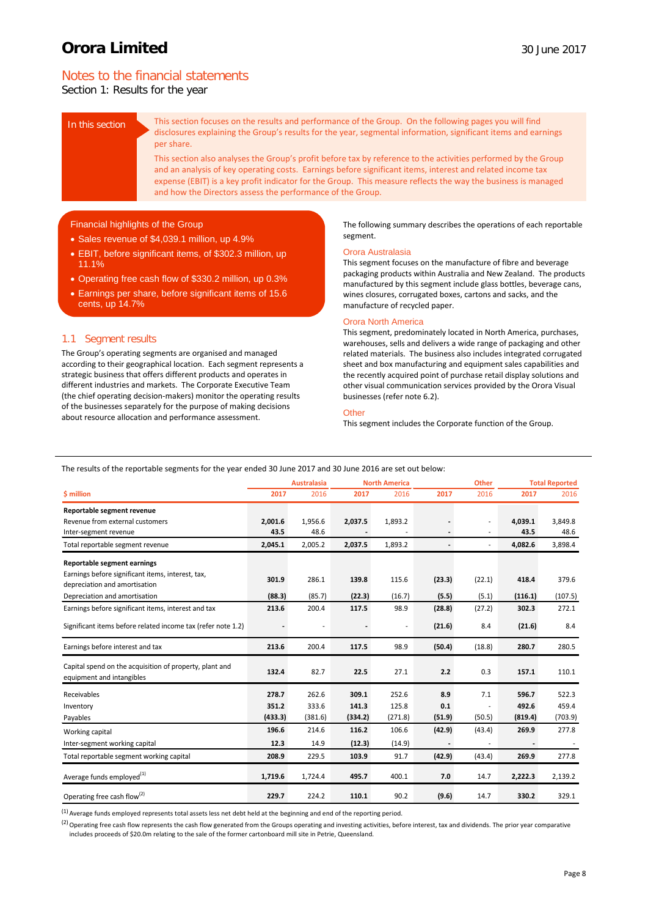# Orora Limited

30 June 2017

## Notes to the financial statements

Section 1: Results for the year

**In this section**

This section focuses on the results and performance of the Group. On the following pages you will find disclosures explaining the Group's results for the year, segmental information, significant items and earnings per share.

This section also analyses the Group's profit before tax by reference to the activities performed by the Group and an analysis of key operating costs. Earnings before significant items, interest and related income tax expense (EBIT) is a key profit indicator for the Group. This measure reflects the way the business is managed and how the Directors assess the performance of the Group.

**Financial highlights of the Group**

- Sales revenue of $4,039.1 million, up 4.9%
- EBIT, before significant items, of $302.3 million, up 11.1%
- Operating free cash flow of $330.2 million, up 0.3%
- Earnings per share, before significant items of 15.6 cents, up 14.7%

### 1.1 Segment results

The Group's operating segments are organised and managed according to their geographical location. Each segment represents a strategic business that offers different products and operates in different industries and markets. The Corporate Executive Team (the chief operating decision-makers) monitor the operating results of the businesses separately for the purpose of making decisions about resource allocation and performance assessment.

The following summary describes the operations of each reportable segment.

**Orora Australasia**

This segment focuses on the manufacture of fibre and beverage packaging products within Australia and New Zealand. The products manufactured by this segment include glass bottles, beverage cans, wines closures, corrugated boxes, cartons and sacks, and the manufacture of recycled paper.

**Orora North America**

This segment, predominately located in North America, purchases, warehouses, sells and delivers a wide range of packaging and other related materials. The business also includes integrated corrugated sheet and box manufacturing and equipment sales capabilities and the recently acquired point of purchase retail display solutions and other visual communication services provided by the Orora Visual businesses (refer note 6.2).

**Other**

This segment includes the Corporate function of the Group.

The results of the reportable segments for the year ended 30 June 2017 and 30 June 2016 are set out below:

| $ million | Australasia 2017 | Australasia 2016 | North America 2017 | North America 2016 | Other 2017 | Other 2016 | Total Reported 2017 | Total Reported 2016 |
|---|---|---|---|---|---|---|---|---|
| **Reportable segment revenue** | | | | | | | | |
| Revenue from external customers | **2,001.6** | 1,956.6 | **2,037.5** | 1,893.2 | **-** | - | **4,039.1** | 3,849.8 |
| Inter-segment revenue | **43.5** | 48.6 | **-** | - | **-** | - | **43.5** | 48.6 |
| Total reportable segment revenue | **2,045.1** | 2,005.2 | **2,037.5** | 1,893.2 | **-** | - | **4,082.6** | 3,898.4 |
| **Reportable segment earnings** | | | | | | | | |
| Earnings before significant items, interest, tax, depreciation and amortisation | **301.9** | 286.1 | **139.8** | 115.6 | **(23.3)** | (22.1) | **418.4** | 379.6 |
| Depreciation and amortisation | **(88.3)** | (85.7) | **(22.3)** | (16.7) | **(5.5)** | (5.1) | **(116.1)** | (107.5) |
| Earnings before significant items, interest and tax | **213.6** | 200.4 | **117.5** | 98.9 | **(28.8)** | (27.2) | **302.3** | 272.1 |
| Significant items before related income tax (refer note 1.2) | **-** | - | **-** | - | **(21.6)** | 8.4 | **(21.6)** | 8.4 |
| Earnings before interest and tax | **213.6** | 200.4 | **117.5** | 98.9 | **(50.4)** | (18.8) | **280.7** | 280.5 |
| Capital spend on the acquisition of property, plant and equipment and intangibles | **132.4** | 82.7 | **22.5** | 27.1 | **2.2** | 0.3 | **157.1** | 110.1 |
| Receivables | **278.7** | 262.6 | **309.1** | 252.6 | **8.9** | 7.1 | **596.7** | 522.3 |
| Inventory | **351.2** | 333.6 | **141.3** | 125.8 | **0.1** | - | **492.6** | 459.4 |
| Payables | **(433.3)** | (381.6) | **(334.2)** | (271.8) | **(51.9)** | (50.5) | **(819.4)** | (703.9) |
| Working capital | **196.6** | 214.6 | **116.2** | 106.6 | **(42.9)** | (43.4) | **269.9** | 277.8 |
| Inter-segment working capital | **12.3** | 14.9 | **(12.3)** | (14.9) | **-** | - | **-** | - |
| Total reportable segment working capital | **208.9** | 229.5 | **103.9** | 91.7 | **(42.9)** | (43.4) | **269.9** | 277.8 |
| Average funds employed[(1)] | **1,719.6** | 1,724.4 | **495.7** | 400.1 | **7.0** | 14.7 | **2,222.3** | 2,139.2 |
| Operating free cash flow[(2)] | **229.7** | 224.2 | **110.1** | 90.2 | **(9.6)** | 14.7 | **330.2** | 329.1 |

[(1)] Average funds employed represents total assets less net debt held at the beginning and end of the reporting period.

[(2)] Operating free cash flow represents the cash flow generated from the Groups operating and investing activities, before interest, tax and dividends. The prior year comparative includes proceeds of $20.0m relating to the sale of the former cartonboard mill site in Petrie, Queensland.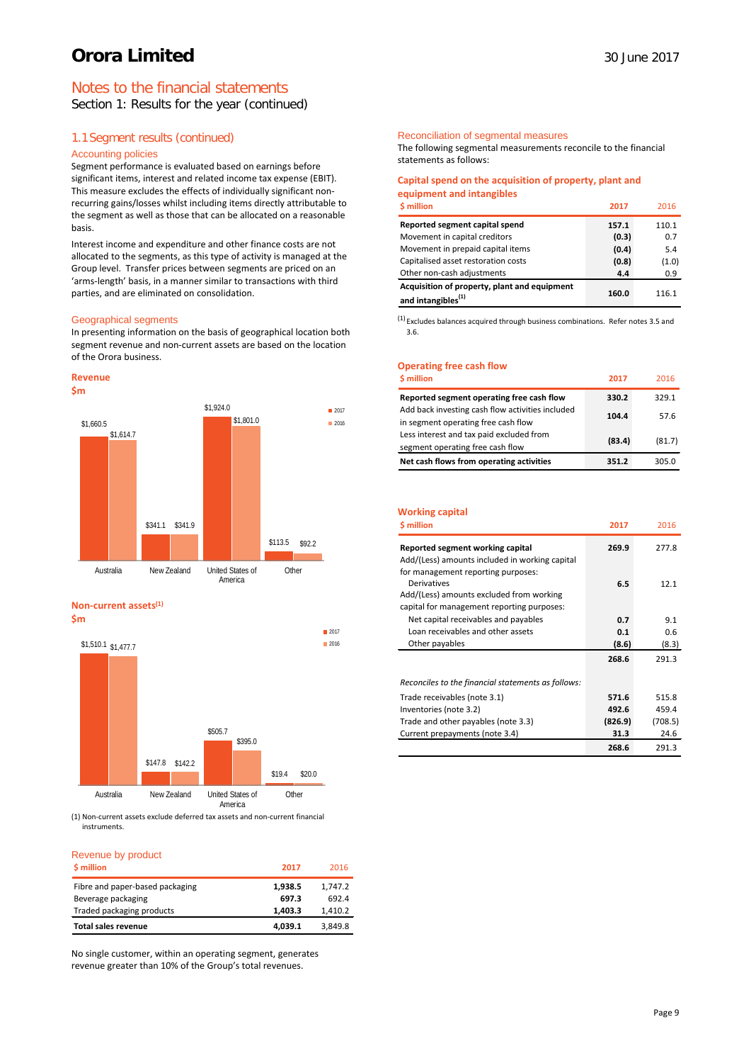# Notes to the financial statements

Section 1: Results for the year (continued)

## 1.1 Segment results (continued)

### Accounting policies

Segment performance is evaluated based on earnings before significant items, interest and related income tax expense (EBIT). This measure excludes the effects of individually significant non-recurring gains/losses whilst including items directly attributable to the segment as well as those that can be allocated on a reasonable basis.

Interest income and expenditure and other finance costs are not allocated to the segments, as this type of activity is managed at the Group level. Transfer prices between segments are priced on an 'arms-length' basis, in a manner similar to transactions with third parties, and are eliminated on consolidation.

### Geographical segments

In presenting information on the basis of geographical location both segment revenue and non-current assets are based on the location of the Orora business.

**Revenue**
**$m**

| | 2017 | 2016 |
|---|---|---|
| Australia | $1,660.5 | $1,614.7 |
| New Zealand | $341.1 | $341.9 |
| United States of America | $1,924.0 | $1,801.0 |
| Other | $113.5 | $92.2 |

**Non-current assets[(1)]**
**$m**

| | 2017 | 2016 |
|---|---|---|
| Australia | $1,510.1 | $1,477.7 |
| New Zealand | $147.8 | $142.2 |
| United States of America | $505.7 | $395.0 |
| Other | $19.4 | $20.0 |

(1) Non-current assets exclude deferred tax assets and non-current financial instruments.

### Revenue by product

| $ million | 2017 | 2016 |
|---|---|---|
| Fibre and paper-based packaging | **1,938.5** | 1,747.2 |
| Beverage packaging | **697.3** | 692.4 |
| Traded packaging products | **1,403.3** | 1,410.2 |
| **Total sales revenue** | **4,039.1** | 3,849.8 |

No single customer, within an operating segment, generates revenue greater than 10% of the Group's total revenues.

### Reconciliation of segmental measures

The following segmental measurements reconcile to the financial statements as follows:

#### Capital spend on the acquisition of property, plant and equipment and intangibles

| $ million | 2017 | 2016 |
|---|---|---|
| **Reported segment capital spend** | **157.1** | 110.1 |
| Movement in capital creditors | **(0.3)** | 0.7 |
| Movement in prepaid capital items | **(0.4)** | 5.4 |
| Capitalised asset restoration costs | **(0.8)** | (1.0) |
| Other non-cash adjustments | **4.4** | 0.9 |
| **Acquisition of property, plant and equipment and intangibles[(1)]** | **160.0** | 116.1 |

(1) Excludes balances acquired through business combinations. Refer notes 3.5 and 3.6.

#### Operating free cash flow

| $ million | 2017 | 2016 |
|---|---|---|
| **Reported segment operating free cash flow** | **330.2** | 329.1 |
| Add back investing cash flow activities included in segment operating free cash flow | **104.4** | 57.6 |
| Less interest and tax paid excluded from segment operating free cash flow | **(83.4)** | (81.7) |
| **Net cash flows from operating activities** | **351.2** | 305.0 |

#### Working capital

| $ million | 2017 | 2016 |
|---|---|---|
| **Reported segment working capital** | **269.9** | 277.8 |
| Add/(Less) amounts included in working capital for management reporting purposes: | | |
| Derivatives | **6.5** | 12.1 |
| Add/(Less) amounts excluded from working capital for management reporting purposes: | | |
| Net capital receivables and payables | **0.7** | 9.1 |
| Loan receivables and other assets | **0.1** | 0.6 |
| Other payables | **(8.6)** | (8.3) |
| | **268.6** | 291.3 |
| *Reconciles to the financial statements as follows:* | | |
| Trade receivables (note 3.1) | **571.6** | 515.8 |
| Inventories (note 3.2) | **492.6** | 459.4 |
| Trade and other payables (note 3.3) | **(826.9)** | (708.5) |
| Current prepayments (note 3.4) | **31.3** | 24.6 |
| | **268.6** | 291.3 |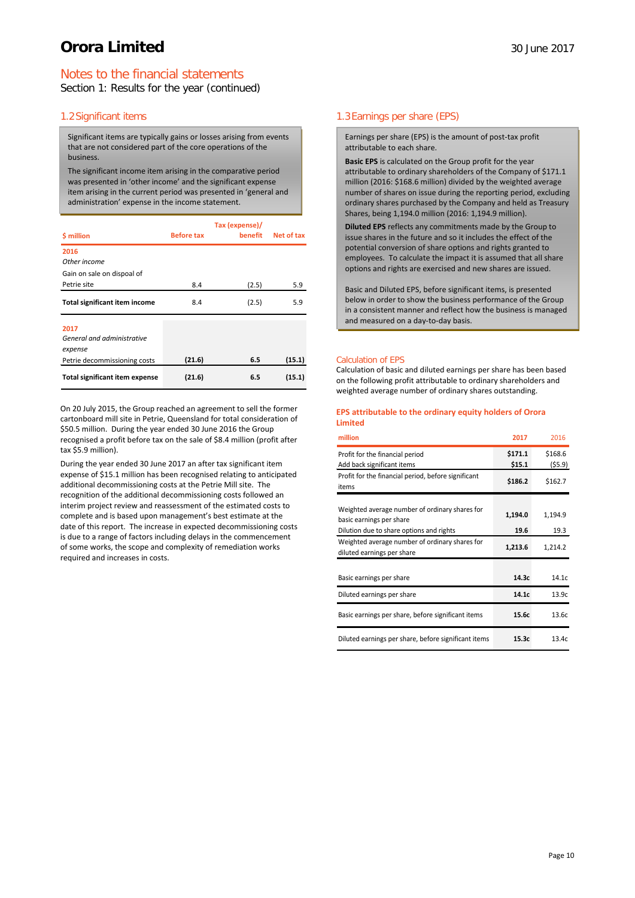# Orora Limited

## Notes to the financial statements

Section 1: Results for the year (continued)

### 1.2 Significant items

Significant items are typically gains or losses arising from events that are not considered part of the core operations of the business.

The significant income item arising in the comparative period was presented in 'other income' and the significant expense item arising in the current period was presented in 'general and administration' expense in the income statement.

| $ million | Before tax | Tax (expense)/ benefit | Net of tax |
|---|---|---|---|
| **2016** | | | |
| *Other income* | | | |
| Gain on sale on disposal of Petrie site | 8.4 | (2.5) | 5.9 |
| **Total significant item income** | 8.4 | (2.5) | 5.9 |
| **2017** | | | |
| *General and administrative expense* | | | |
| Petrie decommissioning costs | **(21.6)** | **6.5** | **(15.1)** |
| **Total significant item expense** | **(21.6)** | **6.5** | **(15.1)** |

On 20 July 2015, the Group reached an agreement to sell the former cartonboard mill site in Petrie, Queensland for total consideration of $50.5 million. During the year ended 30 June 2016 the Group recognised a profit before tax on the sale of $8.4 million (profit after tax $5.9 million).

During the year ended 30 June 2017 an after tax significant item expense of $15.1 million has been recognised relating to anticipated additional decommissioning costs at the Petrie Mill site. The recognition of the additional decommissioning costs followed an interim project review and reassessment of the estimated costs to complete and is based upon management's best estimate at the date of this report. The increase in expected decommissioning costs is due to a range of factors including delays in the commencement of some works, the scope and complexity of remediation works required and increases in costs.

### 1.3 Earnings per share (EPS)

Earnings per share (EPS) is the amount of post-tax profit attributable to each share.

**Basic EPS** is calculated on the Group profit for the year attributable to ordinary shareholders of the Company of $171.1 million (2016: $168.6 million) divided by the weighted average number of shares on issue during the reporting period, excluding ordinary shares purchased by the Company and held as Treasury Shares, being 1,194.0 million (2016: 1,194.9 million).

**Diluted EPS** reflects any commitments made by the Group to issue shares in the future and so it includes the effect of the potential conversion of share options and rights granted to employees. To calculate the impact it is assumed that all share options and rights are exercised and new shares are issued.

Basic and Diluted EPS, before significant items, is presented below in order to show the business performance of the Group in a consistent manner and reflect how the business is managed and measured on a day-to-day basis.

#### Calculation of EPS

Calculation of basic and diluted earnings per share has been based on the following profit attributable to ordinary shareholders and weighted average number of ordinary shares outstanding.

**EPS attributable to the ordinary equity holders of Orora Limited**

| million | 2017 | 2016 |
|---|---|---|
| Profit for the financial period | **$171.1** | $168.6 |
| Add back significant items | **$15.1** | ($5.9) |
| Profit for the financial period, before significant items | **$186.2** | $162.7 |
| Weighted average number of ordinary shares for basic earnings per share | **1,194.0** | 1,194.9 |
| Dilution due to share options and rights | **19.6** | 19.3 |
| Weighted average number of ordinary shares for diluted earnings per share | **1,213.6** | 1,214.2 |
| Basic earnings per share | **14.3c** | 14.1c |
| Diluted earnings per share | **14.1c** | 13.9c |
| Basic earnings per share, before significant items | **15.6c** | 13.6c |
| Diluted earnings per share, before significant items | **15.3c** | 13.4c |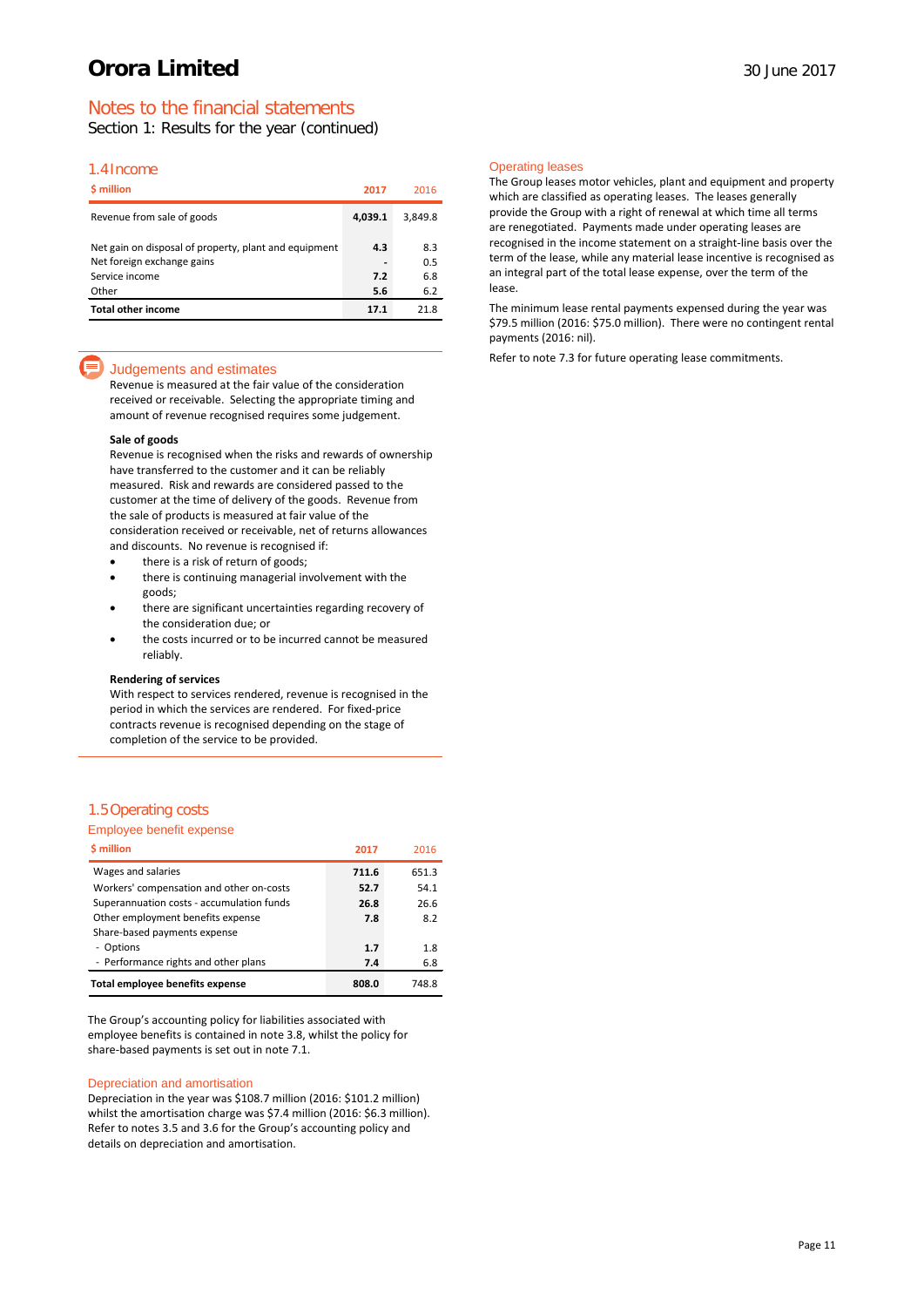# Orora Limited

## Notes to the financial statements

Section 1: Results for the year (continued)

### 1.4 Income

| $ million | 2017 | 2016 |
|---|---|---|
| Revenue from sale of goods | **4,039.1** | 3,849.8 |
| | | |
| Net gain on disposal of property, plant and equipment | **4.3** | 8.3 |
| Net foreign exchange gains | **-** | 0.5 |
| Service income | **7.2** | 6.8 |
| Other | **5.6** | 6.2 |
| **Total other income** | **17.1** | 21.8 |

#### Judgements and estimates

Revenue is measured at the fair value of the consideration received or receivable. Selecting the appropriate timing and amount of revenue recognised requires some judgement.

**Sale of goods**

Revenue is recognised when the risks and rewards of ownership have transferred to the customer and it can be reliably measured. Risk and rewards are considered passed to the customer at the time of delivery of the goods. Revenue from the sale of products is measured at fair value of the consideration received or receivable, net of returns allowances and discounts. No revenue is recognised if:

- there is a risk of return of goods;
- there is continuing managerial involvement with the goods;
- there are significant uncertainties regarding recovery of the consideration due; or
- the costs incurred or to be incurred cannot be measured reliably.

**Rendering of services**

With respect to services rendered, revenue is recognised in the period in which the services are rendered. For fixed-price contracts revenue is recognised depending on the stage of completion of the service to be provided.

#### Operating leases

The Group leases motor vehicles, plant and equipment and property which are classified as operating leases. The leases generally provide the Group with a right of renewal at which time all terms are renegotiated. Payments made under operating leases are recognised in the income statement on a straight-line basis over the term of the lease, while any material lease incentive is recognised as an integral part of the total lease expense, over the term of the lease.

The minimum lease rental payments expensed during the year was $79.5 million (2016: $75.0 million). There were no contingent rental payments (2016: nil).

Refer to note 7.3 for future operating lease commitments.

### 1.5 Operating costs

#### Employee benefit expense

| $ million | 2017 | 2016 |
|---|---|---|
| Wages and salaries | **711.6** | 651.3 |
| Workers' compensation and other on-costs | **52.7** | 54.1 |
| Superannuation costs - accumulation funds | **26.8** | 26.6 |
| Other employment benefits expense | **7.8** | 8.2 |
| Share-based payments expense | | |
| - Options | **1.7** | 1.8 |
| - Performance rights and other plans | **7.4** | 6.8 |
| **Total employee benefits expense** | **808.0** | 748.8 |

The Group's accounting policy for liabilities associated with employee benefits is contained in note 3.8, whilst the policy for share-based payments is set out in note 7.1.

#### Depreciation and amortisation

Depreciation in the year was $108.7 million (2016: $101.2 million) whilst the amortisation charge was $7.4 million (2016: $6.3 million). Refer to notes 3.5 and 3.6 for the Group's accounting policy and details on depreciation and amortisation.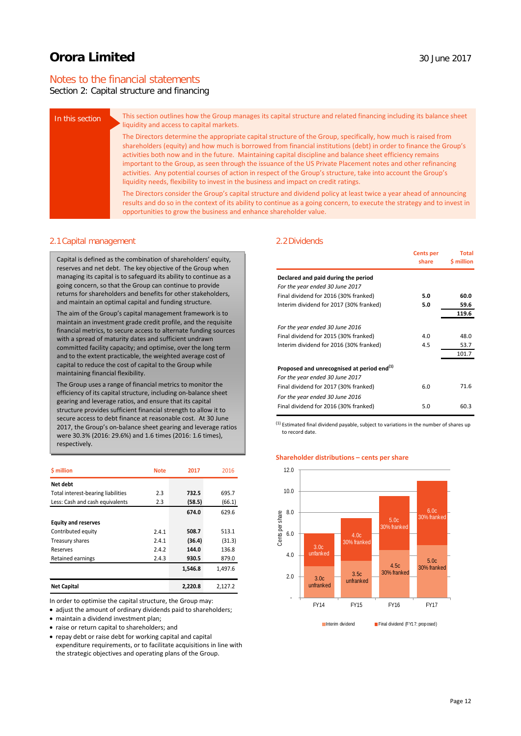# Orora Limited

30 June 2017

## Notes to the financial statements

Section 2: Capital structure and financing

**In this section**

This section outlines how the Group manages its capital structure and related financing including its balance sheet liquidity and access to capital markets.

The Directors determine the appropriate capital structure of the Group, specifically, how much is raised from shareholders (equity) and how much is borrowed from financial institutions (debt) in order to finance the Group's activities both now and in the future. Maintaining capital discipline and balance sheet efficiency remains important to the Group, as seen through the issuance of the US Private Placement notes and other refinancing activities. Any potential courses of action in respect of the Group's structure, take into account the Group's liquidity needs, flexibility to invest in the business and impact on credit ratings.

The Directors consider the Group's capital structure and dividend policy at least twice a year ahead of announcing results and do so in the context of its ability to continue as a going concern, to execute the strategy and to invest in opportunities to grow the business and enhance shareholder value.

### 2.1 Capital management

Capital is defined as the combination of shareholders' equity, reserves and net debt. The key objective of the Group when managing its capital is to safeguard its ability to continue as a going concern, so that the Group can continue to provide returns for shareholders and benefits for other stakeholders, and maintain an optimal capital and funding structure.

The aim of the Group's capital management framework is to maintain an investment grade credit profile, and the requisite financial metrics, to secure access to alternate funding sources with a spread of maturity dates and sufficient undrawn committed facility capacity; and optimise, over the long term and to the extent practicable, the weighted average cost of capital to reduce the cost of capital to the Group while maintaining financial flexibility.

The Group uses a range of financial metrics to monitor the efficiency of its capital structure, including on-balance sheet gearing and leverage ratios, and ensure that its capital structure provides sufficient financial strength to allow it to secure access to debt finance at reasonable cost. At 30 June 2017, the Group's on-balance sheet gearing and leverage ratios were 30.3% (2016: 29.6%) and 1.6 times (2016: 1.6 times), respectively.

| $ million | Note | 2017 | 2016 |
|---|---|---|---|
| **Net debt** | | | |
| Total interest-bearing liabilities | 2.3 | **732.5** | 695.7 |
| Less: Cash and cash equivalents | 2.3 | **(58.5)** | (66.1) |
| | | **674.0** | 629.6 |
| **Equity and reserves** | | | |
| Contributed equity | 2.4.1 | **508.7** | 513.1 |
| Treasury shares | 2.4.1 | **(36.4)** | (31.3) |
| Reserves | 2.4.2 | **144.0** | 136.8 |
| Retained earnings | 2.4.3 | **930.5** | 879.0 |
| | | **1,546.8** | 1,497.6 |
| **Net Capital** | | **2,220.8** | 2,127.2 |

In order to optimise the capital structure, the Group may:

- adjust the amount of ordinary dividends paid to shareholders;
- maintain a dividend investment plan;
- raise or return capital to shareholders; and
- repay debt or raise debt for working capital and capital expenditure requirements, or to facilitate acquisitions in line with the strategic objectives and operating plans of the Group.

### 2.2 Dividends

| | Cents per share | Total $ million |
|---|---|---|
| **Declared and paid during the period** | | |
| *For the year ended 30 June 2017* | | |
| Final dividend for 2016 (30% franked) | **5.0** | **60.0** |
| Interim dividend for 2017 (30% franked) | **5.0** | **59.6** |
| | | **119.6** |
| *For the year ended 30 June 2016* | | |
| Final dividend for 2015 (30% franked) | 4.0 | 48.0 |
| Interim dividend for 2016 (30% franked) | 4.5 | 53.7 |
| | | 101.7 |
| **Proposed and unrecognised at period end**[1] | | |
| *For the year ended 30 June 2017* | | |
| Final dividend for 2017 (30% franked) | 6.0 | 71.6 |
| *For the year ended 30 June 2016* | | |
| Final dividend for 2016 (30% franked) | 5.0 | 60.3 |

[1] Estimated final dividend payable, subject to variations in the number of shares up to record date.

**Shareholder distributions – cents per share**

| | FY14 | FY15 | FY16 | FY17 |
|---|---|---|---|---|
| Interim dividend | 3.0c unfranked | 3.5c unfranked | 4.5c 30% franked | 5.0c 30% franked |
| Final dividend (FY17: proposed) | 3.0c unfranked | 4.0c 30% franked | 5.0c 30% franked | 6.0c 30% franked |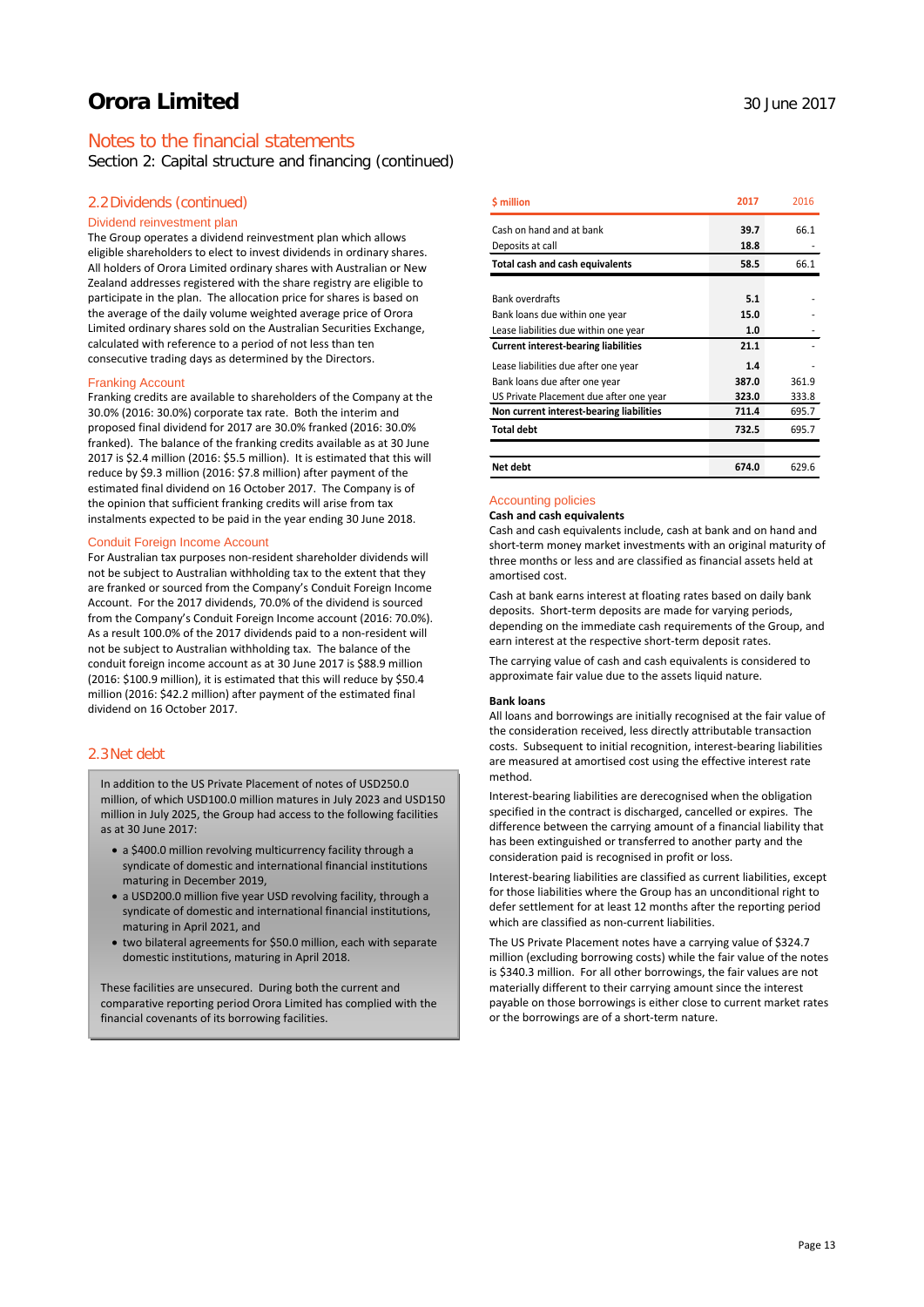# Orora Limited

30 June 2017

## Notes to the financial statements

Section 2: Capital structure and financing (continued)

### 2.2 Dividends (continued)

#### Dividend reinvestment plan

The Group operates a dividend reinvestment plan which allows eligible shareholders to elect to invest dividends in ordinary shares. All holders of Orora Limited ordinary shares with Australian or New Zealand addresses registered with the share registry are eligible to participate in the plan. The allocation price for shares is based on the average of the daily volume weighted average price of Orora Limited ordinary shares sold on the Australian Securities Exchange, calculated with reference to a period of not less than ten consecutive trading days as determined by the Directors.

#### Franking Account

Franking credits are available to shareholders of the Company at the 30.0% (2016: 30.0%) corporate tax rate. Both the interim and proposed final dividend for 2017 are 30.0% franked (2016: 30.0% franked). The balance of the franking credits available as at 30 June 2017 is $2.4 million (2016: $5.5 million). It is estimated that this will reduce by $9.3 million (2016: $7.8 million) after payment of the estimated final dividend on 16 October 2017. The Company is of the opinion that sufficient franking credits will arise from tax instalments expected to be paid in the year ending 30 June 2018.

#### Conduit Foreign Income Account

For Australian tax purposes non-resident shareholder dividends will not be subject to Australian withholding tax to the extent that they are franked or sourced from the Company's Conduit Foreign Income Account. For the 2017 dividends, 70.0% of the dividend is sourced from the Company's Conduit Foreign Income account (2016: 70.0%). As a result 100.0% of the 2017 dividends paid to a non-resident will not be subject to Australian withholding tax. The balance of the conduit foreign income account as at 30 June 2017 is $88.9 million (2016: $100.9 million), it is estimated that this will reduce by $50.4 million (2016: $42.2 million) after payment of the estimated final dividend on 16 October 2017.

### 2.3 Net debt

In addition to the US Private Placement of notes of USD250.0 million, of which USD100.0 million matures in July 2023 and USD150 million in July 2025, the Group had access to the following facilities as at 30 June 2017:

- a $400.0 million revolving multicurrency facility through a syndicate of domestic and international financial institutions maturing in December 2019,
- a USD200.0 million five year USD revolving facility, through a syndicate of domestic and international financial institutions, maturing in April 2021, and
- two bilateral agreements for $50.0 million, each with separate domestic institutions, maturing in April 2018.

These facilities are unsecured. During both the current and comparative reporting period Orora Limited has complied with the financial covenants of its borrowing facilities.

| $ million | 2017 | 2016 |
|---|---|---|
| Cash on hand and at bank | 39.7 | 66.1 |
| Deposits at call | 18.8 | - |
| **Total cash and cash equivalents** | **58.5** | **66.1** |
| | | |
| Bank overdrafts | 5.1 | - |
| Bank loans due within one year | 15.0 | - |
| Lease liabilities due within one year | 1.0 | - |
| **Current interest-bearing liabilities** | **21.1** | **-** |
| Lease liabilities due after one year | 1.4 | - |
| Bank loans due after one year | 387.0 | 361.9 |
| US Private Placement due after one year | 323.0 | 333.8 |
| **Non current interest-bearing liabilities** | **711.4** | **695.7** |
| **Total debt** | **732.5** | **695.7** |
| | | |
| **Net debt** | **674.0** | **629.6** |

#### Accounting policies

**Cash and cash equivalents**

Cash and cash equivalents include, cash at bank and on hand and short-term money market investments with an original maturity of three months or less and are classified as financial assets held at amortised cost.

Cash at bank earns interest at floating rates based on daily bank deposits. Short-term deposits are made for varying periods, depending on the immediate cash requirements of the Group, and earn interest at the respective short-term deposit rates.

The carrying value of cash and cash equivalents is considered to approximate fair value due to the assets liquid nature.

**Bank loans**

All loans and borrowings are initially recognised at the fair value of the consideration received, less directly attributable transaction costs. Subsequent to initial recognition, interest-bearing liabilities are measured at amortised cost using the effective interest rate method.

Interest-bearing liabilities are derecognised when the obligation specified in the contract is discharged, cancelled or expires. The difference between the carrying amount of a financial liability that has been extinguished or transferred to another party and the consideration paid is recognised in profit or loss.

Interest-bearing liabilities are classified as current liabilities, except for those liabilities where the Group has an unconditional right to defer settlement for at least 12 months after the reporting period which are classified as non-current liabilities.

The US Private Placement notes have a carrying value of $324.7 million (excluding borrowing costs) while the fair value of the notes is $340.3 million. For all other borrowings, the fair values are not materially different to their carrying amount since the interest payable on those borrowings is either close to current market rates or the borrowings are of a short-term nature.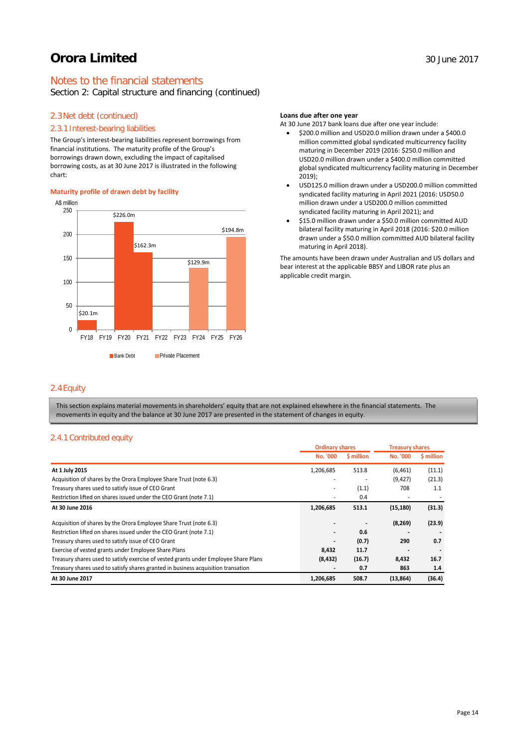# Orora Limited

30 June 2017

## Notes to the financial statements

Section 2: Capital structure and financing (continued)

### 2.3 Net debt (continued)

#### 2.3.1 Interest-bearing liabilities

The Group's interest-bearing liabilities represent borrowings from financial institutions. The maturity profile of the Group's borrowings drawn down, excluding the impact of capitalised borrowing costs, as at 30 June 2017 is illustrated in the following chart:

**Maturity profile of drawn debt by facility**

A$ million

| | FY18 | FY19 | FY20 | FY21 | FY22 | FY23 | FY24 | FY25 | FY26 |
|---|---|---|---|---|---|---|---|---|---|
| Bank Debt | $20.1m | | $226.0m | $162.3m | | | | | |
| Private Placement | | | | | | | $129.9m | | $194.8m |

**Loans due after one year**

At 30 June 2017 bank loans due after one year include:

- $200.0 million and USD20.0 million drawn under a $400.0 million committed global syndicated multicurrency facility maturing in December 2019 (2016: $250.0 million and USD20.0 million drawn under a $400.0 million committed global syndicated multicurrency facility maturing in December 2019);
- USD125.0 million drawn under a USD200.0 million committed syndicated facility maturing in April 2021 (2016: USD50.0 million drawn under a USD200.0 million committed syndicated facility maturing in April 2021); and
- $15.0 million drawn under a $50.0 million committed AUD bilateral facility maturing in April 2018 (2016: $20.0 million drawn under a $50.0 million committed AUD bilateral facility maturing in April 2018).

The amounts have been drawn under Australian and US dollars and bear interest at the applicable BBSY and LIBOR rate plus an applicable credit margin.

### 2.4 Equity

This section explains material movements in shareholders' equity that are not explained elsewhere in the financial statements. The movements in equity and the balance at 30 June 2017 are presented in the statement of changes in equity.

#### 2.4.1 Contributed equity

| | Ordinary shares | | Treasury shares | |
|---|---|---|---|---|
| | No. '000 | $ million | No. '000 | $ million |
| **At 1 July 2015** | 1,206,685 | 513.8 | (6,461) | (11.1) |
| Acquisition of shares by the Orora Employee Share Trust (note 6.3) | - | - | (9,427) | (21.3) |
| Treasury shares used to satisfy issue of CEO Grant | - | (1.1) | 708 | 1.1 |
| Restriction lifted on shares issued under the CEO Grant (note 7.1) | - | 0.4 | - | - |
| **At 30 June 2016** | **1,206,685** | **513.1** | **(15,180)** | **(31.3)** |
| Acquisition of shares by the Orora Employee Share Trust (note 6.3) | **-** | **-** | **(8,269)** | **(23.9)** |
| Restriction lifted on shares issued under the CEO Grant (note 7.1) | **-** | **0.6** | **-** | **-** |
| Treasury shares used to satisfy issue of CEO Grant | **-** | **(0.7)** | **290** | **0.7** |
| Exercise of vested grants under Employee Share Plans | **8,432** | **11.7** | **-** | **-** |
| Treasury shares used to satisfy exercise of vested grants under Employee Share Plans | **(8,432)** | **(16.7)** | **8,432** | **16.7** |
| Treasury shares used to satisfy shares granted in business acquisition transation | **-** | **0.7** | **863** | **1.4** |
| **At 30 June 2017** | **1,206,685** | **508.7** | **(13,864)** | **(36.4)** |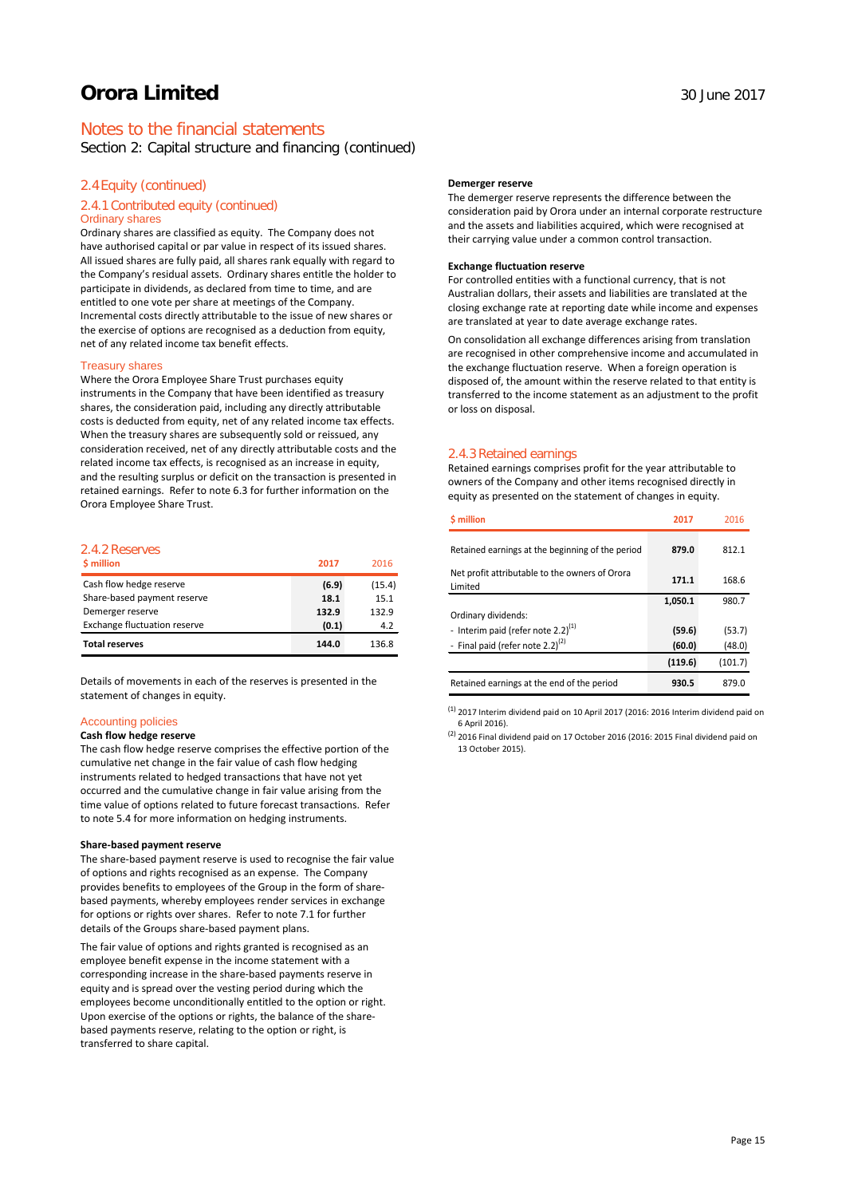# Orora Limited

30 June 2017

## Notes to the financial statements

Section 2: Capital structure and financing (continued)

### 2.4 Equity (continued)

#### 2.4.1 Contributed equity (continued)

**Ordinary shares**

Ordinary shares are classified as equity. The Company does not have authorised capital or par value in respect of its issued shares. All issued shares are fully paid, all shares rank equally with regard to the Company's residual assets. Ordinary shares entitle the holder to participate in dividends, as declared from time to time, and are entitled to one vote per share at meetings of the Company. Incremental costs directly attributable to the issue of new shares or the exercise of options are recognised as a deduction from equity, net of any related income tax benefit effects.

**Treasury shares**

Where the Orora Employee Share Trust purchases equity instruments in the Company that have been identified as treasury shares, the consideration paid, including any directly attributable costs is deducted from equity, net of any related income tax effects. When the treasury shares are subsequently sold or reissued, any consideration received, net of any directly attributable costs and the related income tax effects, is recognised as an increase in equity, and the resulting surplus or deficit on the transaction is presented in retained earnings. Refer to note 6.3 for further information on the Orora Employee Share Trust.

#### 2.4.2 Reserves

| $ million | 2017 | 2016 |
|---|---|---|
| Cash flow hedge reserve | **(6.9)** | (15.4) |
| Share-based payment reserve | **18.1** | 15.1 |
| Demerger reserve | **132.9** | 132.9 |
| Exchange fluctuation reserve | **(0.1)** | 4.2 |
| **Total reserves** | **144.0** | 136.8 |

Details of movements in each of the reserves is presented in the statement of changes in equity.

**Accounting policies**

**Cash flow hedge reserve**

The cash flow hedge reserve comprises the effective portion of the cumulative net change in the fair value of cash flow hedging instruments related to hedged transactions that have not yet occurred and the cumulative change in fair value arising from the time value of options related to future forecast transactions. Refer to note 5.4 for more information on hedging instruments.

**Share-based payment reserve**

The share-based payment reserve is used to recognise the fair value of options and rights recognised as an expense. The Company provides benefits to employees of the Group in the form of share-based payments, whereby employees render services in exchange for options or rights over shares. Refer to note 7.1 for further details of the Groups share-based payment plans.

The fair value of options and rights granted is recognised as an employee benefit expense in the income statement with a corresponding increase in the share-based payments reserve in equity and is spread over the vesting period during which the employees become unconditionally entitled to the option or right. Upon exercise of the options or rights, the balance of the share-based payments reserve, relating to the option or right, is transferred to share capital.

**Demerger reserve**

The demerger reserve represents the difference between the consideration paid by Orora under an internal corporate restructure and the assets and liabilities acquired, which were recognised at their carrying value under a common control transaction.

**Exchange fluctuation reserve**

For controlled entities with a functional currency, that is not Australian dollars, their assets and liabilities are translated at the closing exchange rate at reporting date while income and expenses are translated at year to date average exchange rates.

On consolidation all exchange differences arising from translation are recognised in other comprehensive income and accumulated in the exchange fluctuation reserve. When a foreign operation is disposed of, the amount within the reserve related to that entity is transferred to the income statement as an adjustment to the profit or loss on disposal.

#### 2.4.3 Retained earnings

Retained earnings comprises profit for the year attributable to owners of the Company and other items recognised directly in equity as presented on the statement of changes in equity.

| $ million | 2017 | 2016 |
|---|---|---|
| Retained earnings at the beginning of the period | **879.0** | 812.1 |
| Net profit attributable to the owners of Orora Limited | **171.1** | 168.6 |
| | **1,050.1** | 980.7 |
| Ordinary dividends: | | |
| - Interim paid (refer note 2.2)[1] | **(59.6)** | (53.7) |
| - Final paid (refer note 2.2)[2] | **(60.0)** | (48.0) |
| | **(119.6)** | (101.7) |
| Retained earnings at the end of the period | **930.5** | 879.0 |

[1] 2017 Interim dividend paid on 10 April 2017 (2016: 2016 Interim dividend paid on 6 April 2016).

[2] 2016 Final dividend paid on 17 October 2016 (2016: 2015 Final dividend paid on 13 October 2015).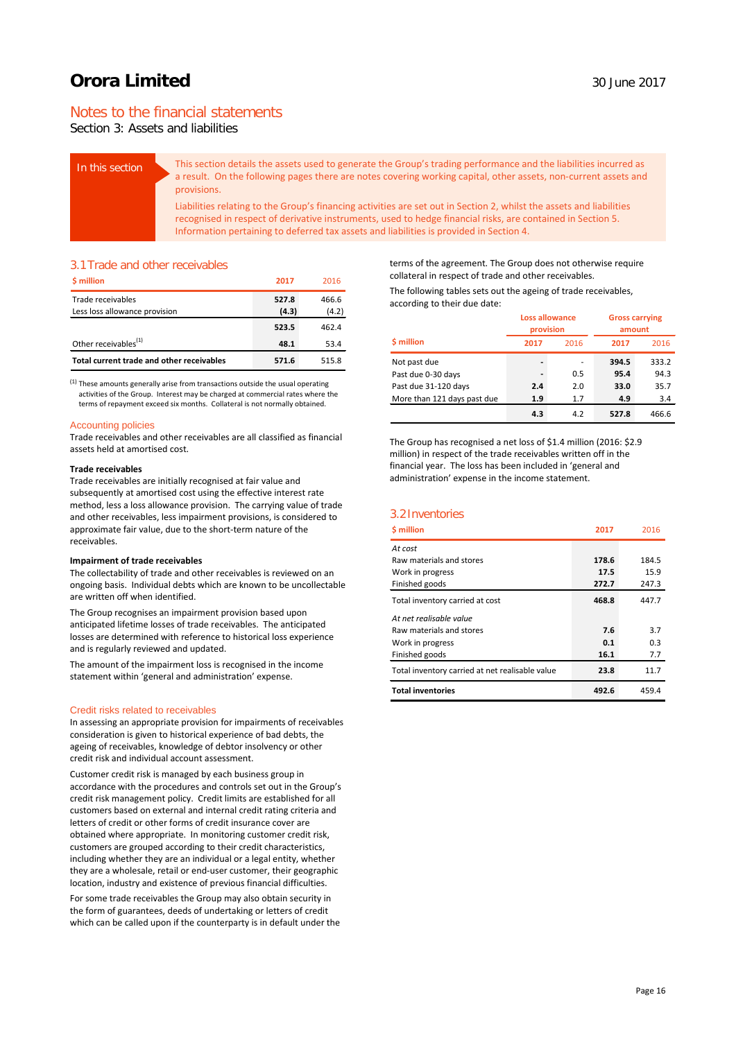# Orora Limited

30 June 2017

## Notes to the financial statements

Section 3: Assets and liabilities

**In this section**

This section details the assets used to generate the Group's trading performance and the liabilities incurred as a result. On the following pages there are notes covering working capital, other assets, non-current assets and provisions.

Liabilities relating to the Group's financing activities are set out in Section 2, whilst the assets and liabilities recognised in respect of derivative instruments, used to hedge financial risks, are contained in Section 5. Information pertaining to deferred tax assets and liabilities is provided in Section 4.

### 3.1 Trade and other receivables

| $ million | 2017 | 2016 |
|---|---|---|
| Trade receivables | **527.8** | 466.6 |
| Less loss allowance provision | **(4.3)** | (4.2) |
| | **523.5** | 462.4 |
| Other receivables[1] | **48.1** | 53.4 |
| **Total current trade and other receivables** | **571.6** | 515.8 |

[1] These amounts generally arise from transactions outside the usual operating activities of the Group. Interest may be charged at commercial rates where the terms of repayment exceed six months. Collateral is not normally obtained.

#### Accounting policies

Trade receivables and other receivables are all classified as financial assets held at amortised cost.

**Trade receivables**

Trade receivables are initially recognised at fair value and subsequently at amortised cost using the effective interest rate method, less a loss allowance provision. The carrying value of trade and other receivables, less impairment provisions, is considered to approximate fair value, due to the short-term nature of the receivables.

**Impairment of trade receivables**

The collectability of trade and other receivables is reviewed on an ongoing basis. Individual debts which are known to be uncollectable are written off when identified.

The Group recognises an impairment provision based upon anticipated lifetime losses of trade receivables. The anticipated losses are determined with reference to historical loss experience and is regularly reviewed and updated.

The amount of the impairment loss is recognised in the income statement within 'general and administration' expense.

#### Credit risks related to receivables

In assessing an appropriate provision for impairments of receivables consideration is given to historical experience of bad debts, the ageing of receivables, knowledge of debtor insolvency or other credit risk and individual account assessment.

Customer credit risk is managed by each business group in accordance with the procedures and controls set out in the Group's credit risk management policy. Credit limits are established for all customers based on external and internal credit rating criteria and letters of credit or other forms of credit insurance cover are obtained where appropriate. In monitoring customer credit risk, customers are grouped according to their credit characteristics, including whether they are an individual or a legal entity, whether they are a wholesale, retail or end-user customer, their geographic location, industry and existence of previous financial difficulties.

For some trade receivables the Group may also obtain security in the form of guarantees, deeds of undertaking or letters of credit which can be called upon if the counterparty is in default under the terms of the agreement. The Group does not otherwise require collateral in respect of trade and other receivables.

The following tables sets out the ageing of trade receivables, according to their due date:

| $ million | Loss allowance provision 2017 | Loss allowance provision 2016 | Gross carrying amount 2017 | Gross carrying amount 2016 |
|---|---|---|---|---|
| Not past due | **-** | - | **394.5** | 333.2 |
| Past due 0-30 days | **-** | 0.5 | **95.4** | 94.3 |
| Past due 31-120 days | **2.4** | 2.0 | **33.0** | 35.7 |
| More than 121 days past due | **1.9** | 1.7 | **4.9** | 3.4 |
| | **4.3** | 4.2 | **527.8** | 466.6 |

The Group has recognised a net loss of $1.4 million (2016: $2.9 million) in respect of the trade receivables written off in the financial year. The loss has been included in 'general and administration' expense in the income statement.

### 3.2 Inventories

| $ million | 2017 | 2016 |
|---|---|---|
| *At cost* | | |
| Raw materials and stores | **178.6** | 184.5 |
| Work in progress | **17.5** | 15.9 |
| Finished goods | **272.7** | 247.3 |
| Total inventory carried at cost | **468.8** | 447.7 |
| *At net realisable value* | | |
| Raw materials and stores | **7.6** | 3.7 |
| Work in progress | **0.1** | 0.3 |
| Finished goods | **16.1** | 7.7 |
| Total inventory carried at net realisable value | **23.8** | 11.7 |
| **Total inventories** | **492.6** | 459.4 |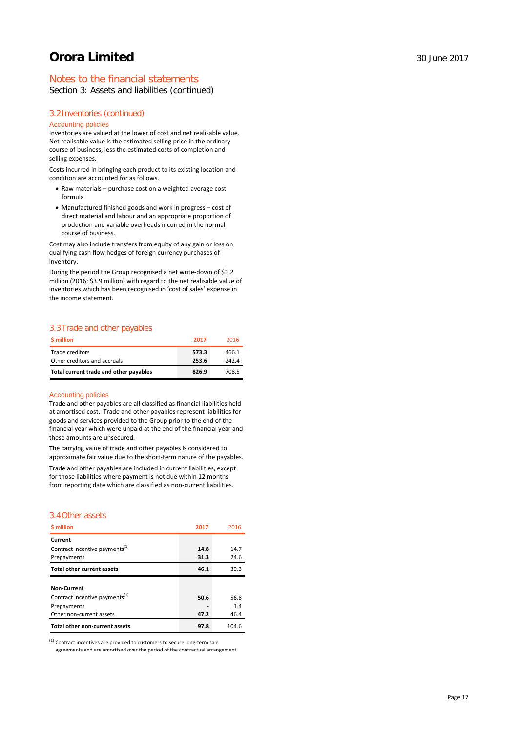# Orora Limited

30 June 2017

## Notes to the financial statements

Section 3: Assets and liabilities (continued)

### 3.2 Inventories (continued)

#### Accounting policies

Inventories are valued at the lower of cost and net realisable value. Net realisable value is the estimated selling price in the ordinary course of business, less the estimated costs of completion and selling expenses.

Costs incurred in bringing each product to its existing location and condition are accounted for as follows.

- Raw materials – purchase cost on a weighted average cost formula
- Manufactured finished goods and work in progress – cost of direct material and labour and an appropriate proportion of production and variable overheads incurred in the normal course of business.

Cost may also include transfers from equity of any gain or loss on qualifying cash flow hedges of foreign currency purchases of inventory.

During the period the Group recognised a net write-down of $1.2 million (2016: $3.9 million) with regard to the net realisable value of inventories which has been recognised in 'cost of sales' expense in the income statement.

### 3.3 Trade and other payables

| $ million | 2017 | 2016 |
|---|---|---|
| Trade creditors | 573.3 | 466.1 |
| Other creditors and accruals | 253.6 | 242.4 |
| **Total current trade and other payables** | **826.9** | 708.5 |

#### Accounting policies

Trade and other payables are all classified as financial liabilities held at amortised cost. Trade and other payables represent liabilities for goods and services provided to the Group prior to the end of the financial year which were unpaid at the end of the financial year and these amounts are unsecured.

The carrying value of trade and other payables is considered to approximate fair value due to the short-term nature of the payables.

Trade and other payables are included in current liabilities, except for those liabilities where payment is not due within 12 months from reporting date which are classified as non-current liabilities.

### 3.4 Other assets

| $ million | 2017 | 2016 |
|---|---|---|
| **Current** | | |
| Contract incentive payments[1] | 14.8 | 14.7 |
| Prepayments | 31.3 | 24.6 |
| **Total other current assets** | **46.1** | 39.3 |
| | | |
| **Non-Current** | | |
| Contract incentive payments[1] | 50.6 | 56.8 |
| Prepayments | - | 1.4 |
| Other non-current assets | 47.2 | 46.4 |
| **Total other non-current assets** | **97.8** | 104.6 |

[1] Contract incentives are provided to customers to secure long-term sale agreements and are amortised over the period of the contractual arrangement.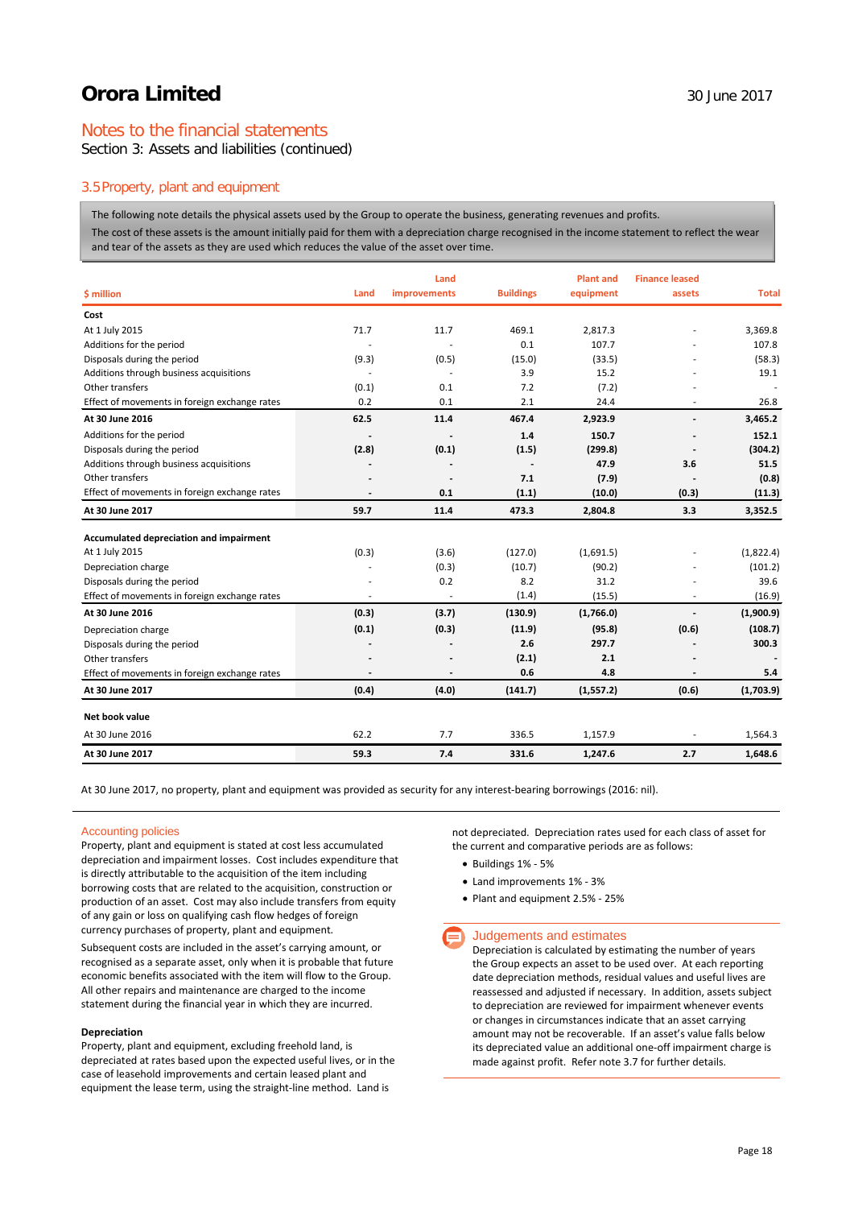# Orora Limited

30 June 2017

## Notes to the financial statements

Section 3: Assets and liabilities (continued)

### 3.5 Property, plant and equipment

The following note details the physical assets used by the Group to operate the business, generating revenues and profits.

The cost of these assets is the amount initially paid for them with a depreciation charge recognised in the income statement to reflect the wear and tear of the assets as they are used which reduces the value of the asset over time.

| $ million | Land | Land improvements | Buildings | Plant and equipment | Finance leased assets | Total |
|---|---|---|---|---|---|---|
| **Cost** | | | | | | |
| At 1 July 2015 | 71.7 | 11.7 | 469.1 | 2,817.3 | - | 3,369.8 |
| Additions for the period | - | - | 0.1 | 107.7 | - | 107.8 |
| Disposals during the period | (9.3) | (0.5) | (15.0) | (33.5) | - | (58.3) |
| Additions through business acquisitions | - | - | 3.9 | 15.2 | - | 19.1 |
| Other transfers | (0.1) | 0.1 | 7.2 | (7.2) | - | - |
| Effect of movements in foreign exchange rates | 0.2 | 0.1 | 2.1 | 24.4 | - | 26.8 |
| **At 30 June 2016** | **62.5** | **11.4** | **467.4** | **2,923.9** | **-** | **3,465.2** |
| Additions for the period | **-** | **-** | **1.4** | **150.7** | **-** | **152.1** |
| Disposals during the period | **(2.8)** | **(0.1)** | **(1.5)** | **(299.8)** | **-** | **(304.2)** |
| Additions through business acquisitions | **-** | **-** | **-** | **47.9** | **3.6** | **51.5** |
| Other transfers | **-** | **-** | **7.1** | **(7.9)** | **-** | **(0.8)** |
| Effect of movements in foreign exchange rates | **-** | **0.1** | **(1.1)** | **(10.0)** | **(0.3)** | **(11.3)** |
| **At 30 June 2017** | **59.7** | **11.4** | **473.3** | **2,804.8** | **3.3** | **3,352.5** |
| **Accumulated depreciation and impairment** | | | | | | |
| At 1 July 2015 | (0.3) | (3.6) | (127.0) | (1,691.5) | - | (1,822.4) |
| Depreciation charge | - | (0.3) | (10.7) | (90.2) | - | (101.2) |
| Disposals during the period | - | 0.2 | 8.2 | 31.2 | - | 39.6 |
| Effect of movements in foreign exchange rates | - | - | (1.4) | (15.5) | - | (16.9) |
| **At 30 June 2016** | **(0.3)** | **(3.7)** | **(130.9)** | **(1,766.0)** | **-** | **(1,900.9)** |
| Depreciation charge | **(0.1)** | **(0.3)** | **(11.9)** | **(95.8)** | **(0.6)** | **(108.7)** |
| Disposals during the period | **-** | **-** | **2.6** | **297.7** | **-** | **300.3** |
| Other transfers | **-** | **-** | **(2.1)** | **2.1** | **-** | **-** |
| Effect of movements in foreign exchange rates | **-** | **-** | **0.6** | **4.8** | **-** | **5.4** |
| **At 30 June 2017** | **(0.4)** | **(4.0)** | **(141.7)** | **(1,557.2)** | **(0.6)** | **(1,703.9)** |
| **Net book value** | | | | | | |
| At 30 June 2016 | 62.2 | 7.7 | 336.5 | 1,157.9 | - | 1,564.3 |
| **At 30 June 2017** | **59.3** | **7.4** | **331.6** | **1,247.6** | **2.7** | **1,648.6** |

At 30 June 2017, no property, plant and equipment was provided as security for any interest-bearing borrowings (2016: nil).

#### Accounting policies

Property, plant and equipment is stated at cost less accumulated depreciation and impairment losses. Cost includes expenditure that is directly attributable to the acquisition of the item including borrowing costs that are related to the acquisition, construction or production of an asset. Cost may also include transfers from equity of any gain or loss on qualifying cash flow hedges of foreign currency purchases of property, plant and equipment.

Subsequent costs are included in the asset's carrying amount, or recognised as a separate asset, only when it is probable that future economic benefits associated with the item will flow to the Group. All other repairs and maintenance are charged to the income statement during the financial year in which they are incurred.

**Depreciation**

Property, plant and equipment, excluding freehold land, is depreciated at rates based upon the expected useful lives, or in the case of leasehold improvements and certain leased plant and equipment the lease term, using the straight-line method. Land is not depreciated. Depreciation rates used for each class of asset for the current and comparative periods are as follows:

- Buildings 1% - 5%
- Land improvements 1% - 3%
- Plant and equipment 2.5% - 25%

#### Judgements and estimates

Depreciation is calculated by estimating the number of years the Group expects an asset to be used over. At each reporting date depreciation methods, residual values and useful lives are reassessed and adjusted if necessary. In addition, assets subject to depreciation are reviewed for impairment whenever events or changes in circumstances indicate that an asset carrying amount may not be recoverable. If an asset's value falls below its depreciated value an additional one-off impairment charge is made against profit. Refer note 3.7 for further details.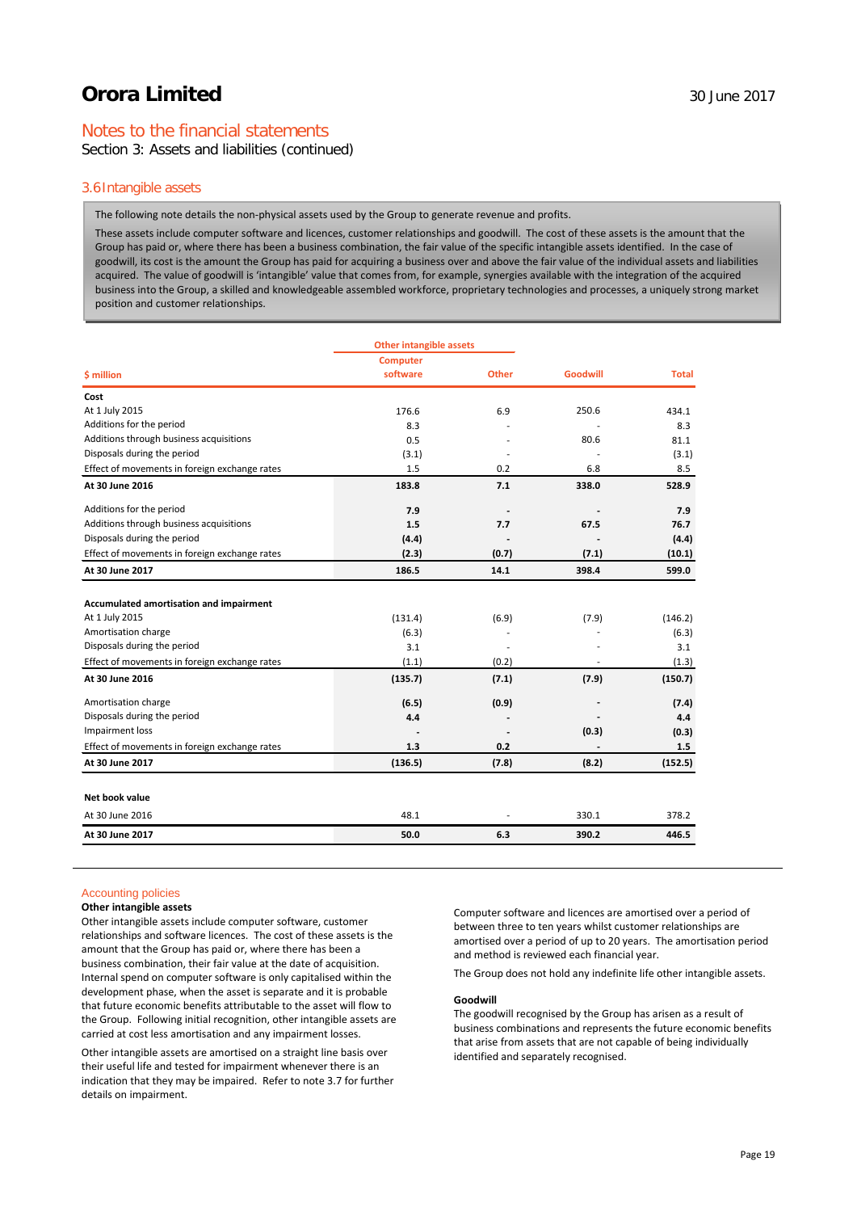## Notes to the financial statements

Section 3: Assets and liabilities (continued)

### 3.6 Intangible assets

The following note details the non-physical assets used by the Group to generate revenue and profits.

These assets include computer software and licences, customer relationships and goodwill. The cost of these assets is the amount that the Group has paid or, where there has been a business combination, the fair value of the specific intangible assets identified. In the case of goodwill, its cost is the amount the Group has paid for acquiring a business over and above the fair value of the individual assets and liabilities acquired. The value of goodwill is 'intangible' value that comes from, for example, synergies available with the integration of the acquired business into the Group, a skilled and knowledgeable assembled workforce, proprietary technologies and processes, a uniquely strong market position and customer relationships.

| | Other intangible assets | | | |
|---|---|---|---|---|
| $ million | Computer software | Other | Goodwill | Total |
| **Cost** | | | | |
| At 1 July 2015 | 176.6 | 6.9 | 250.6 | 434.1 |
| Additions for the period | 8.3 | - | - | 8.3 |
| Additions through business acquisitions | 0.5 | - | 80.6 | 81.1 |
| Disposals during the period | (3.1) | - | - | (3.1) |
| Effect of movements in foreign exchange rates | 1.5 | 0.2 | 6.8 | 8.5 |
| **At 30 June 2016** | **183.8** | **7.1** | **338.0** | **528.9** |
| Additions for the period | **7.9** | **-** | **-** | **7.9** |
| Additions through business acquisitions | **1.5** | **7.7** | **67.5** | **76.7** |
| Disposals during the period | **(4.4)** | **-** | **-** | **(4.4)** |
| Effect of movements in foreign exchange rates | **(2.3)** | **(0.7)** | **(7.1)** | **(10.1)** |
| **At 30 June 2017** | **186.5** | **14.1** | **398.4** | **599.0** |
| | | | | |
| **Accumulated amortisation and impairment** | | | | |
| At 1 July 2015 | (131.4) | (6.9) | (7.9) | (146.2) |
| Amortisation charge | (6.3) | - | - | (6.3) |
| Disposals during the period | 3.1 | - | - | 3.1 |
| Effect of movements in foreign exchange rates | (1.1) | (0.2) | - | (1.3) |
| **At 30 June 2016** | **(135.7)** | **(7.1)** | **(7.9)** | **(150.7)** |
| Amortisation charge | **(6.5)** | **(0.9)** | **-** | **(7.4)** |
| Disposals during the period | **4.4** | **-** | **-** | **4.4** |
| Impairment loss | **-** | **-** | **(0.3)** | **(0.3)** |
| Effect of movements in foreign exchange rates | **1.3** | **0.2** | **-** | **1.5** |
| **At 30 June 2017** | **(136.5)** | **(7.8)** | **(8.2)** | **(152.5)** |
| | | | | |
| **Net book value** | | | | |
| At 30 June 2016 | 48.1 | - | 330.1 | 378.2 |
| **At 30 June 2017** | **50.0** | **6.3** | **390.2** | **446.5** |

### Accounting policies

**Other intangible assets**

Other intangible assets include computer software, customer relationships and software licences. The cost of these assets is the amount that the Group has paid or, where there has been a business combination, their fair value at the date of acquisition. Internal spend on computer software is only capitalised within the development phase, when the asset is separate and it is probable that future economic benefits attributable to the asset will flow to the Group. Following initial recognition, other intangible assets are carried at cost less amortisation and any impairment losses.

Other intangible assets are amortised on a straight line basis over their useful life and tested for impairment whenever there is an indication that they may be impaired. Refer to note 3.7 for further details on impairment.

Computer software and licences are amortised over a period of between three to ten years whilst customer relationships are amortised over a period of up to 20 years. The amortisation period and method is reviewed each financial year.

The Group does not hold any indefinite life other intangible assets.

**Goodwill**

The goodwill recognised by the Group has arisen as a result of business combinations and represents the future economic benefits that arise from assets that are not capable of being individually identified and separately recognised.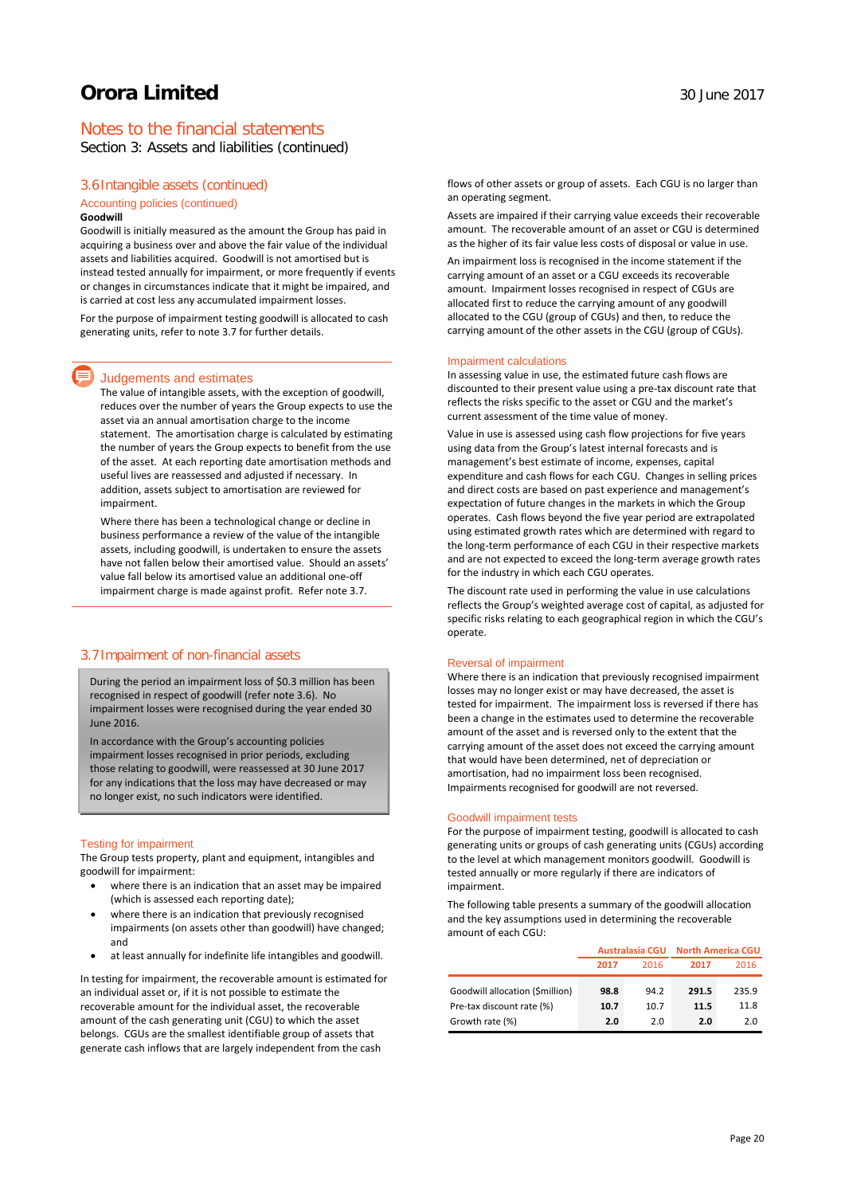## Notes to the financial statements

Section 3: Assets and liabilities (continued)

### 3.6 Intangible assets (continued)

#### Accounting policies (continued)

**Goodwill**

Goodwill is initially measured as the amount the Group has paid in acquiring a business over and above the fair value of the individual assets and liabilities acquired. Goodwill is not amortised but is instead tested tested annually for impairment, or more frequently if events or changes in circumstances indicate that it might be impaired, and is carried at cost less any accumulated impairment losses.

For the purpose of impairment testing goodwill is allocated to cash generating units, refer to note 3.7 for further details.

#### Judgements and estimates

The value of intangible assets, with the exception of goodwill, reduces over the number of years the Group expects to use the asset via an annual amortisation charge to the income statement. The amortisation charge is calculated by estimating the number of years the Group expects to benefit from the use of the asset. At each reporting date amortisation methods and useful lives are reassessed and adjusted if necessary. In addition, assets subject to amortisation are reviewed for impairment.

Where there has been a technological change or decline in business performance a review of the value of the intangible assets, including goodwill, is undertaken to ensure the assets have not fallen below their amortised value. Should an assets' value fall below its amortised value an additional one-off impairment charge is made against profit. Refer note 3.7.

### 3.7 Impairment of non-financial assets

During the period an impairment loss of $0.3 million has been recognised in respect of goodwill (refer note 3.6). No impairment losses were recognised during the year ended 30 June 2016.

In accordance with the Group's accounting policies impairment losses recognised in prior periods, excluding those relating to goodwill, were reassessed at 30 June 2017 for any indications that the loss may have decreased or may no longer exist, no such indicators were identified.

#### Testing for impairment

The Group tests property, plant and equipment, intangibles and goodwill for impairment:

- where there is an indication that an asset may be impaired (which is assessed each reporting date);
- where there is an indication that previously recognised impairments (on assets other than goodwill) have changed; and
- at least annually for indefinite life intangibles and goodwill.

In testing for impairment, the recoverable amount is estimated for an individual asset or, if it is not possible to estimate the recoverable amount for the individual asset, the recoverable amount of the cash generating unit (CGU) to which the asset belongs. CGUs are the smallest identifiable group of assets that generate cash inflows that are largely independent from the cash flows of other assets or group of assets. Each CGU is no larger than an operating segment.

Assets are impaired if their carrying value exceeds their recoverable amount. The recoverable amount of an asset or CGU is determined as the higher of its fair value less costs of disposal or value in use.

An impairment loss is recognised in the income statement if the carrying amount of an asset or a CGU exceeds its recoverable amount. Impairment losses recognised in respect of CGUs are allocated first to reduce the carrying amount of any goodwill allocated to the CGU (group of CGUs) and then, to reduce the carrying amount of the other assets in the CGU (group of CGUs).

#### Impairment calculations

In assessing value in use, the estimated future cash flows are discounted to their present value using a pre-tax discount rate that reflects the risks specific to the asset or CGU and the market's current assessment of the time value of money.

Value in use is assessed using cash flow projections for five years using data from the Group's latest internal forecasts and is management's best estimate of income, expenses, capital expenditure and cash flows for each CGU. Changes in selling prices and direct costs are based on past experience and management's expectation of future changes in the markets in which the Group operates. Cash flows beyond the five year period are extrapolated using estimated growth rates which are determined with regard to the long-term performance of each CGU in their respective markets and are not expected to exceed the long-term average growth rates for the industry in which each CGU operates.

The discount rate used in performing the value in use calculations reflects the Group's weighted average cost of capital, as adjusted for specific risks relating to each geographical region in which the CGU's operate.

#### Reversal of impairment

Where there is an indication that previously recognised impairment losses may no longer exist or may have decreased, the asset is tested for impairment. The impairment loss is reversed if there has been a change in the estimates used to determine the recoverable amount of the asset and is reversed only to the extent that the carrying amount of the asset does not exceed the carrying amount that would have been determined, net of depreciation or amortisation, had no impairment loss been recognised. Impairments recognised for goodwill are not reversed.

#### Goodwill impairment tests

For the purpose of impairment testing, goodwill is allocated to cash generating units or groups of cash generating units (CGUs) according to the level at which management monitors goodwill. Goodwill is tested annually or more regularly if there are indicators of impairment.

The following table presents a summary of the goodwill allocation and the key assumptions used in determining the recoverable amount of each CGU:

| | Australasia CGU | | North America CGU | |
|---|---|---|---|---|
| | **2017** | 2016 | **2017** | 2016 |
| Goodwill allocation ($million) | **98.8** | 94.2 | **291.5** | 235.9 |
| Pre-tax discount rate (%) | **10.7** | 10.7 | **11.5** | 11.8 |
| Growth rate (%) | **2.0** | 2.0 | **2.0** | 2.0 |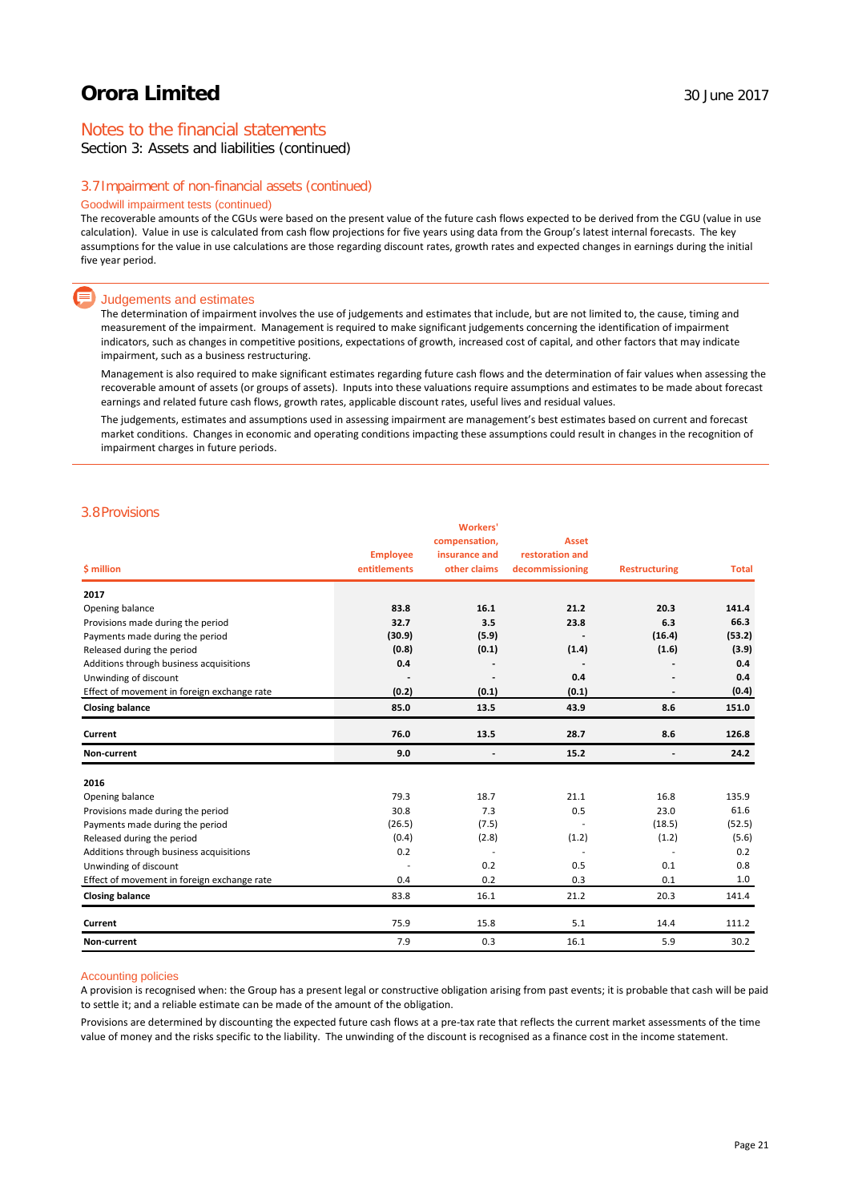# Orora Limited

30 June 2017

## Notes to the financial statements

Section 3: Assets and liabilities (continued)

### 3.7 Impairment of non-financial assets (continued)

#### Goodwill impairment tests (continued)

The recoverable amounts of the CGUs were based on the present value of the future cash flows expected to be derived from the CGU (value in use calculation). Value in use is calculated from cash flow projections for five years using data from the Group's latest internal forecasts. The key assumptions for the value in use calculations are those regarding discount rates, growth rates and expected changes in earnings during the initial five year period.

#### Judgements and estimates

The determination of impairment involves the use of judgements and estimates that include, but are not limited to, the cause, timing and measurement of the impairment. Management is required to make significant judgements concerning the identification of impairment indicators, such as changes in competitive positions, expectations of growth, increased cost of capital, and other factors that may indicate impairment, such as a business restructuring.

Management is also required to make significant estimates regarding future cash flows and the determination of fair values when assessing the recoverable amount of assets (or groups of assets). Inputs into these valuations require assumptions and estimates to be made about forecast earnings and related future cash flows, growth rates, applicable discount rates, useful lives and residual values.

The judgements, estimates and assumptions used in assessing impairment are management's best estimates based on current and forecast market conditions. Changes in economic and operating conditions impacting these assumptions could result in changes in the recognition of impairment charges in future periods.

### 3.8 Provisions

| $ million | Employee entitlements | Workers' compensation, insurance and other claims | Asset restoration and decommissioning | Restructuring | Total |
|---|---|---|---|---|---|
| **2017** | | | | | |
| Opening balance | **83.8** | **16.1** | **21.2** | **20.3** | **141.4** |
| Provisions made during the period | **32.7** | **3.5** | **23.8** | **6.3** | **66.3** |
| Payments made during the period | **(30.9)** | **(5.9)** | **-** | **(16.4)** | **(53.2)** |
| Released during the period | **(0.8)** | **(0.1)** | **(1.4)** | **(1.6)** | **(3.9)** |
| Additions through business acquisitions | **0.4** | **-** | **-** | **-** | **0.4** |
| Unwinding of discount | **-** | **-** | **0.4** | **-** | **0.4** |
| Effect of movement in foreign exchange rate | **(0.2)** | **(0.1)** | **(0.1)** | **-** | **(0.4)** |
| **Closing balance** | **85.0** | **13.5** | **43.9** | **8.6** | **151.0** |
| **Current** | **76.0** | **13.5** | **28.7** | **8.6** | **126.8** |
| **Non-current** | **9.0** | **-** | **15.2** | **-** | **24.2** |
| **2016** | | | | | |
| Opening balance | 79.3 | 18.7 | 21.1 | 16.8 | 135.9 |
| Provisions made during the period | 30.8 | 7.3 | 0.5 | 23.0 | 61.6 |
| Payments made during the period | (26.5) | (7.5) | - | (18.5) | (52.5) |
| Released during the period | (0.4) | (2.8) | (1.2) | (1.2) | (5.6) |
| Additions through business acquisitions | 0.2 | - | - | - | 0.2 |
| Unwinding of discount | - | 0.2 | 0.5 | 0.1 | 0.8 |
| Effect of movement in foreign exchange rate | 0.4 | 0.2 | 0.3 | 0.1 | 1.0 |
| **Closing balance** | 83.8 | 16.1 | 21.2 | 20.3 | 141.4 |
| **Current** | 75.9 | 15.8 | 5.1 | 14.4 | 111.2 |
| **Non-current** | 7.9 | 0.3 | 16.1 | 5.9 | 30.2 |

#### Accounting policies

A provision is recognised when: the Group has a present legal or constructive obligation arising from past events; it is probable that cash will be paid to settle it; and a reliable estimate can be made of the amount of the obligation.

Provisions are determined by discounting the expected future cash flows at a pre-tax rate that reflects the current market assessments of the time value of money and the risks specific to the liability. The unwinding of the discount is recognised as a finance cost in the income statement.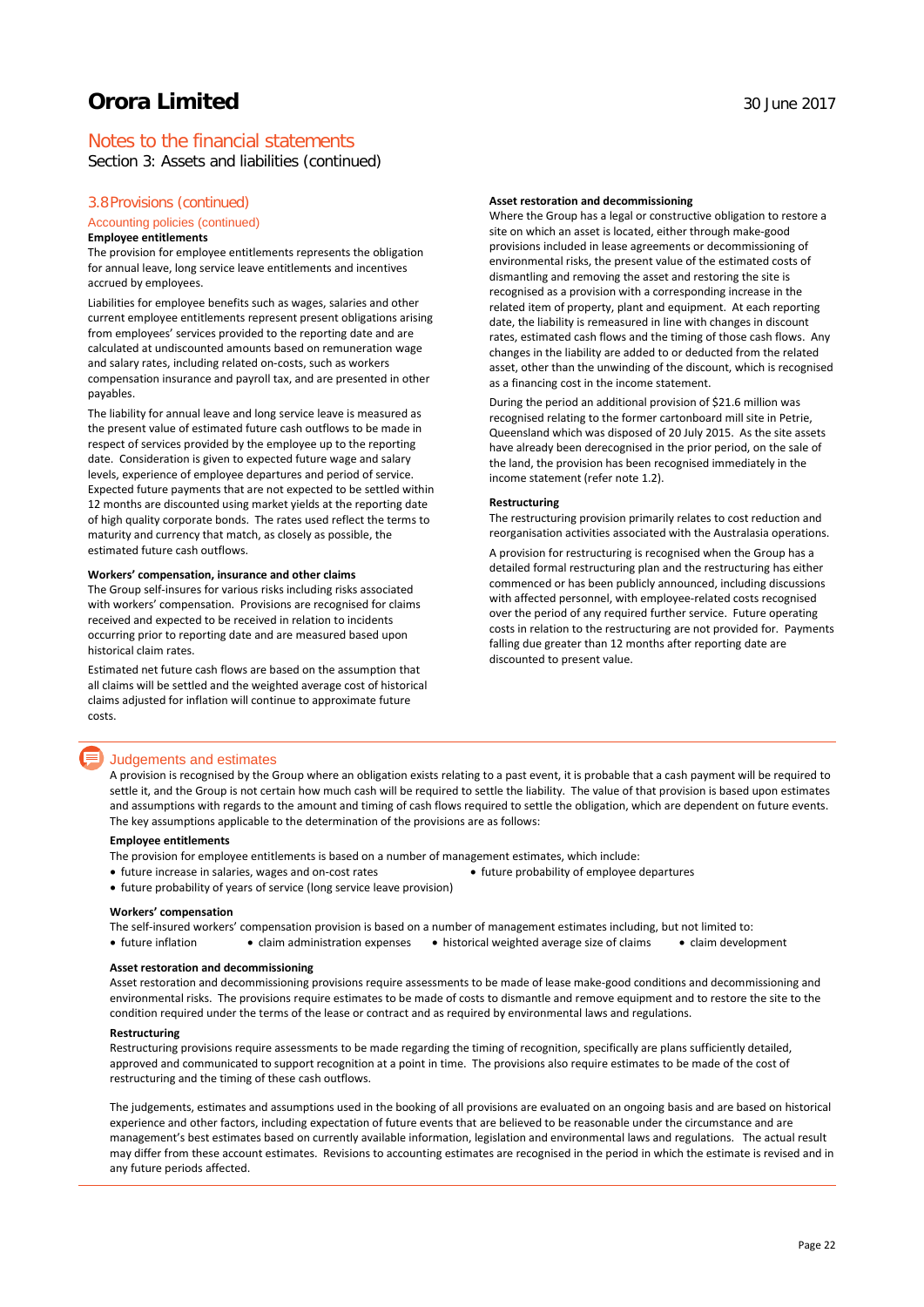# Orora Limited

30 June 2017

## Notes to the financial statements

Section 3: Assets and liabilities (continued)

### 3.8 Provisions (continued)

#### Accounting policies (continued)

**Employee entitlements**

The provision for employee entitlements represents the obligation for annual leave, long service leave entitlements and incentives accrued by employees.

Liabilities for employee benefits such as wages, salaries and other current employee entitlements represent present obligations arising from employees' services provided to the reporting date and are calculated at undiscounted amounts based on remuneration wage and salary rates, including related on-costs, such as workers compensation insurance and payroll tax, and are presented in other payables.

The liability for annual leave and long service leave is measured as the present value of estimated future cash outflows to be made in respect of services provided by the employee up to the reporting date. Consideration is given to expected future wage and salary levels, experience of employee departures and period of service. Expected future payments that are not expected to be settled within 12 months are discounted using market yields at the reporting date of high quality corporate bonds. The rates used reflect the terms to maturity and currency that match, as closely as possible, the estimated future cash outflows.

**Workers' compensation, insurance and other claims**

The Group self-insures for various risks including risks associated with workers' compensation. Provisions are recognised for claims received and expected to be received in relation to incidents occurring prior to reporting date and are measured based upon historical claim rates.

Estimated net future cash flows are based on the assumption that all claims will be settled and the weighted average cost of historical claims adjusted for inflation will continue to approximate future costs.

**Asset restoration and decommissioning**

Where the Group has a legal or constructive obligation to restore a site on which an asset is located, either through make-good provisions included in lease agreements or decommissioning of environmental risks, the present value of the estimated costs of dismantling and removing the asset and restoring the site is recognised as a provision with a corresponding increase in the related item of property, plant and equipment. At each reporting date, the liability is remeasured in line with changes in discount rates, estimated cash flows and the timing of those cash flows. Any changes in the liability are added to or deducted from the related asset, other than the unwinding of the discount, which is recognised as a financing cost in the income statement.

During the period an additional provision of $21.6 million was recognised relating to the former cartonboard mill site in Petrie, Queensland which was disposed of 20 July 2015. As the site assets have already been derecognised in the prior period, on the sale of the land, the provision has been recognised immediately in the income statement (refer note 1.2).

**Restructuring**

The restructuring provision primarily relates to cost reduction and reorganisation activities associated with the Australasia operations.

A provision for restructuring is recognised when the Group has a detailed formal restructuring plan and the restructuring has either commenced or has been publicly announced, including discussions with affected personnel, with employee-related costs recognised over the period of any required further service. Future operating costs in relation to the restructuring are not provided for. Payments falling due greater than 12 months after reporting date are discounted to present value.

#### Judgements and estimates

A provision is recognised by the Group where an obligation exists relating to a past event, it is probable that a cash payment will be required to settle it, and the Group is not certain how much cash will be required to settle the liability. The value of that provision is based upon estimates and assumptions with regards to the amount and timing of cash flows required to settle the obligation, which are dependent on future events. The key assumptions applicable to the determination of the provisions are as follows:

**Employee entitlements**

The provision for employee entitlements is based on a number of management estimates, which include:

- future increase in salaries, wages and on-cost rates
- future probability of employee departures
- future probability of years of service (long service leave provision)

**Workers' compensation**

The self-insured workers' compensation provision is based on a number of management estimates including, but not limited to:

- future inflation
- claim administration expenses
- historical weighted average size of claims
- claim development

**Asset restoration and decommissioning**

Asset restoration and decommissioning provisions require assessments to be made of lease make-good conditions and decommissioning and environmental risks. The provisions require estimates to be made of costs to dismantle and remove equipment and to restore the site to the condition required under the terms of the lease or contract and as required by environmental laws and regulations.

**Restructuring**

Restructuring provisions require assessments to be made regarding the timing of recognition, specifically are plans sufficiently detailed, approved and communicated to support recognition at a point in time. The provisions also require estimates to be made of the cost of restructuring and the timing of these cash outflows.

The judgements, estimates and assumptions used in the booking of all provisions are evaluated on an ongoing basis and are based on historical experience and other factors, including expectation of future events that are believed to be reasonable under the circumstance and are management's best estimates based on currently available information, legislation and environmental laws and regulations. The actual result may differ from these account estimates. Revisions to accounting estimates are recognised in the period in which the estimate is revised and in any future periods affected.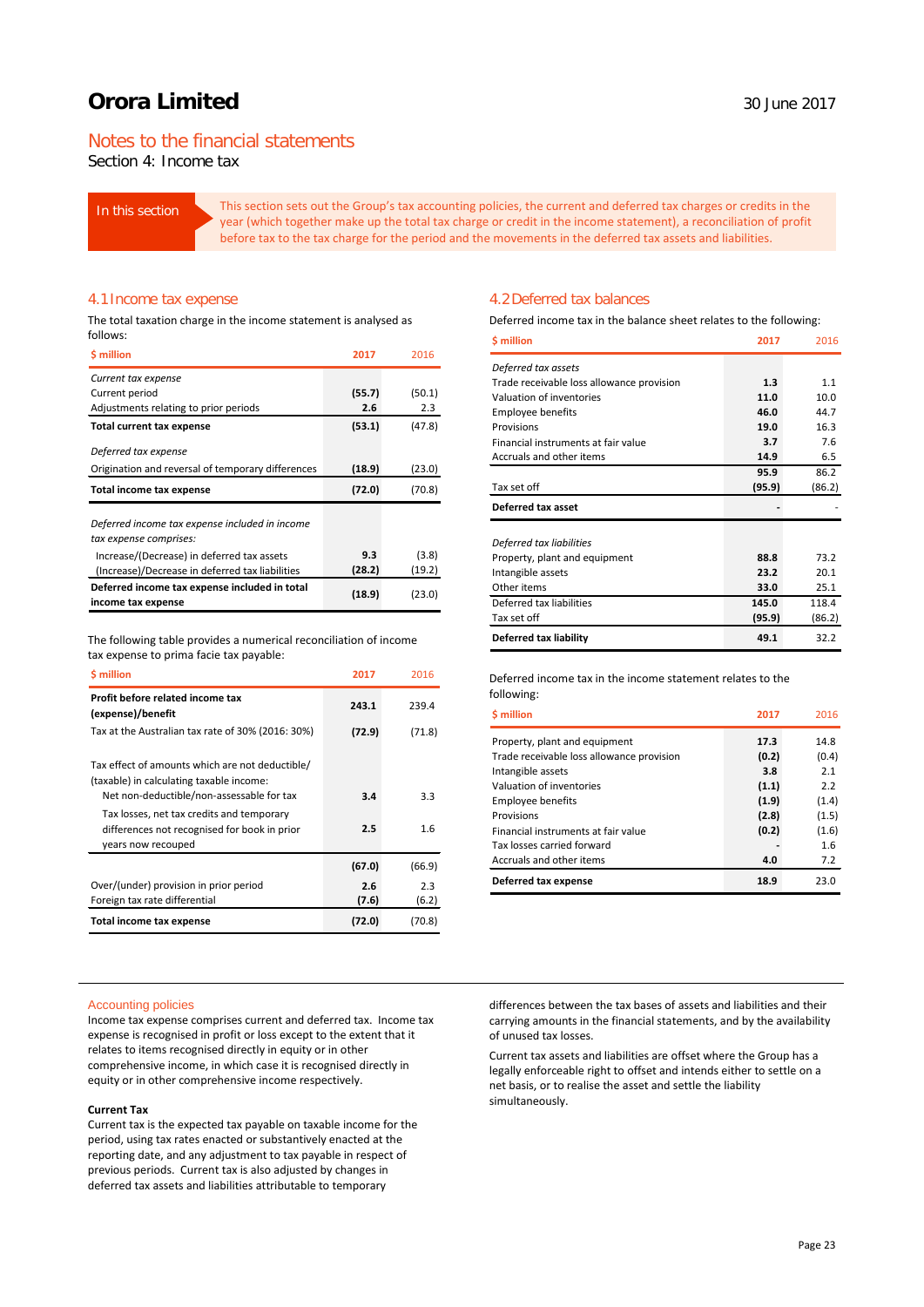# Orora Limited

30 June 2017

## Notes to the financial statements

Section 4: Income tax

**In this section**

This section sets out the Group's tax accounting policies, the current and deferred tax charges or credits in the year (which together make up the total tax charge or credit in the income statement), a reconciliation of profit before tax to the tax charge for the period and the movements in the deferred tax assets and liabilities.

### 4.1 Income tax expense

The total taxation charge in the income statement is analysed as follows:

| $ million | 2017 | 2016 |
|---|---|---|
| *Current tax expense* | | |
| Current period | **(55.7)** | (50.1) |
| Adjustments relating to prior periods | **2.6** | 2.3 |
| **Total current tax expense** | **(53.1)** | (47.8) |
| *Deferred tax expense* | | |
| Origination and reversal of temporary differences | **(18.9)** | (23.0) |
| **Total income tax expense** | **(72.0)** | (70.8) |
| *Deferred income tax expense included in income tax expense comprises:* | | |
| Increase/(Decrease) in deferred tax assets | **9.3** | (3.8) |
| (Increase)/Decrease in deferred tax liabilities | **(28.2)** | (19.2) |
| **Deferred income tax expense included in total income tax expense** | **(18.9)** | (23.0) |

The following table provides a numerical reconciliation of income tax expense to prima facie tax payable:

| $ million | 2017 | 2016 |
|---|---|---|
| **Profit before related income tax (expense)/benefit** | **243.1** | 239.4 |
| Tax at the Australian tax rate of 30% (2016: 30%) | **(72.9)** | (71.8) |
| Tax effect of amounts which are not deductible/(taxable) in calculating taxable income: | | |
| Net non-deductible/non-assessable for tax | **3.4** | 3.3 |
| Tax losses, net tax credits and temporary differences not recognised for book in prior years now recouped | **2.5** | 1.6 |
| | **(67.0)** | (66.9) |
| Over/(under) provision in prior period | **2.6** | 2.3 |
| Foreign tax rate differential | **(7.6)** | (6.2) |
| **Total income tax expense** | **(72.0)** | (70.8) |

### 4.2 Deferred tax balances

Deferred income tax in the balance sheet relates to the following:

| $ million | 2017 | 2016 |
|---|---|---|
| *Deferred tax assets* | | |
| Trade receivable loss allowance provision | **1.3** | 1.1 |
| Valuation of inventories | **11.0** | 10.0 |
| Employee benefits | **46.0** | 44.7 |
| Provisions | **19.0** | 16.3 |
| Financial instruments at fair value | **3.7** | 7.6 |
| Accruals and other items | **14.9** | 6.5 |
| | **95.9** | 86.2 |
| Tax set off | **(95.9)** | (86.2) |
| **Deferred tax asset** | **-** | - |
| *Deferred tax liabilities* | | |
| Property, plant and equipment | **88.8** | 73.2 |
| Intangible assets | **23.2** | 20.1 |
| Other items | **33.0** | 25.1 |
| Deferred tax liabilities | **145.0** | 118.4 |
| Tax set off | **(95.9)** | (86.2) |
| **Deferred tax liability** | **49.1** | 32.2 |

Deferred income tax in the income statement relates to the following:

| $ million | 2017 | 2016 |
|---|---|---|
| Property, plant and equipment | **17.3** | 14.8 |
| Trade receivable loss allowance provision | **(0.2)** | (0.4) |
| Intangible assets | **3.8** | 2.1 |
| Valuation of inventories | **(1.1)** | 2.2 |
| Employee benefits | **(1.9)** | (1.4) |
| Provisions | **(2.8)** | (1.5) |
| Financial instruments at fair value | **(0.2)** | (1.6) |
| Tax losses carried forward | **-** | 1.6 |
| Accruals and other items | **4.0** | 7.2 |
| **Deferred tax expense** | **18.9** | 23.0 |

#### Accounting policies

Income tax expense comprises current and deferred tax. Income tax expense is recognised in profit or loss except to the extent that it relates to items recognised directly in equity or in other comprehensive income, in which case it is recognised directly in equity or in other comprehensive income respectively.

**Current Tax**

Current tax is the expected tax payable on taxable income for the period, using tax rates enacted or substantively enacted at the reporting date, and any adjustment to tax payable in respect of previous periods. Current tax is also adjusted by changes in deferred tax assets and liabilities attributable to temporary differences between the tax bases of assets and liabilities and their carrying amounts in the financial statements, and by the availability of unused tax losses.

Current tax assets and liabilities are offset where the Group has a legally enforceable right to offset and intends either to settle on a net basis, or to realise the asset and settle the liability simultaneously.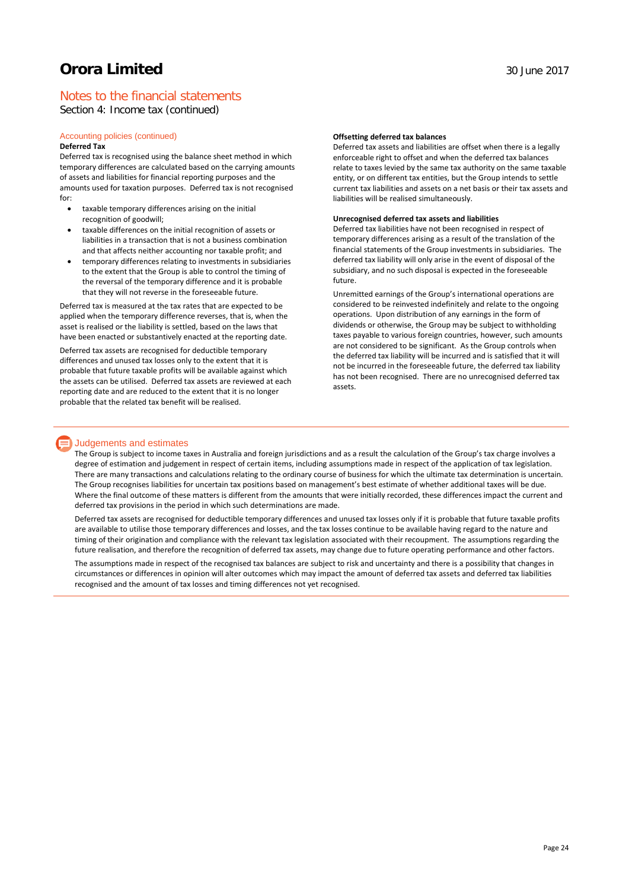# Notes to the financial statements

Section 4: Income tax (continued)

## Accounting policies (continued)

**Deferred Tax**

Deferred tax is recognised using the balance sheet method in which temporary differences are calculated based on the carrying amounts of assets and liabilities for financial reporting purposes and the amounts used for taxation purposes. Deferred tax is not recognised for:

- taxable temporary differences arising on the initial recognition of goodwill;
- taxable differences on the initial recognition of assets or liabilities in a transaction that is not a business combination and that affects neither accounting nor taxable profit; and
- temporary differences relating to investments in subsidiaries to the extent that the Group is able to control the timing of the reversal of the temporary difference and it is probable that they will not reverse in the foreseeable future.

Deferred tax is measured at the tax rates that are expected to be applied when the temporary difference reverses, that is, when the asset is realised or the liability is settled, based on the laws that have been enacted or substantively enacted at the reporting date.

Deferred tax assets are recognised for deductible temporary differences and unused tax losses only to the extent that it is probable that future taxable profits will be available against which the assets can be utilised. Deferred tax assets are reviewed at each reporting date and are reduced to the extent that it is no longer probable that the related tax benefit will be realised.

**Offsetting deferred tax balances**

Deferred tax assets and liabilities are offset when there is a legally enforceable right to offset and when the deferred tax balances relate to taxes levied by the same tax authority on the same taxable entity, or on different tax entities, but the Group intends to settle current tax liabilities and assets on a net basis or their tax assets and liabilities will be realised simultaneously.

**Unrecognised deferred tax assets and liabilities**

Deferred tax liabilities have not been recognised in respect of temporary differences arising as a result of the translation of the financial statements of the Group investments in subsidiaries. The deferred tax liability will only arise in the event of disposal of the subsidiary, and no such disposal is expected in the foreseeable future.

Unremitted earnings of the Group's international operations are considered to be reinvested indefinitely and relate to the ongoing operations. Upon distribution of any earnings in the form of dividends or otherwise, the Group may be subject to withholding taxes payable to various foreign countries, however, such amounts are not considered to be significant. As the Group controls when the deferred tax liability will be incurred and is satisfied that it will not be incurred in the foreseeable future, the deferred tax liability has not been recognised. There are no unrecognised deferred tax assets.

## Judgements and estimates

The Group is subject to income taxes in Australia and foreign jurisdictions and as a result the calculation of the Group's tax charge involves a degree of estimation and judgement in respect of certain items, including assumptions made in respect of the application of tax legislation. There are many transactions and calculations relating to the ordinary course of business for which the ultimate tax determination is uncertain. The Group recognises liabilities for uncertain tax positions based on management's best estimate of whether additional taxes will be due. Where the final outcome of these matters is different from the amounts that were initially recorded, these differences impact the current and deferred tax provisions in the period in which such determinations are made.

Deferred tax assets are recognised for deductible temporary differences and unused tax losses only if it is probable that future taxable profits are available to utilise those temporary differences and losses, and the tax losses continue to be available having regard to the nature and timing of their origination and compliance with the relevant tax legislation associated with their recoupment. The assumptions regarding the future realisation, and therefore the recognition of deferred tax assets, may change due to future operating performance and other factors.

The assumptions made in respect of the recognised tax balances are subject to risk and uncertainty and there is a possibility that changes in circumstances or differences in opinion will alter outcomes which may impact the amount of deferred tax assets and deferred tax liabilities recognised and the amount of tax losses and timing differences not yet recognised.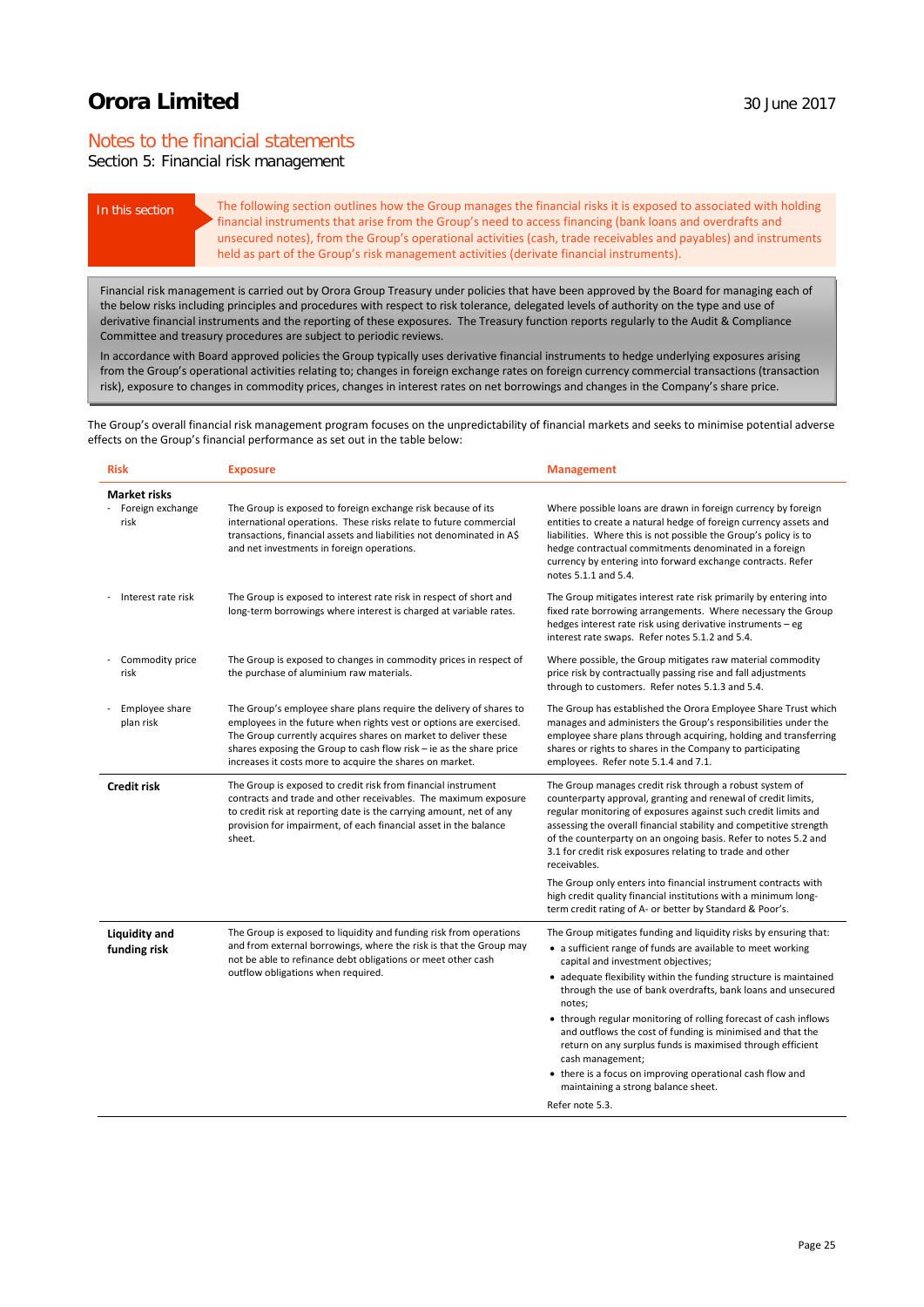# Notes to the financial statements

Section 5: Financial risk management

In this section

The following section outlines how the Group manages the financial risks it is exposed to associated with holding financial instruments that arise from the Group's need to access financing (bank loans and overdrafts and unsecured notes), from the Group's operational activities (cash, trade receivables and payables) and instruments held as part of the Group's risk management activities (derivate financial instruments).

Financial risk management is carried out by Orora Group Treasury under policies that have been approved by the Board for managing each of the below risks including principles and procedures with respect to risk tolerance, delegated levels of authority on the type and use of derivative financial instruments and the reporting of these exposures. The Treasury function reports regularly to the Audit & Compliance Committee and treasury procedures are subject to periodic reviews.

In accordance with Board approved policies the Group typically uses derivative financial instruments to hedge underlying exposures arising from the Group's operational activities relating to; changes in foreign exchange rates on foreign currency commercial transactions (transaction risk), exposure to changes in commodity prices, changes in interest rates on net borrowings and changes in the Company's share price.

The Group's overall financial risk management program focuses on the unpredictability of financial markets and seeks to minimise potential adverse effects on the Group's financial performance as set out in the table below:

| Risk | Exposure | Management |
|---|---|---|
| **Market risks** | | |
| - Foreign exchange risk | The Group is exposed to foreign exchange risk because of its international operations. These risks relate to future commercial transactions, financial assets and liabilities not denominated in A$ and net investments in foreign operations. | Where possible loans are drawn in foreign currency by foreign entities to create a natural hedge of foreign currency assets and liabilities. Where this is not possible the Group's policy is to hedge contractual commitments denominated in a foreign currency by entering into forward exchange contracts. Refer notes 5.1.1 and 5.4. |
| - Interest rate risk | The Group is exposed to interest rate risk in respect of short and long-term borrowings where interest is charged at variable rates. | The Group mitigates interest rate risk primarily by entering into fixed rate borrowing arrangements. Where necessary the Group hedges interest rate risk using derivative instruments – eg interest rate swaps. Refer notes 5.1.2 and 5.4. |
| - Commodity price risk | The Group is exposed to changes in commodity prices in respect of the purchase of aluminium raw materials. | Where possible, the Group mitigates raw material commodity price risk by contractually passing rise and fall adjustments through to customers. Refer notes 5.1.3 and 5.4. |
| - Employee share plan risk | The Group's employee share plans require the delivery of shares to employees in the future when rights vest or options are exercised. The Group currently acquires shares on market to deliver these shares exposing the Group to cash flow risk – ie as the share price increases it costs more to acquire the shares on market. | The Group has established the Orora Employee Share Trust which manages and administers the Group's responsibilities under the employee share plans through acquiring, holding and transferring shares or rights to shares in the Company to participating employees. Refer note 5.1.4 and 7.1. |
| **Credit risk** | The Group is exposed to credit risk from financial instrument contracts and trade and other receivables. The maximum exposure to credit risk at reporting date is the carrying amount, net of any provision for impairment, of each financial asset in the balance sheet. | The Group manages credit risk through a robust system of counterparty approval, granting and renewal of credit limits, regular monitoring of exposures against such credit limits and assessing the overall financial stability and competitive strength of the counterparty on an ongoing basis. Refer to notes 5.2 and 3.1 for credit risk exposures relating to trade and other receivables.<br><br>The Group only enters into financial instrument contracts with high credit quality financial institutions with a minimum long-term credit rating of A- or better by Standard & Poor's. |
| **Liquidity and funding risk** | The Group is exposed to liquidity and funding risk from operations and from external borrowings, where the risk is that the Group may not be able to refinance debt obligations or meet other cash outflow obligations when required. | The Group mitigates funding and liquidity risks by ensuring that:<br>• a sufficient range of funds are available to meet working capital and investment objectives;<br>• adequate flexibility within the funding structure is maintained through the use of bank overdrafts, bank loans and unsecured notes;<br>• through regular monitoring of rolling forecast of cash inflows and outflows the cost of funding is minimised and that the return on any surplus funds is maximised through efficient cash management;<br>• there is a focus on improving operational cash flow and maintaining a strong balance sheet.<br><br>Refer note 5.3. |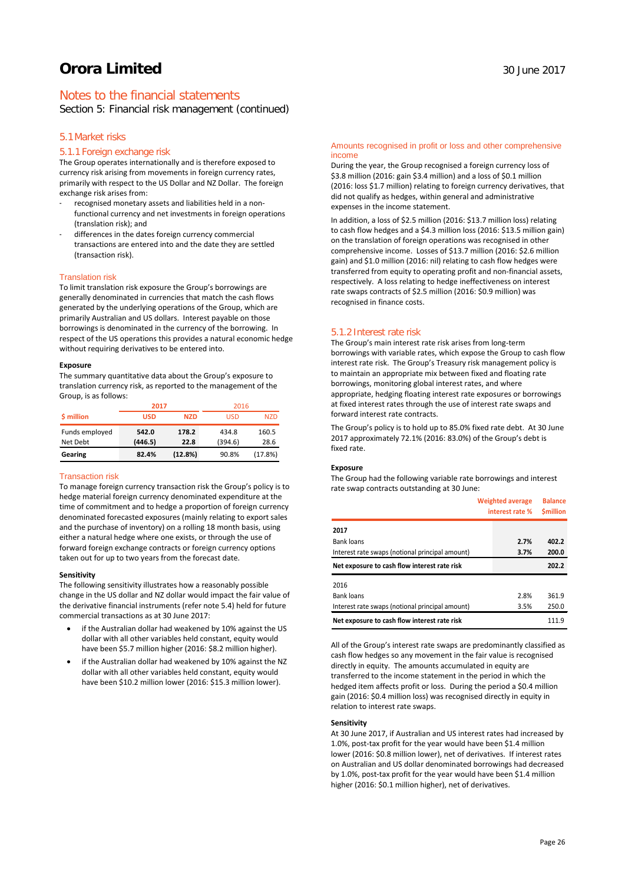# Orora Limited

## Notes to the financial statements

Section 5: Financial risk management (continued)

### 5.1 Market risks

#### 5.1.1 Foreign exchange risk

The Group operates internationally and is therefore exposed to currency risk arising from movements in foreign currency rates, primarily with respect to the US Dollar and NZ Dollar. The foreign exchange risk arises from:

- recognised monetary assets and liabilities held in a non-functional currency and net investments in foreign operations (translation risk); and
- differences in the dates foreign currency commercial transactions are entered into and the date they are settled (transaction risk).

#### Translation risk

To limit translation risk exposure the Group's borrowings are generally denominated in currencies that match the cash flows generated by the underlying operations of the Group, which are primarily Australian and US dollars. Interest payable on those borrowings is denominated in the currency of the borrowing. In respect of the US operations this provides a natural economic hedge without requiring derivatives to be entered into.

**Exposure**

The summary quantitative data about the Group's exposure to translation currency risk, as reported to the management of the Group, is as follows:

| | 2017 | | 2016 | |
|---|---|---|---|---|
| **$ million** | **USD** | **NZD** | USD | NZD |
| Funds employed | **542.0** | **178.2** | 434.8 | 160.5 |
| Net Debt | **(446.5)** | **22.8** | (394.6) | 28.6 |
| **Gearing** | **82.4%** | **(12.8%)** | 90.8% | (17.8%) |

#### Transaction risk

To manage foreign currency transaction risk the Group's policy is to hedge material foreign currency denominated expenditure at the time of commitment and to hedge a proportion of foreign currency denominated forecasted exposures (mainly relating to export sales and the purchase of inventory) on a rolling 18 month basis, using either a natural hedge where one exists, or through the use of forward foreign exchange contracts or foreign currency options taken out for up to two years from the forecast date.

**Sensitivity**

The following sensitivity illustrates how a reasonably possible change in the US dollar and NZ dollar would impact the fair value of the derivative financial instruments (refer note 5.4) held for future commercial transactions as at 30 June 2017:

- if the Australian dollar had weakened by 10% against the US dollar with all other variables held constant, equity would have been $5.7 million higher (2016: $8.2 million higher).
- if the Australian dollar had weakened by 10% against the NZ dollar with all other variables held constant, equity would have been $10.2 million lower (2016: $15.3 million lower).

#### Amounts recognised in profit or loss and other comprehensive income

During the year, the Group recognised a foreign currency loss of $3.8 million (2016: gain $3.4 million) and a loss of $0.1 million (2016: loss $1.7 million) relating to foreign currency derivatives, that did not qualify as hedges, within general and administrative expenses in the income statement.

In addition, a loss of $2.5 million (2016: $13.7 million loss) relating to cash flow hedges and a $4.3 million loss (2016: $13.5 million gain) on the translation of foreign operations was recognised in other comprehensive income. Losses of $13.7 million (2016: $2.6 million gain) and $1.0 million (2016: nil) relating to cash flow hedges were transferred from equity to operating profit and non-financial assets, respectively. A loss relating to hedge ineffectiveness on interest rate swaps contracts of $2.5 million (2016: $0.9 million) was recognised in finance costs.

#### 5.1.2 Interest rate risk

The Group's main interest rate risk arises from long-term borrowings with variable rates, which expose the Group to cash flow interest rate risk. The Group's Treasury risk management policy is to maintain an appropriate mix between fixed and floating rate borrowings, monitoring global interest rates, and where appropriate, hedging floating interest rate exposures or borrowings at fixed interest rates through the use of interest rate swaps and forward interest rate contracts.

The Group's policy is to hold up to 85.0% fixed rate debt. At 30 June 2017 approximately 72.1% (2016: 83.0%) of the Group's debt is fixed rate.

**Exposure**

The Group had the following variable rate borrowings and interest rate swap contracts outstanding at 30 June:

| | Weighted average interest rate % | Balance $million |
|---|---|---|
| **2017** | | |
| Bank loans | **2.7%** | **402.2** |
| Interest rate swaps (notional principal amount) | **3.7%** | **200.0** |
| **Net exposure to cash flow interest rate risk** | | **202.2** |
| 2016 | | |
| Bank loans | 2.8% | 361.9 |
| Interest rate swaps (notional principal amount) | 3.5% | 250.0 |
| **Net exposure to cash flow interest rate risk** | | 111.9 |

All of the Group's interest rate swaps are predominantly classified as cash flow hedges so any movement in the fair value is recognised directly in equity. The amounts accumulated in equity are transferred to the income statement in the period in which the hedged item affects profit or loss. During the period a $0.4 million gain (2016: $0.4 million loss) was recognised directly in equity in relation to interest rate swaps.

**Sensitivity**

At 30 June 2017, if Australian and US interest rates had increased by 1.0%, post-tax profit for the year would have been $1.4 million lower (2016: $0.8 million lower), net of derivatives. If interest rates on Australian and US dollar denominated borrowings had decreased by 1.0%, post-tax profit for the year would have been $1.4 million higher (2016: $0.1 million higher), net of derivatives.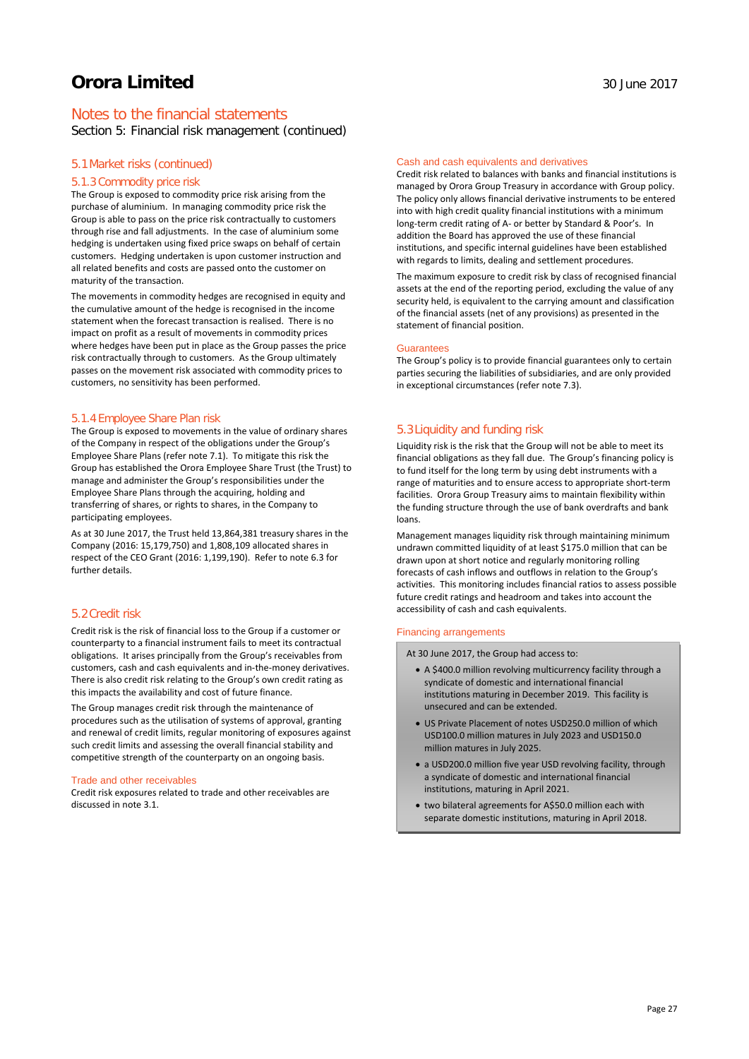## Notes to the financial statements

Section 5: Financial risk management (continued)

### 5.1 Market risks (continued)

#### 5.1.3 Commodity price risk

The Group is exposed to commodity price risk arising from the purchase of aluminium. In managing commodity price risk the Group is able to pass on the price risk contractually to customers through rise and fall adjustments. In the case of aluminium some hedging is undertaken using fixed price swaps on behalf of certain customers. Hedging undertaken is upon customer instruction and all related benefits and costs are passed onto the customer on maturity of the transaction.

The movements in commodity hedges are recognised in equity and the cumulative amount of the hedge is recognised in the income statement when the forecast transaction is realised. There is no impact on profit as a result of movements in commodity prices where hedges have been put in place as the Group passes the price risk contractually through to customers. As the Group ultimately passes on the movement risk associated with commodity prices to customers, no sensitivity has been performed.

#### 5.1.4 Employee Share Plan risk

The Group is exposed to movements in the value of ordinary shares of the Company in respect of the obligations under the Group's Employee Share Plans (refer note 7.1). To mitigate this risk the Group has established the Orora Employee Share Trust (the Trust) to manage and administer the Company's responsibilities under the Employee Share Plans through the acquiring, holding and transferring of shares, or rights to shares, in the Company to participating employees.

As at 30 June 2017, the Trust held 13,864,381 treasury shares in the Company (2016: 15,179,750) and 1,808,109 allocated shares in respect of the CEO Grant (2016: 1,199,190). Refer to note 6.3 for further details.

### 5.2 Credit risk

Credit risk is the risk of financial loss to the Group if a customer or counterparty to a financial instrument fails to meet its contractual obligations. It arises principally from the Group's receivables from customers, cash and cash equivalents and in-the-money derivatives. There is also credit risk relating to the Group's own credit rating as this impacts the availability and cost of future finance.

The Group manages credit risk through the maintenance of procedures such as the utilisation of systems of approval, granting and renewal of credit limits, regular monitoring of exposures against such credit limits and assessing the overall financial stability and competitive strength of the counterparty on an ongoing basis.

#### Trade and other receivables

Credit risk exposures related to trade and other receivables are discussed in note 3.1.

#### Cash and cash equivalents and derivatives

Credit risk related to balances with banks and financial institutions is managed by Orora Group Treasury in accordance with Group policy. The policy only allows financial derivative instruments to be entered into with high credit quality financial institutions with a minimum long-term credit rating of A- or better by Standard & Poor's. In addition the Board has approved the use of these financial institutions, and specific internal guidelines have been established with regards to limits, dealing and settlement procedures.

The maximum exposure to credit risk by class of recognised financial assets at the end of the reporting period, excluding the value of any security held, is equivalent to the carrying amount and classification of the financial assets (net of any provisions) as presented in the statement of financial position.

#### Guarantees

The Group's policy is to provide financial guarantees only to certain parties securing the liabilities of subsidiaries, and are only provided in exceptional circumstances (refer note 7.3).

### 5.3 Liquidity and funding risk

Liquidity risk is the risk that the Group will not be able to meet its financial obligations as they fall due. The Group's financing policy is to fund itself for the long term by using debt instruments with a range of maturities and to ensure access to appropriate short-term facilities. Orora Group Treasury aims to maintain flexibility within the funding structure through the use of bank overdrafts and bank loans.

Management manages liquidity risk through maintaining minimum undrawn committed liquidity of at least $175.0 million that can be drawn upon at short notice and regularly monitoring rolling forecasts of cash inflows and outflows in relation to the Group's activities. This monitoring includes financial ratios to assess possible future credit ratings and headroom and takes into account the accessibility of cash and cash equivalents.

#### Financing arrangements

At 30 June 2017, the Group had access to:

- A $400.0 million revolving multicurrency facility through a syndicate of domestic and international financial institutions maturing in December 2019. This facility is unsecured and can be extended.
- US Private Placement of notes USD250.0 million of which USD100.0 million matures in July 2023 and USD150.0 million matures in July 2025.
- a USD200.0 million five year USD revolving facility, through a syndicate of domestic and international financial institutions, maturing in April 2021.
- two bilateral agreements for A$50.0 million each with separate domestic institutions, maturing in April 2018.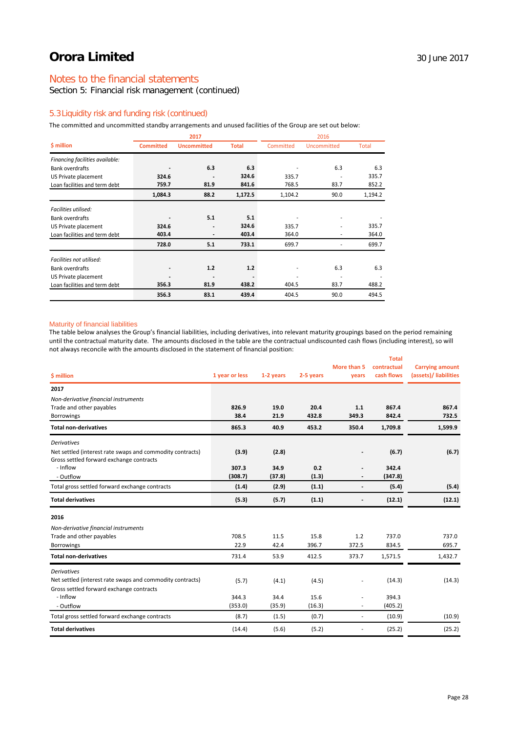Orora Limited

30 June 2017

## Notes to the financial statements

Section 5: Financial risk management (continued)

### 5.3 Liquidity risk and funding risk (continued)

The committed and uncommitted standby arrangements and unused facilities of the Group are set out below:

| $ million | 2017 Committed | 2017 Uncommitted | 2017 Total | 2016 Committed | 2016 Uncommitted | 2016 Total |
|---|---|---|---|---|---|---|
| *Financing facilities available:* | | | | | | |
| Bank overdrafts | - | 6.3 | 6.3 | - | 6.3 | 6.3 |
| US Private placement | 324.6 | - | 324.6 | 335.7 | - | 335.7 |
| Loan facilities and term debt | 759.7 | 81.9 | 841.6 | 768.5 | 83.7 | 852.2 |
| | 1,084.3 | 88.2 | 1,172.5 | 1,104.2 | 90.0 | 1,194.2 |
| *Facilities utilised:* | | | | | | |
| Bank overdrafts | - | 5.1 | 5.1 | - | - | - |
| US Private placement | 324.6 | - | 324.6 | 335.7 | - | 335.7 |
| Loan facilities and term debt | 403.4 | - | 403.4 | 364.0 | - | 364.0 |
| | 728.0 | 5.1 | 733.1 | 699.7 | - | 699.7 |
| *Facilities not utilised:* | | | | | | |
| Bank overdrafts | - | 1.2 | 1.2 | - | 6.3 | 6.3 |
| US Private placement | - | - | - | - | - | - |
| Loan facilities and term debt | 356.3 | 81.9 | 438.2 | 404.5 | 83.7 | 488.2 |
| | 356.3 | 83.1 | 439.4 | 404.5 | 90.0 | 494.5 |

#### Maturity of financial liabilities

The table below analyses the Group's financial liabilities, including derivatives, into relevant maturity groupings based on the period remaining until the contractual maturity date. The amounts disclosed in the table are the contractual undiscounted cash flows (including interest), so will not always reconcile with the amounts disclosed in the statement of financial position:

| $ million | 1 year or less | 1-2 years | 2-5 years | More than 5 years | Total contractual cash flows | Carrying amount (assets)/ liabilities |
|---|---|---|---|---|---|---|
| **2017** | | | | | | |
| *Non-derivative financial instruments* | | | | | | |
| Trade and other payables | 826.9 | 19.0 | 20.4 | 1.1 | 867.4 | 867.4 |
| Borrowings | 38.4 | 21.9 | 432.8 | 349.3 | 842.4 | 732.5 |
| **Total non-derivatives** | 865.3 | 40.9 | 453.2 | 350.4 | 1,709.8 | 1,599.9 |
| *Derivatives* | | | | | | |
| Net settled (interest rate swaps and commodity contracts) | (3.9) | (2.8) | | - | (6.7) | (6.7) |
| Gross settled forward exchange contracts | | | | | | |
| - Inflow | 307.3 | 34.9 | 0.2 | - | 342.4 | |
| - Outflow | (308.7) | (37.8) | (1.3) | - | (347.8) | |
| Total gross settled forward exchange contracts | (1.4) | (2.9) | (1.1) | - | (5.4) | (5.4) |
| **Total derivatives** | (5.3) | (5.7) | (1.1) | - | (12.1) | (12.1) |
| **2016** | | | | | | |
| *Non-derivative financial instruments* | | | | | | |
| Trade and other payables | 708.5 | 11.5 | 15.8 | 1.2 | 737.0 | 737.0 |
| Borrowings | 22.9 | 42.4 | 396.7 | 372.5 | 834.5 | 695.7 |
| **Total non-derivatives** | 731.4 | 53.9 | 412.5 | 373.7 | 1,571.5 | 1,432.7 |
| *Derivatives* | | | | | | |
| Net settled (interest rate swaps and commodity contracts) | (5.7) | (4.1) | (4.5) | - | (14.3) | (14.3) |
| Gross settled forward exchange contracts | | | | | | |
| - Inflow | 344.3 | 34.4 | 15.6 | - | 394.3 | |
| - Outflow | (353.0) | (35.9) | (16.3) | - | (405.2) | |
| Total gross settled forward exchange contracts | (8.7) | (1.5) | (0.7) | - | (10.9) | (10.9) |
| **Total derivatives** | (14.4) | (5.6) | (5.2) | - | (25.2) | (25.2) |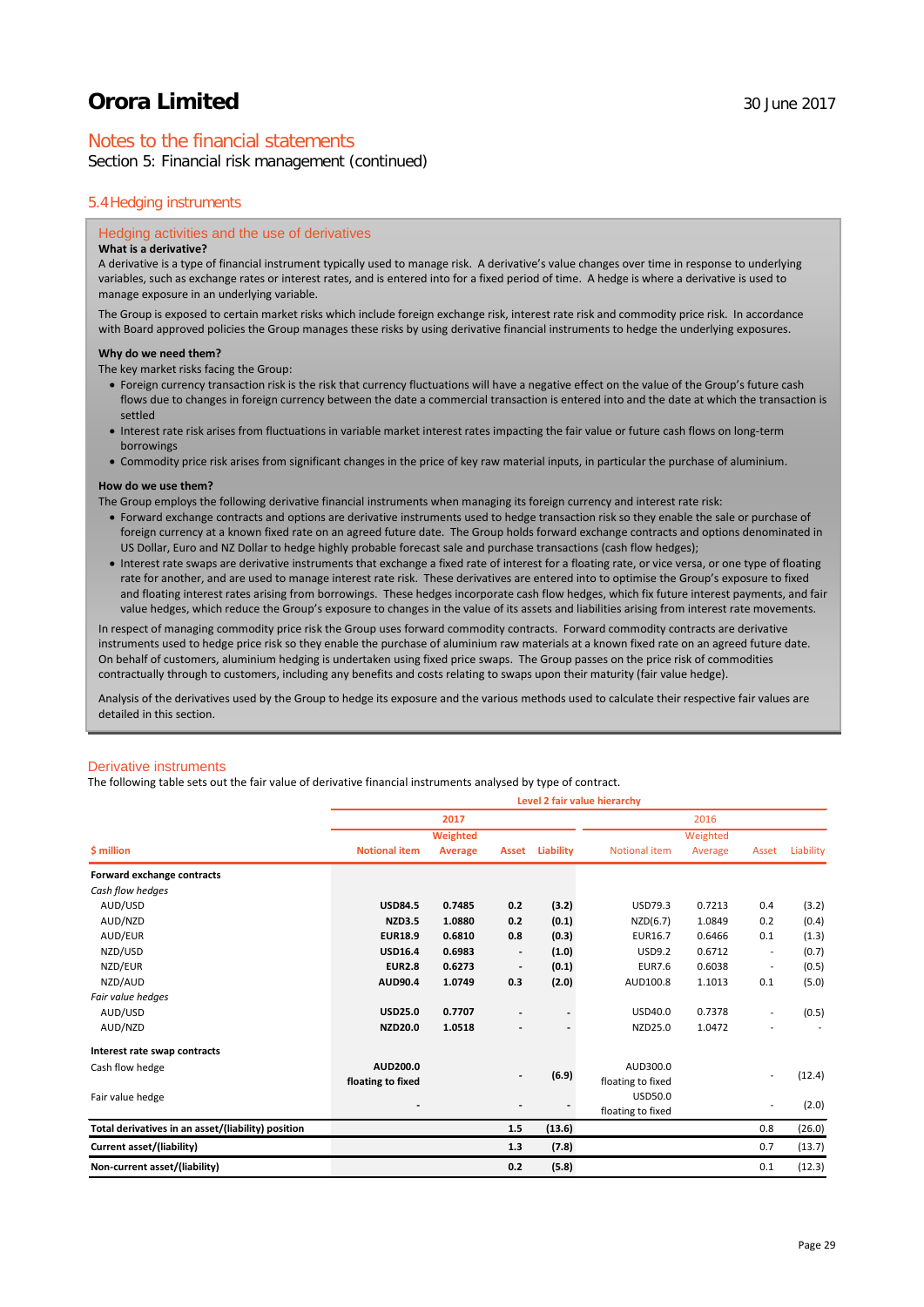Orora Limited

30 June 2017

## Notes to the financial statements

Section 5: Financial risk management (continued)

### 5.4 Hedging instruments

#### Hedging activities and the use of derivatives

**What is a derivative?**

A derivative is a type of financial instrument typically used to manage risk. A derivative's value changes over time in response to underlying variables, such as exchange rates or interest rates, and is entered into for a fixed period of time. A hedge is where a derivative is used to manage exposure in an underlying variable.

The Group is exposed to certain market risks which include foreign exchange risk, interest rate risk and commodity price risk. In accordance with Board approved policies the Group manages these risks by using derivative financial instruments to hedge the underlying exposures.

**Why do we need them?**

The key market risks facing the Group:

- Foreign currency transaction risk is the risk that currency fluctuations will have a negative effect on the value of the Group's future cash flows due to changes in foreign currency between the date a commercial transaction is entered into and the date at which the transaction is settled
- Interest rate risk arises from fluctuations in variable market interest rates impacting the fair value or future cash flows on long-term borrowings
- Commodity price risk arises from significant changes in the price of key raw material inputs, in particular the purchase of aluminium.

**How do we use them?**

The Group employs the following derivative financial instruments when managing its foreign currency and interest rate risk:

- Forward exchange contracts and options are derivative instruments used to hedge transaction risk so they enable the sale or purchase of foreign currency at a known fixed rate on an agreed future date. The Group holds forward exchange contracts and options denominated in US Dollar, Euro and NZ Dollar to hedge highly probable forecast sale and purchase transactions (cash flow hedges);
- Interest rate swaps are derivative instruments that exchange a fixed rate of interest for a floating rate, or vice versa, or one type of floating rate for another, and are used to manage interest rate risk. These derivatives are entered into to optimise the Group's exposure to fixed and floating interest rates arising from borrowings. These hedges incorporate cash flow hedges, which fix future interest payments, and fair value hedges, which reduce the Group's exposure to changes in the value of its assets and liabilities arising from interest rate movements.

In respect of managing commodity price risk the Group uses forward commodity contracts. Forward commodity contracts are derivative instruments used to hedge price risk so they enable the purchase of aluminium raw materials at a known fixed rate on an agreed future date. On behalf of customers, aluminium hedging is undertaken using fixed price swaps. The Group passes on the price risk of commodities contractually through to customers, including any benefits and costs relating to swaps upon their maturity (fair value hedge).

Analysis of the derivatives used by the Group to hedge its exposure and the various methods used to calculate their respective fair values are detailed in this section.

#### Derivative instruments

The following table sets out the fair value of derivative financial instruments analysed by type of contract.

| | Level 2 fair value hierarchy | | | | | | | |
|---|---|---|---|---|---|---|---|---|
| | 2017 | | | | 2016 | | | |
| $ million | Notional item | Weighted Average | Asset | Liability | Notional item | Weighted Average | Asset | Liability |
| **Forward exchange contracts** | | | | | | | | |
| *Cash flow hedges* | | | | | | | | |
| AUD/USD | **USD84.5** | **0.7485** | **0.2** | **(3.2)** | USD79.3 | 0.7213 | 0.4 | (3.2) |
| AUD/NZD | **NZD3.5** | **1.0880** | **0.2** | **(0.1)** | NZD(6.7) | 1.0849 | 0.2 | (0.4) |
| AUD/EUR | **EUR18.9** | **0.6810** | **0.8** | **(0.3)** | EUR16.7 | 0.6466 | 0.1 | (1.3) |
| NZD/USD | **USD16.4** | **0.6983** | **-** | **(1.0)** | USD9.2 | 0.6712 | - | (0.7) |
| NZD/EUR | **EUR2.8** | **0.6273** | **-** | **(0.1)** | EUR7.6 | 0.6038 | - | (0.5) |
| NZD/AUD | **AUD90.4** | **1.0749** | **0.3** | **(2.0)** | AUD100.8 | 1.1013 | 0.1 | (5.0) |
| *Fair value hedges* | | | | | | | | |
| AUD/USD | **USD25.0** | **0.7707** | **-** | **-** | USD40.0 | 0.7378 | - | (0.5) |
| AUD/NZD | **NZD20.0** | **1.0518** | **-** | **-** | NZD25.0 | 1.0472 | - | - |
| **Interest rate swap contracts** | | | | | | | | |
| Cash flow hedge | **AUD200.0 floating to fixed** | | **-** | **(6.9)** | AUD300.0 floating to fixed | | - | (12.4) |
| Fair value hedge | **-** | | **-** | **-** | USD50.0 floating to fixed | | - | (2.0) |
| **Total derivatives in an asset/(liability) position** | | | **1.5** | **(13.6)** | | | 0.8 | (26.0) |
| **Current asset/(liability)** | | | **1.3** | **(7.8)** | | | 0.7 | (13.7) |
| **Non-current asset/(liability)** | | | **0.2** | **(5.8)** | | | 0.1 | (12.3) |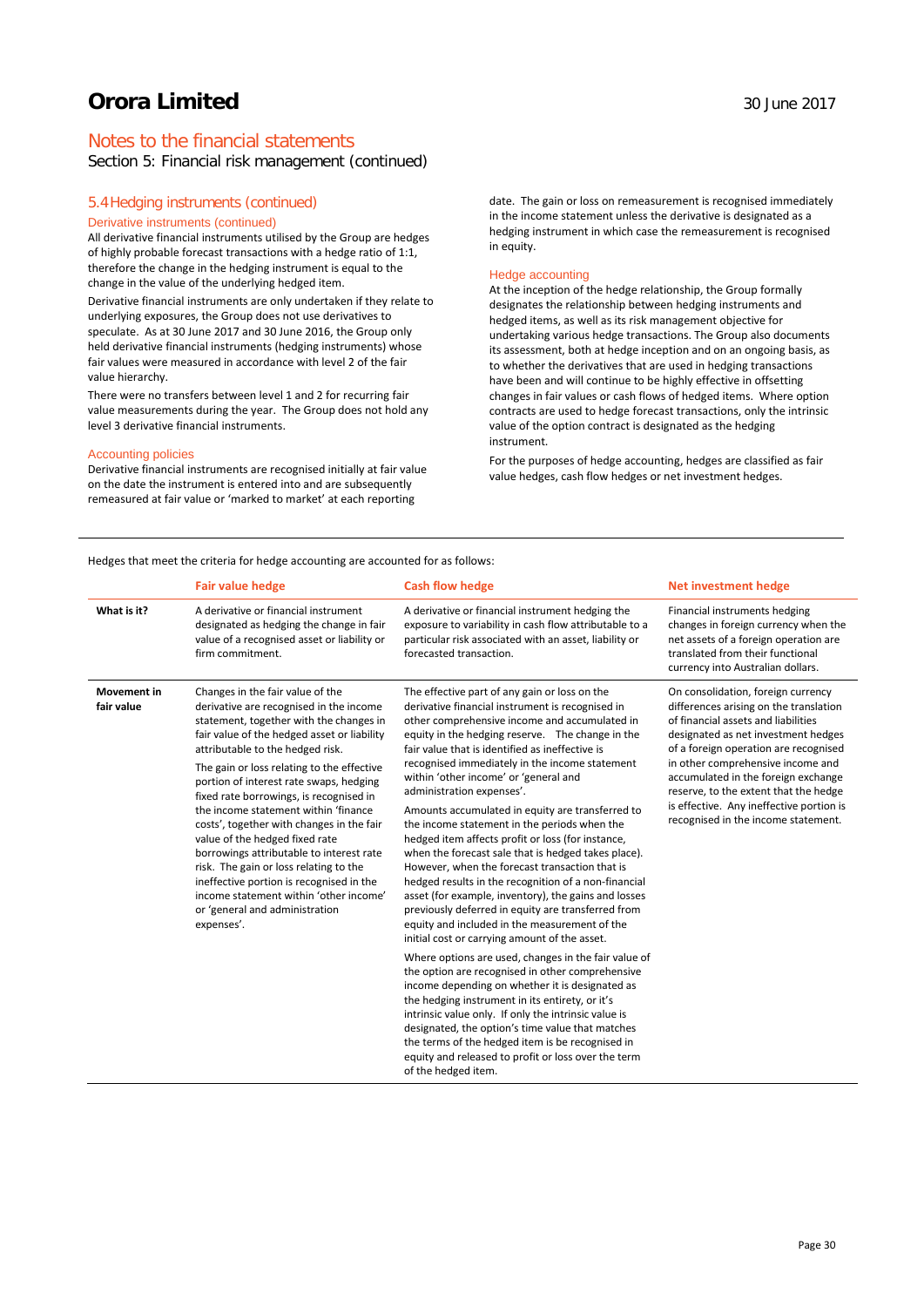# Orora Limited

## Notes to the financial statements

Section 5: Financial risk management (continued)

### 5.4 Hedging instruments (continued)

#### Derivative instruments (continued)

All derivative financial instruments utilised by the Group are hedges of highly probable forecast transactions with a hedge ratio of 1:1, therefore the change in the hedging instrument is equal to the change in the value of the underlying hedged item.

Derivative financial instruments are only undertaken if they relate to underlying exposures, the Group does not use derivatives to speculate. As at 30 June 2017 and 30 June 2016, the Group only held derivative financial instruments (hedging instruments) whose fair values were measured in accordance with level 2 of the fair value hierarchy.

There were no transfers between level 1 and 2 for recurring fair value measurements during the year. The Group does not hold any level 3 derivative financial instruments.

#### Accounting policies

Derivative financial instruments are recognised initially at fair value on the date the instrument is entered into and are subsequently remeasured at fair value or 'marked to market' at each reporting date. The gain or loss on remeasurement is recognised immediately in the income statement unless the derivative is designated as a hedging instrument in which case the remeasurement is recognised in equity.

#### Hedge accounting

At the inception of the hedge relationship, the Group formally designates the relationship between hedging instruments and hedged items, as well as its risk management objective for undertaking various hedge transactions. The Group also documents its assessment, both at hedge inception and on an ongoing basis, as to whether the derivatives that are used in hedging transactions have been and will continue to be highly effective in offsetting changes in fair values or cash flows of hedged items. Where option contracts are used to hedge forecast transactions, only the intrinsic value of the option contract is designated as the hedging instrument.

For the purposes of hedge accounting, hedges are classified as fair value hedges, cash flow hedges or net investment hedges.

Hedges that meet the criteria for hedge accounting are accounted for as follows:

| | Fair value hedge | Cash flow hedge | Net investment hedge |
|---|---|---|---|
| **What is it?** | A derivative or financial instrument designated as hedging the change in fair value of a recognised asset or liability or firm commitment. | A derivative or financial instrument hedging the exposure to variability in cash flow attributable to a particular risk associated with an asset, liability or forecasted transaction. | Financial instruments hedging changes in foreign currency when the net assets of a foreign operation are translated from their functional currency into Australian dollars. |
| **Movement in fair value** | Changes in the fair value of the derivative are recognised in the income statement, together with the changes in fair value of the hedged asset or liability attributable to the hedged risk.<br><br>The gain or loss relating to the effective portion of interest rate swaps, hedging fixed rate borrowings, is recognised in the income statement within 'finance costs', together with changes in the fair value of the hedged fixed rate borrowings attributable to interest rate risk. The gain or loss relating to the ineffective portion is recognised in the income statement within 'other income' or 'general and administration expenses'. | The effective part of any gain or loss on the derivative financial instrument is recognised in other comprehensive income and accumulated in equity in the hedging reserve. The change in the fair value that is identified as ineffective is recognised immediately in the income statement within 'other income' or 'general and administration expenses'.<br><br>Amounts accumulated in equity are transferred to the income statement in the periods when the hedged item affects profit or loss (for instance, when the forecast sale that is hedged takes place). However, when the forecast transaction that is hedged results in the recognition of a non-financial asset (for example, inventory), the gains and losses previously deferred in equity are transferred from equity and included in the measurement of the initial cost or carrying amount of the asset.<br><br>Where options are used, changes in the fair value of the option are recognised in other comprehensive income depending on whether it is designated as the hedging instrument in its entirety, or it's intrinsic value only. If only the intrinsic value is designated, the option's time value that matches the terms of the hedged item is be recognised in equity and released to profit or loss over the term of the hedged item. | On consolidation, foreign currency differences arising on the translation of financial assets and liabilities designated as net investment hedges of a foreign operation are recognised in other comprehensive income and accumulated in the foreign exchange reserve, to the extent that the hedge is effective. Any ineffective portion is recognised in the income statement. |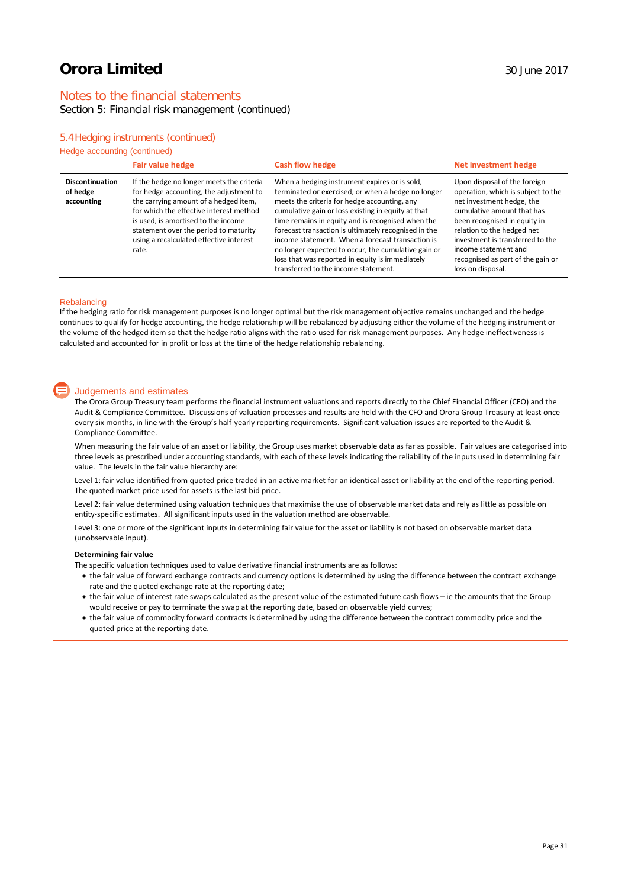# Orora Limited

## Notes to the financial statements

Section 5: Financial risk management (continued)

### 5.4 Hedging instruments (continued)

Hedge accounting (continued)

| | Fair value hedge | Cash flow hedge | Net investment hedge |
|---|---|---|---|
| **Discontinuation of hedge accounting** | If the hedge no longer meets the criteria for hedge accounting, the adjustment to the carrying amount of a hedged item, for which the effective interest method is used, is amortised to the income statement over the period to maturity using a recalculated effective interest rate. | When a hedging instrument expires or is sold, terminated or exercised, or when a hedge no longer meets the criteria for hedge accounting, any cumulative gain or loss existing in equity at that time remains in equity and is recognised when the forecast transaction is ultimately recognised in the income statement. When a forecast transaction is no longer expected to occur, the cumulative gain or loss that was reported in equity is immediately transferred to the income statement. | Upon disposal of the foreign operation, which is subject to the net investment hedge, the cumulative amount that has been recognised in equity in relation to the hedged net investment is transferred to the income statement and recognised as part of the gain or loss on disposal. |

#### Rebalancing

If the hedging ratio for risk management purposes is no longer optimal but the risk management objective remains unchanged and the hedge continues to qualify for hedge accounting, the hedge relationship will be rebalanced by adjusting either the volume of the hedging instrument or the volume of the hedged item so that the hedge ratio aligns with the ratio used for risk management purposes. Any hedge ineffectiveness is calculated and accounted for in profit or loss at the time of the hedge relationship rebalancing.

#### Judgements and estimates

The Orora Group Treasury team performs the financial instrument valuations and reports directly to the Chief Financial Officer (CFO) and the Audit & Compliance Committee. Discussions of valuation processes and results are held with the CFO and Orora Group Treasury at least once every six months, in line with the Group's half-yearly reporting requirements. Significant valuation issues are reported to the Audit & Compliance Committee.

When measuring the fair value of an asset or liability, the Group uses market observable data as far as possible. Fair values are categorised into three levels as prescribed under accounting standards, with each of these levels indicating the reliability of the inputs used in determining fair value. The levels in the fair value hierarchy are:

Level 1: fair value identified from quoted price traded in an active market for an identical asset or liability at the end of the reporting period. The quoted market price used for assets is the last bid price.

Level 2: fair value determined using valuation techniques that maximise the use of observable market data and rely as little as possible on entity-specific estimates. All significant inputs used in the valuation method are observable.

Level 3: one or more of the significant inputs in determining fair value for the asset or liability is not based on observable market data (unobservable input).

**Determining fair value**

The specific valuation techniques used to value derivative financial instruments are as follows:

- the fair value of forward exchange contracts and currency options is determined by using the difference between the contract exchange rate and the quoted exchange rate at the reporting date;
- the fair value of interest rate swaps calculated as the present value of the estimated future cash flows – ie the amounts that the Group would receive or pay to terminate the swap at the reporting date, based on observable yield curves;
- the fair value of commodity forward contracts is determined by using the difference between the contract commodity price and the quoted price at the reporting date.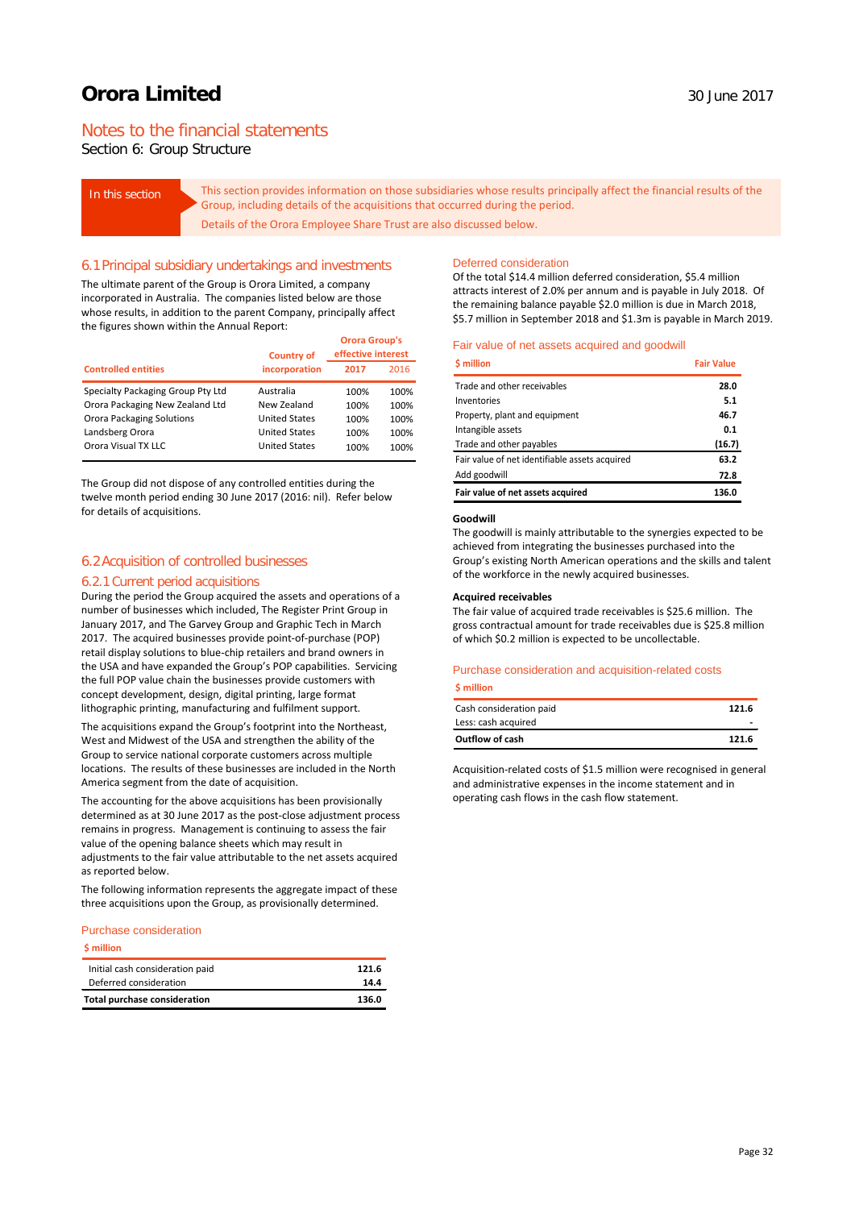# Orora Limited

30 June 2017

## Notes to the financial statements

Section 6: Group Structure

**In this section**

This section provides information on those subsidiaries whose results principally affect the financial results of the Group, including details of the acquisitions that occurred during the period.

Details of the Orora Employee Share Trust are also discussed below.

## 6.1 Principal subsidiary undertakings and investments

The ultimate parent of the Group is Orora Limited, a company incorporated in Australia. The companies listed below are those whose results, in addition to the parent Company, principally affect the figures shown within the Annual Report:

| Controlled entities | Country of incorporation | Orora Group's effective interest | |
|---|---|---|---|
| | | 2017 | 2016 |
| Specialty Packaging Group Pty Ltd | Australia | 100% | 100% |
| Orora Packaging New Zealand Ltd | New Zealand | 100% | 100% |
| Orora Packaging Solutions | United States | 100% | 100% |
| Landsberg Orora | United States | 100% | 100% |
| Orora Visual TX LLC | United States | 100% | 100% |

The Group did not dispose of any controlled entities during the twelve month period ending 30 June 2017 (2016: nil). Refer below for details of acquisitions.

## 6.2 Acquisition of controlled businesses

### 6.2.1 Current period acquisitions

During the period the Group acquired the assets and operations of a number of businesses which included, The Register Print Group in January 2017, and The Garvey Group and Graphic Tech in March 2017. The acquired businesses provide point-of-purchase (POP) retail display solutions to blue-chip retailers and brand owners in the USA and have expanded the Group's POP capabilities. Servicing the full POP value chain the businesses provide customers with concept development, design, digital printing, large format lithographic printing, manufacturing and fulfilment support.

The acquisitions expand the Group's footprint into the Northeast, West and Midwest of the USA and strengthen the ability of the Group to service national corporate customers across multiple locations. The results of these businesses are included in the North America segment from the date of acquisition.

The accounting for the above acquisitions has been provisionally determined as at 30 June 2017 as the post-close adjustment process remains in progress. Management is continuing to assess the fair value of the opening balance sheets which may result in adjustments to the fair value attributable to the net assets acquired as reported below.

The following information represents the aggregate impact of these three acquisitions upon the Group, as provisionally determined.

#### Purchase consideration

| $ million | |
|---|---|
| Initial cash consideration paid | 121.6 |
| Deferred consideration | 14.4 |
| **Total purchase consideration** | **136.0** |

#### Deferred consideration

Of the total $14.4 million deferred consideration, $5.4 million attracts interest of 2.0% per annum and is payable in July 2018. Of the remaining balance payable $2.0 million is due in March 2018, $5.7 million in September 2018 and $1.3m is payable in March 2019.

#### Fair value of net assets acquired and goodwill

| $ million | Fair Value |
|---|---|
| Trade and other receivables | 28.0 |
| Inventories | 5.1 |
| Property, plant and equipment | 46.7 |
| Intangible assets | 0.1 |
| Trade and other payables | (16.7) |
| Fair value of net identifiable assets acquired | 63.2 |
| Add goodwill | 72.8 |
| **Fair value of net assets acquired** | **136.0** |

**Goodwill**

The goodwill is mainly attributable to the synergies expected to be achieved from integrating the businesses purchased into the Group's existing North American operations and the skills and talent of the workforce in the newly acquired businesses.

**Acquired receivables**

The fair value of acquired trade receivables is $25.6 million. The gross contractual amount for trade receivables due is $25.8 million of which $0.2 million is expected to be uncollectable.

#### Purchase consideration and acquisition-related costs

| $ million | |
|---|---|
| Cash consideration paid | 121.6 |
| Less: cash acquired | - |
| **Outflow of cash** | **121.6** |

Acquisition-related costs of $1.5 million were recognised in general and administrative expenses in the income statement and in operating cash flows in the cash flow statement.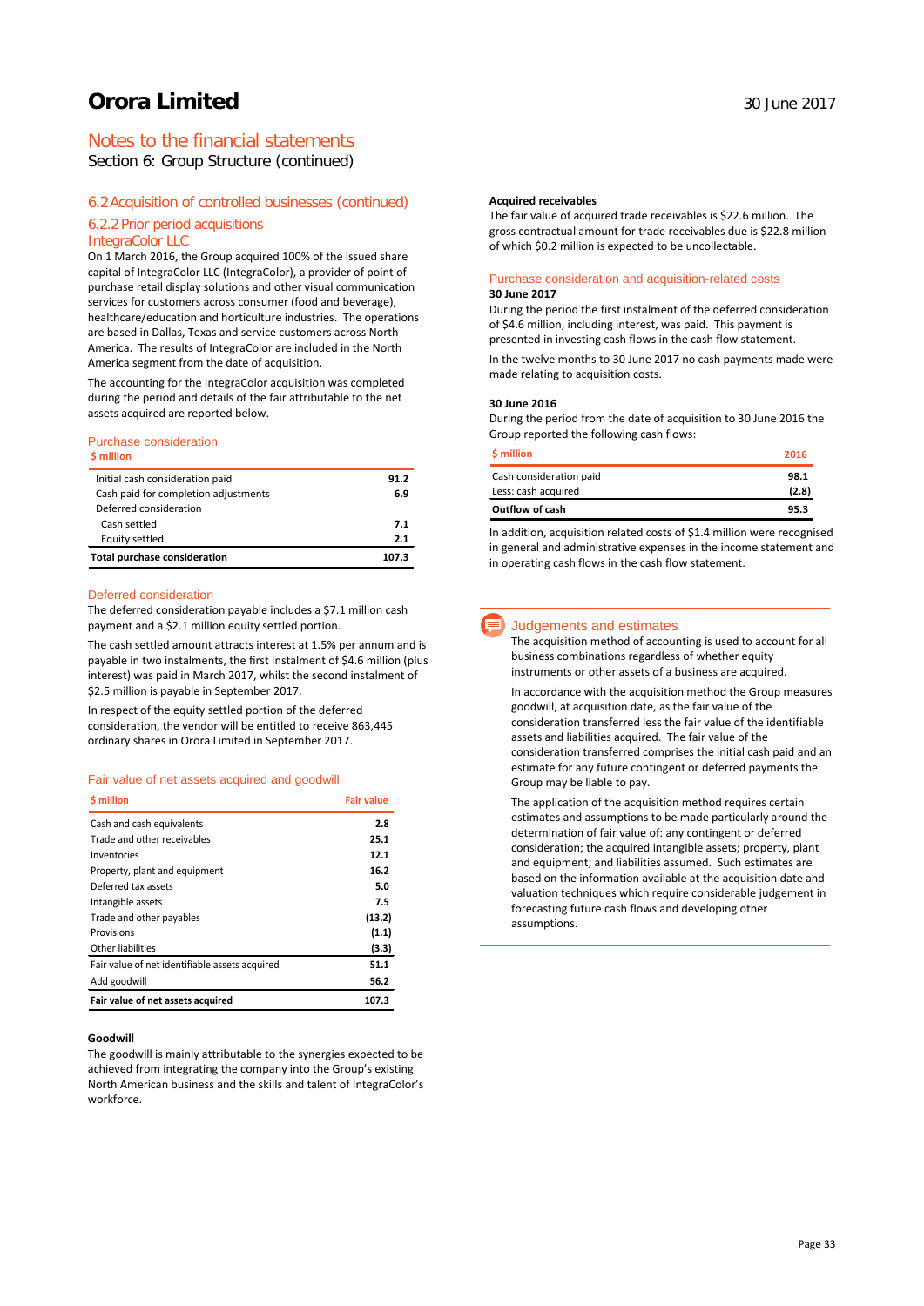# Notes to the financial statements

Section 6: Group Structure (continued)

## 6.2 Acquisition of controlled businesses (continued)

### 6.2.2 Prior period acquisitions

### IntegraColor LLC

On 1 March 2016, the Group acquired 100% of the issued share capital of IntegraColor LLC (IntegraColor), a provider of point of purchase retail display solutions and other visual communication services for customers across consumer (food and beverage), healthcare/education and horticulture industries. The operations are based in Dallas, Texas and service customers across North America. The results of IntegraColor are included in the North America segment from the date of acquisition.

The accounting for the IntegraColor acquisition was completed during the period and details of the fair attributable to the net assets acquired are reported below.

#### Purchase consideration

| $ million | |
|---|---|
| Initial cash consideration paid | 91.2 |
| Cash paid for completion adjustments | 6.9 |
| Deferred consideration | |
| Cash settled | 7.1 |
| Equity settled | 2.1 |
| **Total purchase consideration** | **107.3** |

#### Deferred consideration

The deferred consideration payable includes a $7.1 million cash payment and a $2.1 million equity settled portion.

The cash settled amount attracts interest at 1.5% per annum and is payable in two instalments, the first instalment of $4.6 million (plus interest) was paid in March 2017, whilst the second instalment of $2.5 million is payable in September 2017.

In respect of the equity settled portion of the deferred consideration, the vendor will be entitled to receive 863,445 ordinary shares in Orora Limited in September 2017.

#### Fair value of net assets acquired and goodwill

| $ million | Fair value |
|---|---|
| Cash and cash equivalents | 2.8 |
| Trade and other receivables | 25.1 |
| Inventories | 12.1 |
| Property, plant and equipment | 16.2 |
| Deferred tax assets | 5.0 |
| Intangible assets | 7.5 |
| Trade and other payables | (13.2) |
| Provisions | (1.1) |
| Other liabilities | (3.3) |
| Fair value of net identifiable assets acquired | 51.1 |
| Add goodwill | 56.2 |
| **Fair value of net assets acquired** | **107.3** |

**Goodwill**

The goodwill is mainly attributable to the synergies expected to be achieved from integrating the company into the Group's existing North American business and the skills and talent of IntegraColor's workforce.

**Acquired receivables**

The fair value of acquired trade receivables is $22.6 million. The gross contractual amount for trade receivables due is $22.8 million of which $0.2 million is expected to be uncollectable.

#### Purchase consideration and acquisition-related costs

**30 June 2017**

During the period the first instalment of the deferred consideration of $4.6 million, including interest, was paid. This payment is presented in investing cash flows in the cash flow statement.

In the twelve months to 30 June 2017 no cash payments made were made relating to acquisition costs.

**30 June 2016**

During the period from the date of acquisition to 30 June 2016 the Group reported the following cash flows:

| $ million | 2016 |
|---|---|
| Cash consideration paid | 98.1 |
| Less: cash acquired | (2.8) |
| **Outflow of cash** | **95.3** |

In addition, acquisition related costs of $1.4 million were recognised in general and administrative expenses in the income statement and in operating cash flows in the cash flow statement.

#### Judgements and estimates

The acquisition method of accounting is used to account for all business combinations regardless of whether equity instruments or other assets of a business are acquired.

In accordance with the acquisition method the Group measures goodwill, at acquisition date, as the fair value of the consideration transferred less the fair value of the identifiable assets and liabilities acquired. The fair value of the consideration transferred comprises the initial cash paid and an estimate for any future contingent or deferred payments the Group may be liable to pay.

The application of the acquisition method requires certain estimates and assumptions to be made particularly around the determination of fair value of: any contingent or deferred consideration; the acquired intangible assets; property, plant and equipment; and liabilities assumed. Such estimates are based on the information available at the acquisition date and valuation techniques which require considerable judgement in forecasting future cash flows and developing other assumptions.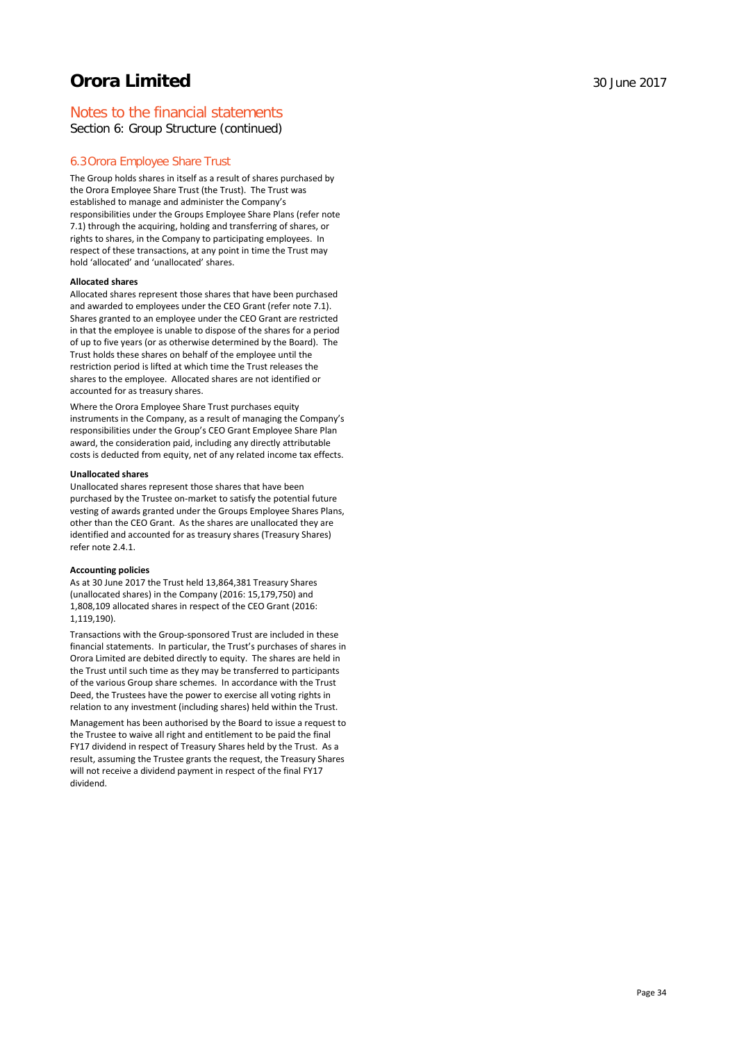# Notes to the financial statements

Section 6: Group Structure (continued)

## 6.3 Orora Employee Share Trust

The Group holds shares in itself as a result of shares purchased by the Orora Employee Share Trust (the Trust). The Trust was established to manage and administer the Company's responsibilities under the Groups Employee Share Plans (refer note 7.1) through the acquiring, holding and transferring of shares, or rights to shares, in the Company to participating employees. In respect of these transactions, at any point in time the Trust may hold 'allocated' and 'unallocated' shares.

**Allocated shares**

Allocated shares represent those shares that have been purchased and awarded to employees under the CEO Grant (refer note 7.1). Shares granted to an employee under the CEO Grant are restricted in that the employee is unable to dispose of the shares for a period of up to five years (or as otherwise determined by the Board). The Trust holds these shares on behalf of the employee until the restriction period is lifted at which time the Trust releases the shares to the employee. Allocated shares are not identified or accounted for as treasury shares.

Where the Orora Employee Share Trust purchases equity instruments in the Company, as a result of managing the Company's responsibilities under the Group's CEO Grant Employee Share Plan award, the consideration paid, including any directly attributable costs is deducted from equity, net of any related income tax effects.

**Unallocated shares**

Unallocated shares represent those shares that have been purchased by the Trustee on-market to satisfy the potential future vesting of awards granted under the Groups Employee Shares Plans, other than the CEO Grant. As the shares are unallocated they are identified and accounted for as treasury shares (Treasury Shares) refer note 2.4.1.

**Accounting policies**

As at 30 June 2017 the Trust held 13,864,381 Treasury Shares (unallocated shares) in the Company (2016: 15,179,750) and 1,808,109 allocated shares in respect of the CEO Grant (2016: 1,119,190).

Transactions with the Group-sponsored Trust are included in these financial statements. In particular, the Trust's purchases of shares in Orora Limited are debited directly to equity. The shares are held in the Trust until such time as they may be transferred to participants of the various Group share schemes. In accordance with the Trust Deed, the Trustees have the power to exercise all voting rights in relation to any investment (including shares) held within the Trust.

Management has been authorised by the Board to issue a request to the Trustee to waive all right and entitlement to be paid the final FY17 dividend in respect of Treasury Shares held by the Trust. As a result, assuming the Trustee grants the request, the Treasury Shares will not receive a dividend payment in respect of the final FY17 dividend.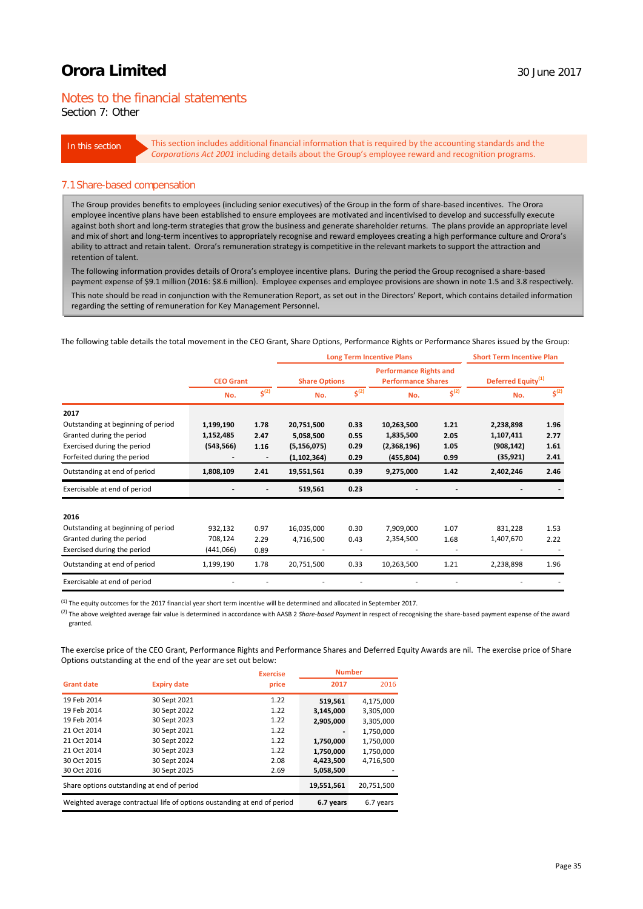# Orora Limited

30 June 2017

## Notes to the financial statements

Section 7: Other

**In this section**

This section includes additional financial information that is required by the accounting standards and the *Corporations Act 2001* including details about the Group's employee reward and recognition programs.

### 7.1 Share-based compensation

The Group provides benefits to employees (including senior executives) of the Group in the form of share-based incentives. The Orora employee incentive plans have been established to ensure employees are motivated and incentivised to develop and successfully execute against both short and long-term strategies that grow the business and generate shareholder returns. The plans provide an appropriate level and mix of short and long-term incentives to appropriately recognise and reward employees creating a high performance culture and Orora's ability to attract and retain talent. Orora's remuneration strategy is competitive in the relevant markets to support the attraction and retention of talent.

The following information provides details of Orora's employee incentive plans. During the period the Group recognised a share-based payment expense of $9.1 million (2016: $8.6 million). Employee expenses and employee provisions are shown in note 1.5 and 3.8 respectively.

This note should be read in conjunction with the Remuneration Report, as set out in the Directors' Report, which contains detailed information regarding the setting of remuneration for Key Management Personnel.

The following table details the total movement in the CEO Grant, Share Options, Performance Rights or Performance Shares issued by the Group:

| | | | Long Term Incentive Plans | | | | Short Term Incentive Plan | |
|---|---|---|---|---|---|---|---|---|
| | CEO Grant | | Share Options | | Performance Rights and Performance Shares | | Deferred Equity[1] | |
| | No. | $[2] | No. | $[2] | No. | $[2] | No. | $[2] |
| **2017** | | | | | | | | |
| Outstanding at beginning of period | **1,199,190** | **1.78** | **20,751,500** | **0.33** | **10,263,500** | **1.21** | **2,238,898** | **1.96** |
| Granted during the period | **1,152,485** | **2.47** | **5,058,500** | **0.55** | **1,835,500** | **2.05** | **1,107,411** | **2.77** |
| Exercised during the period | **(543,566)** | **1.16** | **(5,156,075)** | **0.29** | **(2,368,196)** | **1.05** | **(908,142)** | **1.61** |
| Forfeited during the period | **-** | **-** | **(1,102,364)** | **0.29** | **(455,804)** | **0.99** | **(35,921)** | **2.41** |
| Outstanding at end of period | **1,808,109** | **2.41** | **19,551,561** | **0.39** | **9,275,000** | **1.42** | **2,402,246** | **2.46** |
| Exercisable at end of period | **-** | **-** | **519,561** | **0.23** | **-** | **-** | **-** | **-** |
| **2016** | | | | | | | | |
| Outstanding at beginning of period | 932,132 | 0.97 | 16,035,000 | 0.30 | 7,909,000 | 1.07 | 831,228 | 1.53 |
| Granted during the period | 708,124 | 2.29 | 4,716,500 | 0.43 | 2,354,500 | 1.68 | 1,407,670 | 2.22 |
| Exercised during the period | (441,066) | 0.89 | - | - | - | - | - | - |
| Outstanding at end of period | 1,199,190 | 1.78 | 20,751,500 | 0.33 | 10,263,500 | 1.21 | 2,238,898 | 1.96 |
| Exercisable at end of period | - | - | - | - | - | - | - | - |

[1] The equity outcomes for the 2017 financial year short term incentive will be determined and allocated in September 2017.

[2] The above weighted average fair value is determined in accordance with AASB 2 *Share-based Payment* in respect of recognising the share-based payment expense of the award granted.

The exercise price of the CEO Grant, Performance Rights and Performance Shares and Deferred Equity Awards are nil. The exercise price of Share Options outstanding at the end of the year are set out below:

| Grant date | Expiry date | Exercise price | Number 2017 | Number 2016 |
|---|---|---|---|---|
| 19 Feb 2014 | 30 Sept 2021 | 1.22 | **519,561** | 4,175,000 |
| 19 Feb 2014 | 30 Sept 2022 | 1.22 | **3,145,000** | 3,305,000 |
| 19 Feb 2014 | 30 Sept 2023 | 1.22 | **2,905,000** | 3,305,000 |
| 21 Oct 2014 | 30 Sept 2021 | 1.22 | **-** | 1,750,000 |
| 21 Oct 2014 | 30 Sept 2022 | 1.22 | **1,750,000** | 1,750,000 |
| 21 Oct 2014 | 30 Sept 2023 | 1.22 | **1,750,000** | 1,750,000 |
| 30 Oct 2015 | 30 Sept 2024 | 2.08 | **4,423,500** | 4,716,500 |
| 30 Oct 2016 | 30 Sept 2025 | 2.69 | **5,058,500** | - |
| Share options outstanding at end of period | | | **19,551,561** | 20,751,500 |
| Weighted average contractual life of options oustanding at end of period | | | **6.7 years** | 6.7 years |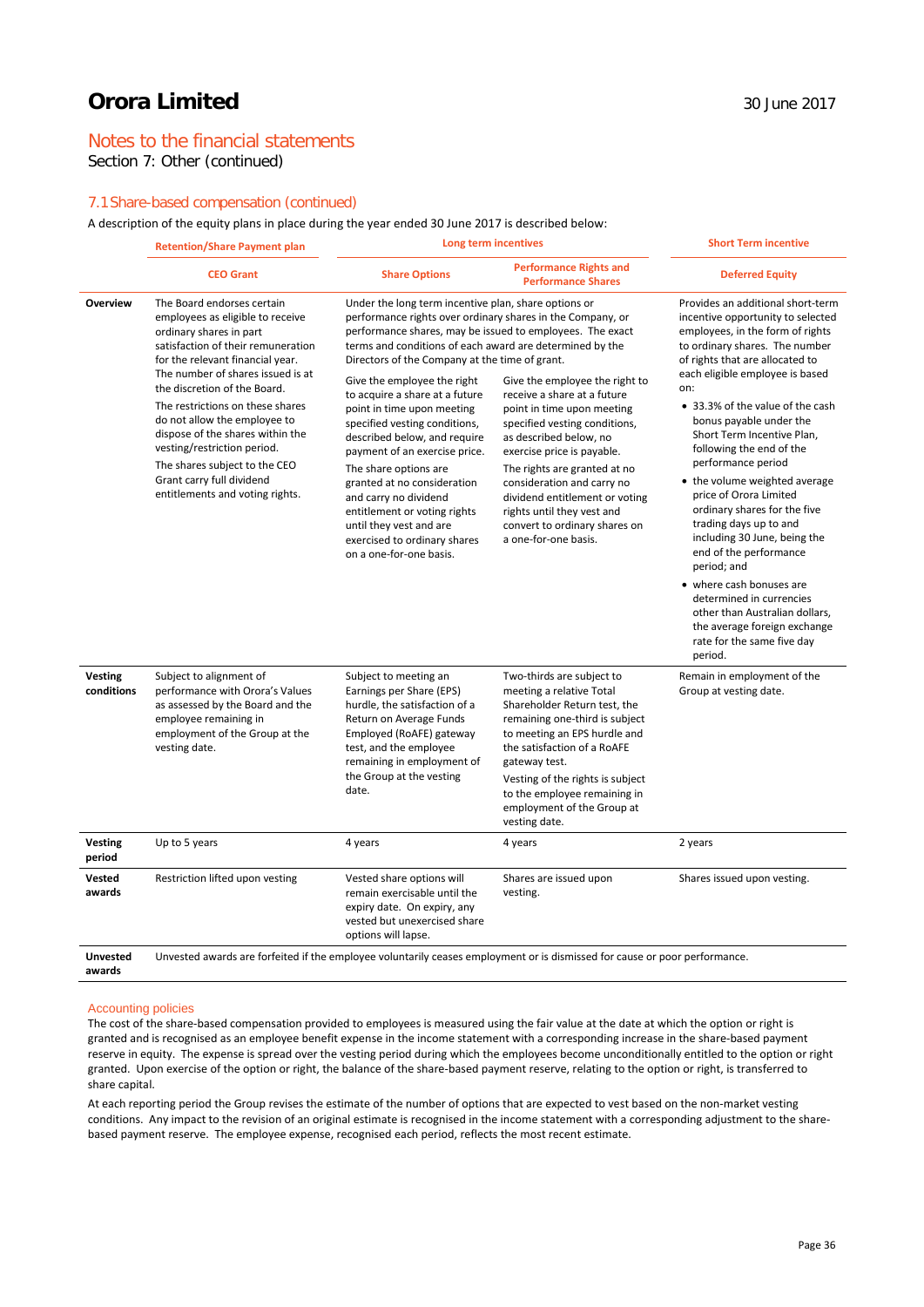## Notes to the financial statements

Section 7: Other (continued)

### 7.1 Share-based compensation (continued)

A description of the equity plans in place during the year ended 30 June 2017 is described below:

| | Retention/Share Payment plan | Long term incentives | | Short Term incentive |
|---|---|---|---|---|
| | **CEO Grant** | **Share Options** | **Performance Rights and Performance Shares** | **Deferred Equity** |
| **Overview** | The Board endorses certain employees as eligible to receive ordinary shares in part satisfaction of their remuneration for the relevant financial year. The number of shares issued is at the discretion of the Board. The restrictions on these shares do not allow the employee to dispose of the shares within the vesting/restriction period. The shares subject to the CEO Grant carry full dividend entitlements and voting rights. | Under the long term incentive plan, share options or performance rights over ordinary shares in the Company, or performance shares, may be issued to employees. The exact terms and conditions of each award are determined by the Directors of the Company at the time of grant. Give the employee the right to acquire a share at a future point in time upon meeting specified vesting conditions, described below, and require payment of an exercise price. The share options are granted at no consideration and carry no dividend entitlement or voting rights until they vest and are exercised to ordinary shares on a one-for-one basis. | Give the employee the right to receive a share at a future point in time upon meeting specified vesting conditions, as described below, no exercise price is payable. The rights are granted at no consideration and carry no dividend entitlement or voting rights until they vest and convert to ordinary shares on a one-for-one basis. | Provides an additional short-term incentive opportunity to selected employees, in the form of rights to ordinary shares. The number of rights that are allocated to each eligible employee is based on: • 33.3% of the value of the cash bonus payable under the Short Term Incentive Plan, following the end of the performance period • the volume weighted average price of Orora Limited ordinary shares for the five trading days up to and including 30 June, being the end of the performance period; and • where cash bonuses are determined in currencies other than Australian dollars, the average foreign exchange rate for the same five day period. |
| **Vesting conditions** | Subject to alignment of performance with Orora's Values as assessed by the Board and the employee remaining in employment of the Group at the vesting date. | Subject to meeting an Earnings per Share (EPS) hurdle, the satisfaction of a Return on Average Funds Employed (RoAFE) gateway test, and the employee remaining in employment of the Group at the vesting date. | Two-thirds are subject to meeting a relative Total Shareholder Return test, the remaining one-third is subject to meeting an EPS hurdle and the satisfaction of a RoAFE gateway test. Vesting of the rights is subject to the employee remaining in employment of the Group at vesting date. | Remain in employment of the Group at vesting date. |
| **Vesting period** | Up to 5 years | 4 years | 4 years | 2 years |
| **Vested awards** | Restriction lifted upon vesting | Vested share options will remain exercisable until the expiry date. On expiry, any vested but unexercised share options will lapse. | Shares are issued upon vesting. | Shares issued upon vesting. |
| **Unvested awards** | Unvested awards are forfeited if the employee voluntarily ceases employment or is dismissed for cause or poor performance. | | | |

#### Accounting policies

The cost of the share-based compensation provided to employees is measured using the fair value at the date at which the option or right is granted and is recognised as an employee benefit expense in the income statement with a corresponding increase in the share-based payment reserve in equity. The expense is spread over the vesting period during which the employees become unconditionally entitled to the option or right granted. Upon exercise of the option or right, the balance of the share-based payment reserve, relating to the option or right, is transferred to share capital.

At each reporting period the Group revises the estimate of the number of options that are expected to vest based on the non-market vesting conditions. Any impact to the revision of an original estimate is recognised in the income statement with a corresponding adjustment to the share-based payment reserve. The employee expense, recognised each period, reflects the most recent estimate.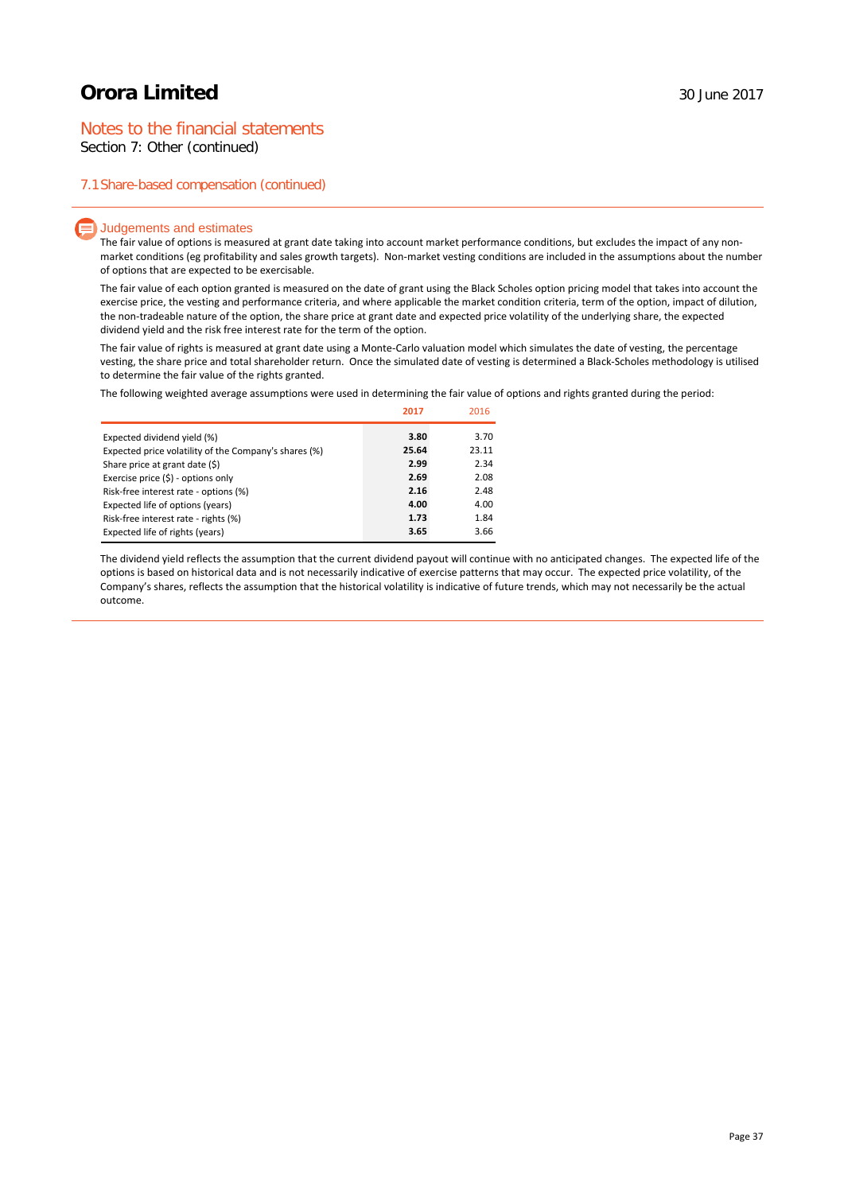# Orora Limited

30 June 2017

## Notes to the financial statements

Section 7: Other (continued)

### 7.1 Share-based compensation (continued)

#### Judgements and estimates

The fair value of options is measured at grant date taking into account market performance conditions, but excludes the impact of any non-market conditions (eg profitability and sales growth targets). Non-market vesting conditions are included in the assumptions about the number of options that are expected to be exercisable.

The fair value of each option granted is measured on the date of grant using the Black Scholes option pricing model that takes into account the exercise price, the vesting and performance criteria, and where applicable the market condition criteria, term of the option, impact of dilution, the non-tradeable nature of the option, the share price at grant date and expected price volatility of the underlying share, the expected dividend yield and the risk free interest rate for the term of the option.

The fair value of rights is measured at grant date using a Monte-Carlo valuation model which simulates the date of vesting, the percentage vesting, the share price and total shareholder return. Once the simulated date of vesting is determined a Black-Scholes methodology is utilised to determine the fair value of the rights granted.

The following weighted average assumptions were used in determining the fair value of options and rights granted during the period:

| | **2017** | 2016 |
|---|---|---|
| Expected dividend yield (%) | **3.80** | 3.70 |
| Expected price volatility of the Company's shares (%) | **25.64** | 23.11 |
| Share price at grant date ($) | **2.99** | 2.34 |
| Exercise price ($) - options only | **2.69** | 2.08 |
| Risk-free interest rate - options (%) | **2.16** | 2.48 |
| Expected life of options (years) | **4.00** | 4.00 |
| Risk-free interest rate - rights (%) | **1.73** | 1.84 |
| Expected life of rights (years) | **3.65** | 3.66 |

The dividend yield reflects the assumption that the current dividend payout will continue with no anticipated changes. The expected life of the options is based on historical data and is not necessarily indicative of exercise patterns that may occur. The expected price volatility, of the Company's shares, reflects the assumption that the historical volatility is indicative of future trends, which may not necessarily be the actual outcome.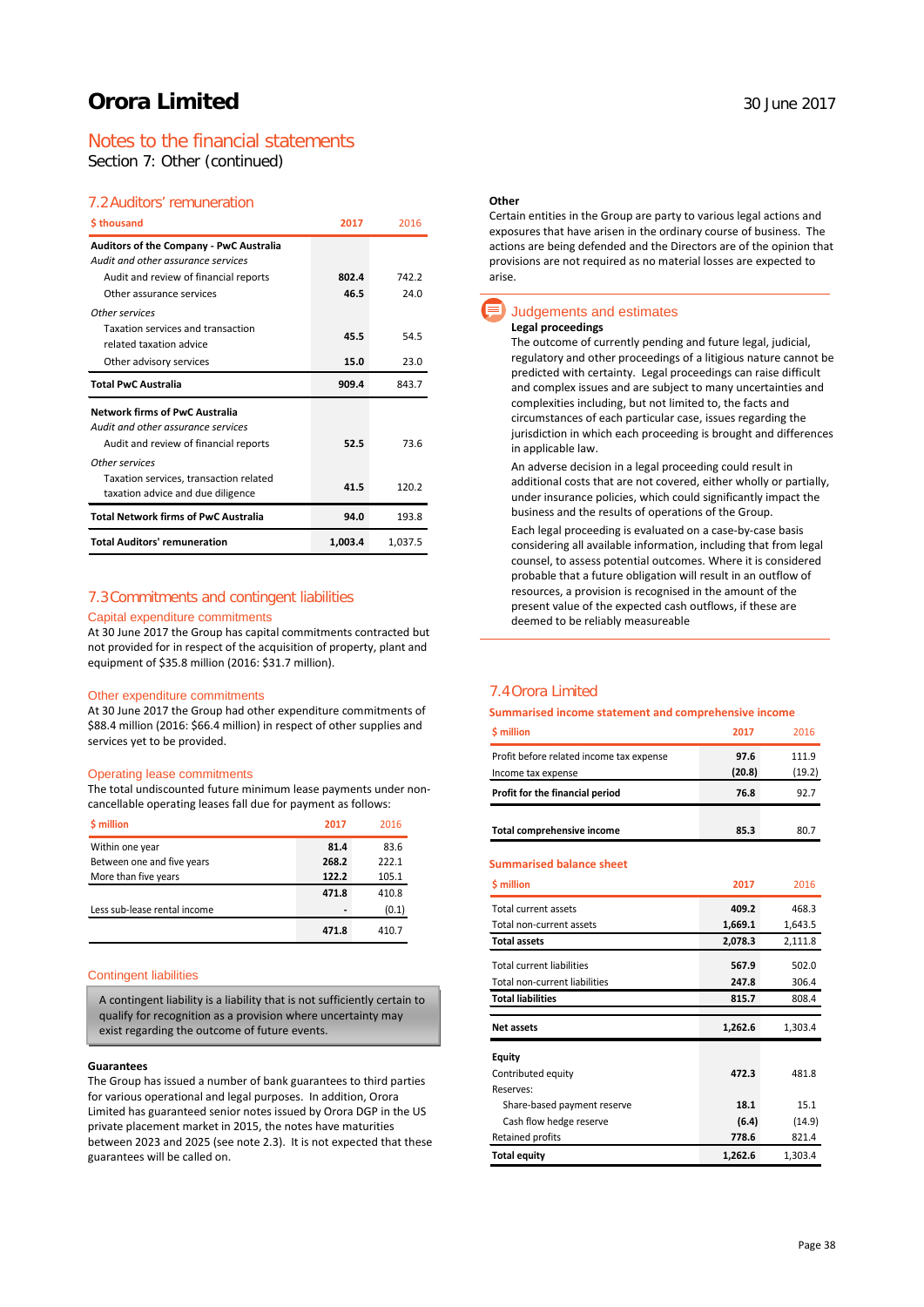# Orora Limited

30 June 2017

## Notes to the financial statements

Section 7: Other (continued)

### 7.2 Auditors' remuneration

| $ thousand | 2017 | 2016 |
|---|---|---|
| **Auditors of the Company - PwC Australia** | | |
| *Audit and other assurance services* | | |
| Audit and review of financial reports | **802.4** | 742.2 |
| Other assurance services | **46.5** | 24.0 |
| *Other services* | | |
| Taxation services and transaction related taxation advice | **45.5** | 54.5 |
| Other advisory services | **15.0** | 23.0 |
| **Total PwC Australia** | **909.4** | 843.7 |
| **Network firms of PwC Australia** | | |
| *Audit and other assurance services* | | |
| Audit and review of financial reports | **52.5** | 73.6 |
| *Other services* | | |
| Taxation services, transaction related taxation advice and due diligence | **41.5** | 120.2 |
| **Total Network firms of PwC Australia** | **94.0** | 193.8 |
| **Total Auditors' remuneration** | **1,003.4** | 1,037.5 |

### 7.3 Commitments and contingent liabilities

#### Capital expenditure commitments

At 30 June 2017 the Group has capital commitments contracted but not provided for in respect of the acquisition of property, plant and equipment of $35.8 million (2016: $31.7 million).

#### Other expenditure commitments

At 30 June 2017 the Group had other expenditure commitments of $88.4 million (2016: $66.4 million) in respect of other supplies and services yet to be provided.

#### Operating lease commitments

The total undiscounted future minimum lease payments under non-cancellable operating leases fall due for payment as follows:

| $ million | 2017 | 2016 |
|---|---|---|
| Within one year | **81.4** | 83.6 |
| Between one and five years | **268.2** | 222.1 |
| More than five years | **122.2** | 105.1 |
| | **471.8** | 410.8 |
| Less sub-lease rental income | **-** | (0.1) |
| | **471.8** | 410.7 |

#### Contingent liabilities

A contingent liability is a liability that is not sufficiently certain to qualify for recognition as a provision where uncertainty may exist regarding the outcome of future events.

**Guarantees**

The Group has issued a number of bank guarantees to third parties for various operational and legal purposes. In addition, Orora Limited has guaranteed senior notes issued by Orora DGP in the US private placement market in 2015, the notes have maturities between 2023 and 2025 (see note 2.3). It is not expected that these guarantees will be called on.

**Other**

Certain entities in the Group are party to various legal actions and exposures that have arisen in the ordinary course of business. The actions are being defended and the Directors are of the opinion that provisions are not required as no material losses are expected to arise.

#### Judgements and estimates

**Legal proceedings**

The outcome of currently pending and future legal, judicial, regulatory and other proceedings of a litigious nature cannot be predicted with certainty. Legal proceedings can raise difficult and complex issues and are subject to many uncertainties and complexities including, but not limited to, the facts and circumstances of each particular case, issues regarding the jurisdiction in which each proceeding is brought and differences in applicable law.

An adverse decision in a legal proceeding could result in additional costs that are not covered, either wholly or partially, under insurance policies, which could significantly impact the business and the results of operations of the Group.

Each legal proceeding is evaluated on a case-by-case basis considering all available information, including that from legal counsel, to assess potential outcomes. Where it is considered probable that a future obligation will result in an outflow of resources, a provision is recognised in the amount of the present value of the expected cash outflows, if these are deemed to be reliably measureable

### 7.4 Orora Limited

#### Summarised income statement and comprehensive income

| $ million | 2017 | 2016 |
|---|---|---|
| Profit before related income tax expense | **97.6** | 111.9 |
| Income tax expense | **(20.8)** | (19.2) |
| **Profit for the financial period** | **76.8** | 92.7 |
| **Total comprehensive income** | **85.3** | 80.7 |

#### Summarised balance sheet

| $ million | 2017 | 2016 |
|---|---|---|
| Total current assets | **409.2** | 468.3 |
| Total non-current assets | **1,669.1** | 1,643.5 |
| **Total assets** | **2,078.3** | 2,111.8 |
| Total current liabilities | **567.9** | 502.0 |
| Total non-current liabilities | **247.8** | 306.4 |
| **Total liabilities** | **815.7** | 808.4 |
| **Net assets** | **1,262.6** | 1,303.4 |
| **Equity** | | |
| Contributed equity | **472.3** | 481.8 |
| Reserves: | | |
| Share-based payment reserve | **18.1** | 15.1 |
| Cash flow hedge reserve | **(6.4)** | (14.9) |
| Retained profits | **778.6** | 821.4 |
| **Total equity** | **1,262.6** | 1,303.4 |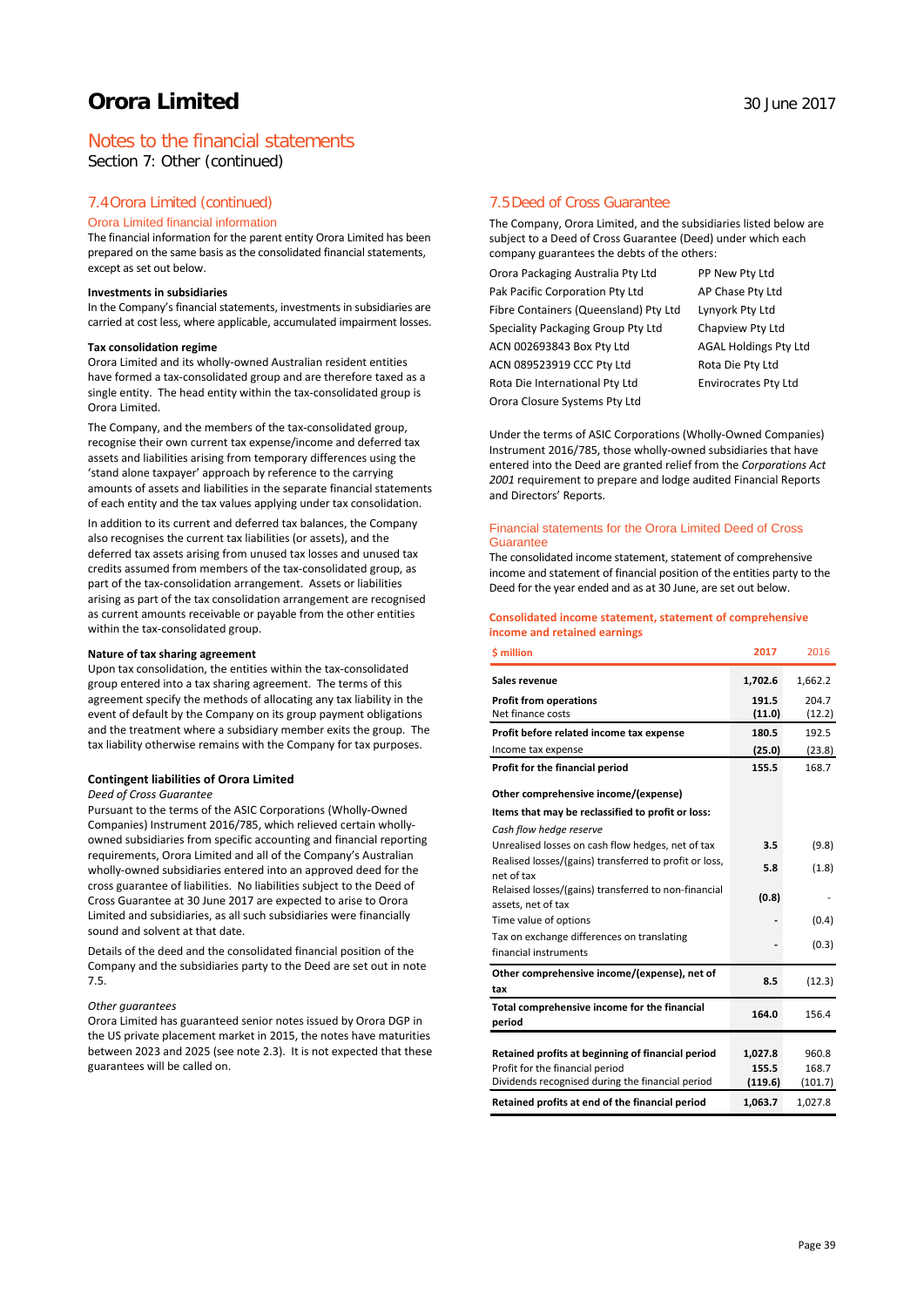# Orora Limited

30 June 2017

## Notes to the financial statements

Section 7: Other (continued)

### 7.4 Orora Limited (continued)

#### Orora Limited financial information

The financial information for the parent entity Orora Limited has been prepared on the same basis as the consolidated financial statements, except as set out below.

**Investments in subsidiaries**

In the Company's financial statements, investments in subsidiaries are carried at cost less, where applicable, accumulated impairment losses.

**Tax consolidation regime**

Orora Limited and its wholly-owned Australian resident entities have formed a tax-consolidated group and are therefore taxed as a single entity. The head entity within the tax-consolidated group is Orora Limited.

The Company, and the members of the tax-consolidated group, recognise their own current tax expense/income and deferred tax assets and liabilities arising from temporary differences using the 'stand alone taxpayer' approach by reference to the carrying amounts of assets and liabilities in the separate financial statements of each entity and the tax values applying under tax consolidation.

In addition to its current and deferred tax balances, the Company also recognises the current tax liabilities (or assets), and the deferred tax assets arising from unused tax losses and unused tax credits assumed from members of the tax-consolidated group, as part of the tax-consolidation arrangement. Assets or liabilities arising as part of the tax consolidation arrangement are recognised as current amounts receivable or payable from the other entities within the tax-consolidated group.

**Nature of tax sharing agreement**

Upon tax consolidation, the entities within the tax-consolidated group entered into a tax sharing agreement. The terms of this agreement specify the methods of allocating any tax liability in the event of default by the Company on its group payment obligations and the treatment where a subsidiary member exits the group. The tax liability otherwise remains with the Company for tax purposes.

**Contingent liabilities of Orora Limited**

*Deed of Cross Guarantee*

Pursuant to the terms of the ASIC Corporations (Wholly-Owned Companies) Instrument 2016/785, which relieved certain wholly-owned subsidiaries from specific accounting and financial reporting requirements, Orora Limited and all of the Company's Australian wholly-owned subsidiaries entered into an approved deed for the cross guarantee of liabilities. No liabilities subject to the Deed of Cross Guarantee at 30 June 2017 are expected to arise to Orora Limited and subsidiaries, as all such subsidiaries were financially sound and solvent at that date.

Details of the deed and the consolidated financial position of the Company and the subsidiaries party to the Deed are set out in note 7.5.

*Other guarantees*

Orora Limited has guaranteed senior notes issued by Orora DGP in the US private placement market in 2015, the notes have maturities between 2023 and 2025 (see note 2.3). It is not expected that these guarantees will be called on.

### 7.5 Deed of Cross Guarantee

The Company, Orora Limited, and the subsidiaries listed below are subject to a Deed of Cross Guarantee (Deed) under which each company guarantees the debts of the others:

- Orora Packaging Australia Pty Ltd
- Pak Pacific Corporation Pty Ltd
- Fibre Containers (Queensland) Pty Ltd
- Speciality Packaging Group Pty Ltd
- ACN 002693843 Box Pty Ltd
- ACN 089523919 CCC Pty Ltd
- Rota Die International Pty Ltd
- Orora Closure Systems Pty Ltd
- PP New Pty Ltd
- AP Chase Pty Ltd
- Lynyork Pty Ltd
- Chapview Pty Ltd
- AGAL Holdings Pty Ltd
- Rota Die Pty Ltd
- Envirocrates Pty Ltd

Under the terms of ASIC Corporations (Wholly-Owned Companies) Instrument 2016/785, those wholly-owned subsidiaries that have entered into the Deed are granted relief from the *Corporations Act 2001* requirement to prepare and lodge audited Financial Reports and Directors' Reports.

#### Financial statements for the Orora Limited Deed of Cross Guarantee

The consolidated income statement, statement of comprehensive income and statement of financial position of the entities party to the Deed for the year ended and as at 30 June, are set out below.

**Consolidated income statement, statement of comprehensive income and retained earnings**

| $ million | 2017 | 2016 |
|---|---|---|
| **Sales revenue** | **1,702.6** | 1,662.2 |
| **Profit from operations** | **191.5** | 204.7 |
| Net finance costs | **(11.0)** | (12.2) |
| **Profit before related income tax expense** | **180.5** | 192.5 |
| Income tax expense | **(25.0)** | (23.8) |
| **Profit for the financial period** | **155.5** | 168.7 |
| **Other comprehensive income/(expense)** | | |
| **Items that may be reclassified to profit or loss:** | | |
| *Cash flow hedge reserve* | | |
| Unrealised losses on cash flow hedges, net of tax | **3.5** | (9.8) |
| Realised losses/(gains) transferred to profit or loss, net of tax | **5.8** | (1.8) |
| Relaised losses/(gains) transferred to non-financial assets, net of tax | **(0.8)** | - |
| Time value of options | **-** | (0.4) |
| Tax on exchange differences on translating financial instruments | **-** | (0.3) |
| **Other comprehensive income/(expense), net of tax** | **8.5** | (12.3) |
| **Total comprehensive income for the financial period** | **164.0** | 156.4 |
| **Retained profits at beginning of financial period** | **1,027.8** | 960.8 |
| Profit for the financial period | **155.5** | 168.7 |
| Dividends recognised during the financial period | **(119.6)** | (101.7) |
| **Retained profits at end of the financial period** | **1,063.7** | 1,027.8 |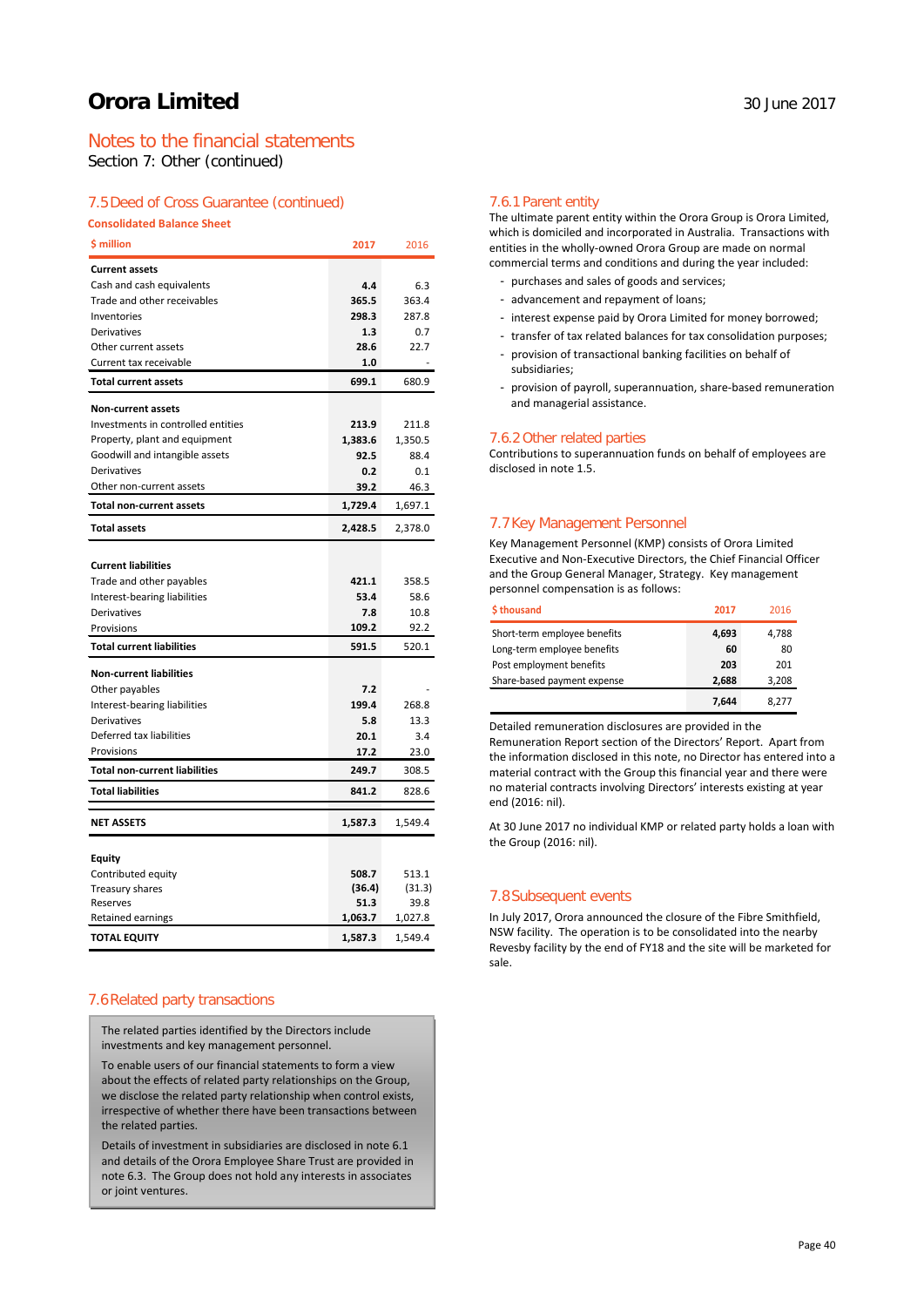## Notes to the financial statements

Section 7: Other (continued)

### 7.5 Deed of Cross Guarantee (continued)

**Consolidated Balance Sheet**

| $ million | 2017 | 2016 |
|---|---|---|
| **Current assets** | | |
| Cash and cash equivalents | **4.4** | 6.3 |
| Trade and other receivables | **365.5** | 363.4 |
| Inventories | **298.3** | 287.8 |
| Derivatives | **1.3** | 0.7 |
| Other current assets | **28.6** | 22.7 |
| Current tax receivable | **1.0** | - |
| **Total current assets** | **699.1** | 680.9 |
| **Non-current assets** | | |
| Investments in controlled entities | **213.9** | 211.8 |
| Property, plant and equipment | **1,383.6** | 1,350.5 |
| Goodwill and intangible assets | **92.5** | 88.4 |
| Derivatives | **0.2** | 0.1 |
| Other non-current assets | **39.2** | 46.3 |
| **Total non-current assets** | **1,729.4** | 1,697.1 |
| **Total assets** | **2,428.5** | 2,378.0 |
| **Current liabilities** | | |
| Trade and other payables | **421.1** | 358.5 |
| Interest-bearing liabilities | **53.4** | 58.6 |
| Derivatives | **7.8** | 10.8 |
| Provisions | **109.2** | 92.2 |
| **Total current liabilities** | **591.5** | 520.1 |
| **Non-current liabilities** | | |
| Other payables | **7.2** | - |
| Interest-bearing liabilities | **199.4** | 268.8 |
| Derivatives | **5.8** | 13.3 |
| Deferred tax liabilities | **20.1** | 3.4 |
| Provisions | **17.2** | 23.0 |
| **Total non-current liabilities** | **249.7** | 308.5 |
| **Total liabilities** | **841.2** | 828.6 |
| **NET ASSETS** | **1,587.3** | 1,549.4 |
| **Equity** | | |
| Contributed equity | **508.7** | 513.1 |
| Treasury shares | **(36.4)** | (31.3) |
| Reserves | **51.3** | 39.8 |
| Retained earnings | **1,063.7** | 1,027.8 |
| **TOTAL EQUITY** | **1,587.3** | 1,549.4 |

### 7.6 Related party transactions

The related parties identified by the Directors include investments and key management personnel.

To enable users of our financial statements to form a view about the effects of related party relationships on the Group, we disclose the related party relationship when control exists, irrespective of whether there have been transactions between the related parties.

Details of investment in subsidiaries are disclosed in note 6.1 and details of the Orora Employee Share Trust are provided in note 6.3. The Group does not hold any interests in associates or joint ventures.

#### 7.6.1 Parent entity

The ultimate parent entity within the Orora Group is Orora Limited, which is domiciled and incorporated in Australia. Transactions with entities in the wholly-owned Orora Group are made on normal commercial terms and conditions and during the year included:

- purchases and sales of goods and services;
- advancement and repayment of loans;
- interest expense paid by Orora Limited for money borrowed;
- transfer of tax related balances for tax consolidation purposes;
- provision of transactional banking facilities on behalf of subsidiaries;
- provision of payroll, superannuation, share-based remuneration and managerial assistance.

#### 7.6.2 Other related parties

Contributions to superannuation funds on behalf of employees are disclosed in note 1.5.

### 7.7 Key Management Personnel

Key Management Personnel (KMP) consists of Orora Limited Executive and Non-Executive Directors, the Chief Financial Officer and the Group General Manager, Strategy. Key management personnel compensation is as follows:

| $ thousand | 2017 | 2016 |
|---|---|---|
| Short-term employee benefits | **4,693** | 4,788 |
| Long-term employee benefits | **60** | 80 |
| Post employment benefits | **203** | 201 |
| Share-based payment expense | **2,688** | 3,208 |
| | **7,644** | 8,277 |

Detailed remuneration disclosures are provided in the Remuneration Report section of the Directors' Report. Apart from the information disclosed in this note, no Director has entered into a material contract with the Group this financial year and there were no material contracts involving Directors' interests existing at year end (2016: nil).

At 30 June 2017 no individual KMP or related party holds a loan with the Group (2016: nil).

### 7.8 Subsequent events

In July 2017, Orora announced the closure of the Fibre Smithfield, NSW facility. The operation is to be consolidated into the nearby Revesby facility by the end of FY18 and the site will be marketed for sale.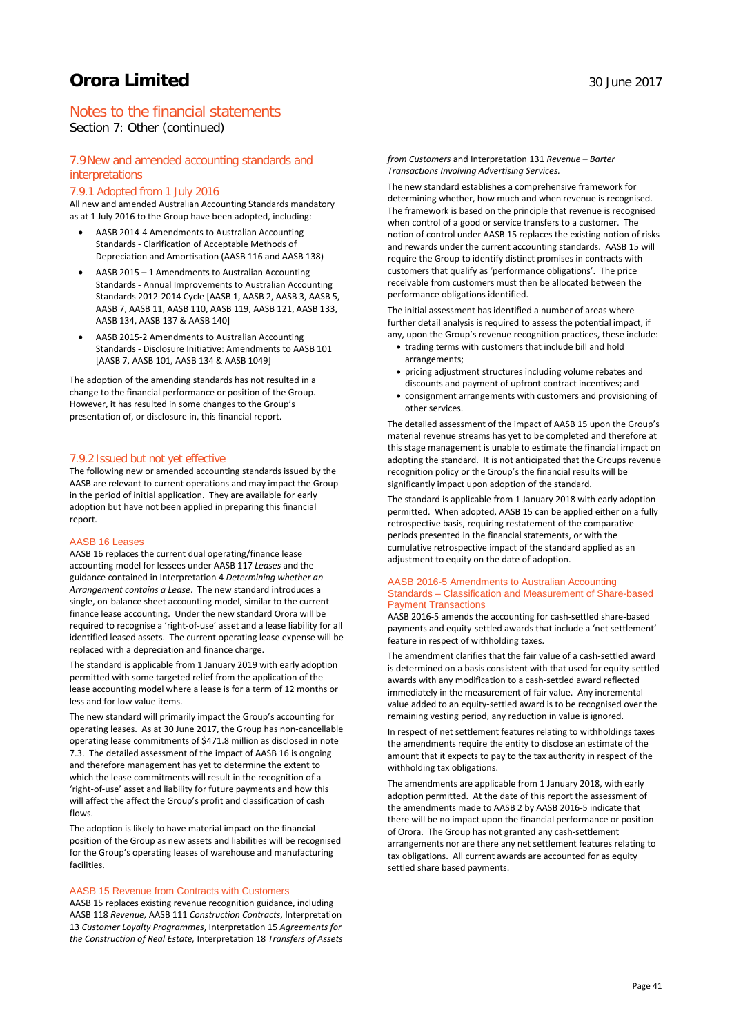# Orora Limited

## Notes to the financial statements

Section 7: Other (continued)

### 7.9 New and amended accounting standards and interpretations

#### 7.9.1 Adopted from 1 July 2016

All new and amended Australian Accounting Standards mandatory as at 1 July 2016 to the Group have been adopted, including:

- AASB 2014-4 Amendments to Australian Accounting Standards - Clarification of Acceptable Methods of Depreciation and Amortisation (AASB 116 and AASB 138)
- AASB 2015 – 1 Amendments to Australian Accounting Standards - Annual Improvements to Australian Accounting Standards 2012-2014 Cycle [AASB 1, AASB 2, AASB 3, AASB 5, AASB 7, AASB 11, AASB 110, AASB 119, AASB 121, AASB 133, AASB 134, AASB 137 & AASB 140]
- AASB 2015-2 Amendments to Australian Accounting Standards - Disclosure Initiative: Amendments to AASB 101 [AASB 7, AASB 101, AASB 134 & AASB 1049]

The adoption of the amending standards has not resulted in a change to the financial performance or position of the Group. However, it has resulted in some changes to the Group's presentation of, or disclosure in, this financial report.

#### 7.9.2 Issued but not yet effective

The following new or amended accounting standards issued by the AASB are relevant to current operations and may impact the Group in the period of initial application. They are available for early adoption but have not been applied in preparing this financial report.

##### AASB 16 Leases

AASB 16 replaces the current dual operating/finance lease accounting model for lessees under AASB 117 *Leases* and the guidance contained in Interpretation 4 *Determining whether an Arrangement contains a Lease*. The new standard introduces a single, on-balance sheet accounting model, similar to the current finance lease accounting. Under the new standard Orora will be required to recognise a 'right-of-use' asset and a lease liability for all identified leased assets. The current operating lease expense will be replaced with a depreciation and finance charge.

The standard is applicable from 1 January 2019 with early adoption permitted with some targeted relief from the application of the lease accounting model where a lease is for a term of 12 months or less and for low value items.

The new standard will primarily impact the Group's accounting for operating leases. As at 30 June 2017, the Group has non-cancellable operating lease commitments of $471.8 million as disclosed in note 7.3. The detailed assessment of the impact of AASB 16 is ongoing and therefore management has yet to determine the extent to which the lease commitments will result in the recognition of a 'right-of-use' asset and liability for future payments and how this will affect the affect the Group's profit and classification of cash flows.

The adoption is likely to have material impact on the financial position of the Group as new assets and liabilities will be recognised for the Group's operating leases of warehouse and manufacturing facilities.

##### AASB 15 Revenue from Contracts with Customers

AASB 15 replaces existing revenue recognition guidance, including AASB 118 *Revenue,* AASB 111 *Construction Contracts*, Interpretation 13 *Customer Loyalty Programmes*, Interpretation 15 *Agreements for the Construction of Real Estate,* Interpretation 18 *Transfers of Assets from Customers* and Interpretation 131 *Revenue – Barter Transactions Involving Advertising Services.*

The new standard establishes a comprehensive framework for determining whether, how much and when revenue is recognised. The framework is based on the principle that revenue is recognised when control of a good or service transfers to a customer. The notion of control under AASB 15 replaces the existing notion of risks and rewards under the current accounting standards. AASB 15 will require the Group to identify distinct promises in contracts with customers that qualify as 'performance obligations'. The price receivable from customers must then be allocated between the performance obligations identified.

The initial assessment has identified a number of areas where further detail analysis is required to assess the potential impact, if any, upon the Group's revenue recognition practices, these include:

- trading terms with customers that include bill and hold arrangements;
- pricing adjustment structures including volume rebates and discounts and payment of upfront contract incentives; and
- consignment arrangements with customers and provisioning of other services.

The detailed assessment of the impact of AASB 15 upon the Group's material revenue streams has yet to be completed and therefore at this stage management is unable to estimate the financial impact on adopting the standard. It is not anticipated that the Groups revenue recognition policy or the Group's the financial results will be significantly impact upon adoption of the standard.

The standard is applicable from 1 January 2018 with early adoption permitted. When adopted, AASB 15 can be applied either on a fully retrospective basis, requiring restatement of the comparative periods presented in the financial statements, or with the cumulative retrospective impact of the standard applied as an adjustment to equity on the date of adoption.

##### AASB 2016-5 Amendments to Australian Accounting Standards – Classification and Measurement of Share-based Payment Transactions

AASB 2016-5 amends the accounting for cash-settled share-based payments and equity-settled awards that include a 'net settlement' feature in respect of withholding taxes.

The amendment clarifies that the fair value of a cash-settled award is determined on a basis consistent with that used for equity-settled awards with any modification to a cash-settled award reflected immediately in the measurement of fair value. Any incremental value added to an equity-settled award is to be recognised over the remaining vesting period, any reduction in value is ignored.

In respect of net settlement features relating to withholdings taxes the amendments require the entity to disclose an estimate of the amount that it expects to pay to the tax authority in respect of the withholding tax obligations.

The amendments are applicable from 1 January 2018, with early adoption permitted. At the date of this report the assessment of the amendments made to AASB 2 by AASB 2016-5 indicate that there will be no impact upon the financial performance or position of Orora. The Group has not granted any cash-settlement arrangements nor are there any net settlement features relating to tax obligations. All current awards are accounted for as equity settled share based payments.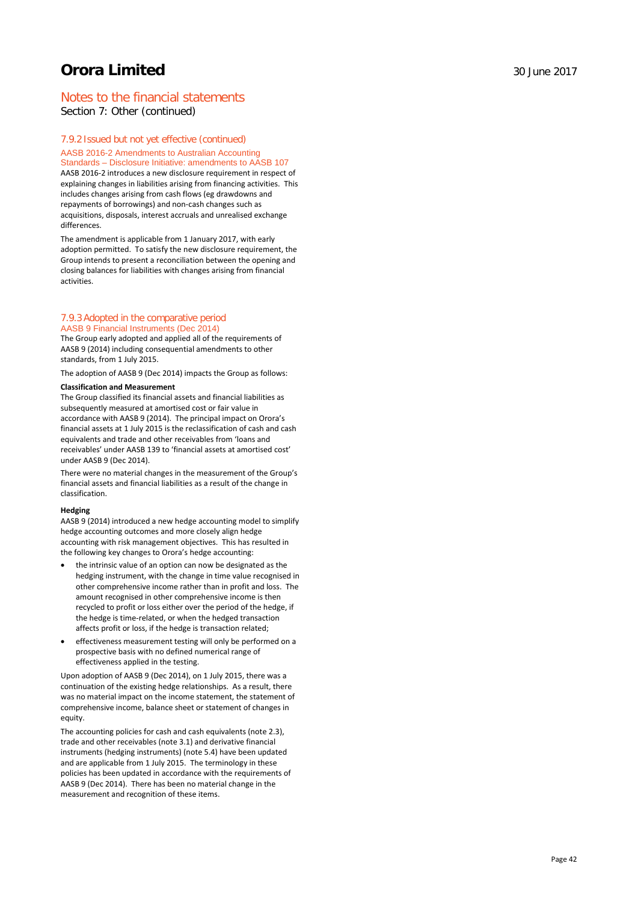## 7.9.2 Issued but not yet effective (continued)

### AASB 2016-2 Amendments to Australian Accounting Standards – Disclosure Initiative: amendments to AASB 107

AASB 2016-2 introduces a new disclosure requirement in respect of explaining changes in liabilities arising from financing activities. This includes changes arising from cash flows (eg drawdowns and repayments of borrowings) and non-cash changes such as acquisitions, disposals, interest accruals and unrealised exchange differences.

The amendment is applicable from 1 January 2017, with early adoption permitted. To satisfy the new disclosure requirement, the Group intends to present a reconciliation between the opening and closing balances for liabilities with changes arising from financial activities.

## 7.9.3 Adopted in the comparative period

### AASB 9 Financial Instruments (Dec 2014)

The Group early adopted and applied all of the requirements of AASB 9 (2014) including consequential amendments to other standards, from 1 July 2015.

The adoption of AASB 9 (Dec 2014) impacts the Group as follows:

**Classification and Measurement**

The Group classified its financial assets and financial liabilities as subsequently measured at amortised cost or fair value in accordance with AASB 9 (2014). The principal impact on Orora's financial assets at 1 July 2015 is the reclassification of cash and cash equivalents and trade and other receivables from 'loans and receivables' under AASB 139 to 'financial assets at amortised cost' under AASB 9 (Dec 2014).

There were no material changes in the measurement of the Group's financial assets and financial liabilities as a result of the change in classification.

**Hedging**

AASB 9 (2014) introduced a new hedge accounting model to simplify hedge accounting outcomes and more closely align hedge accounting with risk management objectives. This has resulted in the following key changes to Orora's hedge accounting:

- the intrinsic value of an option can now be designated as the hedging instrument, with the change in time value recognised in other comprehensive income rather than in profit and loss. The amount recognised in other comprehensive income is then recycled to profit or loss either over the period of the hedge, if the hedge is time-related, or when the hedged transaction affects profit or loss, if the hedge is transaction related;
- effectiveness measurement testing will only be performed on a prospective basis with no defined numerical range of effectiveness applied in the testing.

Upon adoption of AASB 9 (Dec 2014), on 1 July 2015, there was a continuation of the existing hedge relationships. As a result, there was no material impact on the income statement, the statement of comprehensive income, balance sheet or statement of changes in equity.

The accounting policies for cash and cash equivalents (note 2.3), trade and other receivables (note 3.1) and derivative financial instruments (hedging instruments) (note 5.4) have been updated and are applicable from 1 July 2015. The terminology in these policies has been updated in accordance with the requirements of AASB 9 (Dec 2014). There has been no material change in the measurement and recognition of these items.